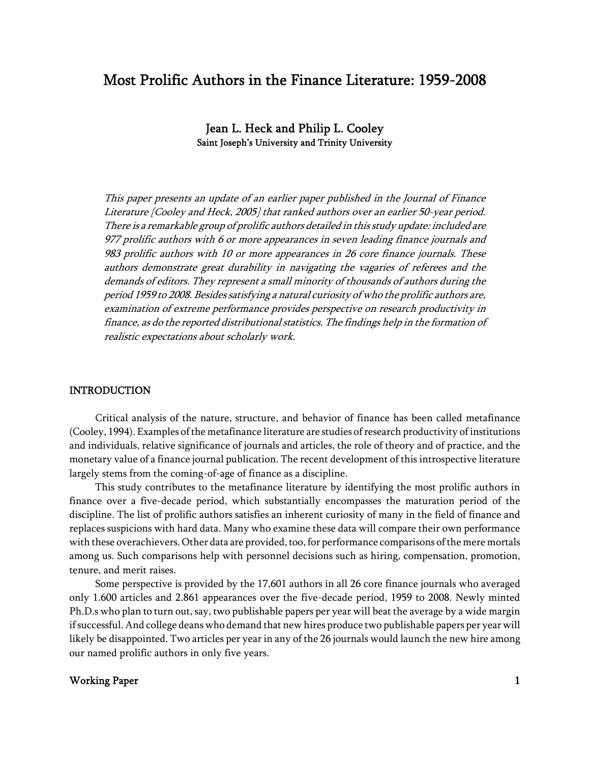# Most Prolific Authors in the Finance Literature: 1959-2008

**Jean L. Heck and Philip L. Cooley**
**Saint Joseph's University and Trinity University**

*This paper presents an update of an earlier paper published in the Journal of Finance Literature [Cooley and Heck, 2005] that ranked authors over an earlier 50-year period. There is a remarkable group of prolific authors detailed in this study update: included are 977 prolific authors with 6 or more appearances in seven leading finance journals and 983 prolific authors with 10 or more appearances in 26 core finance journals. These authors demonstrate great durability in navigating the vagaries of referees and the demands of editors. They represent a small minority of thousands of authors during the period 1959 to 2008. Besides satisfying a natural curiosity of who the prolific authors are, examination of extreme performance provides perspective on research productivity in finance, as do the reported distributional statistics. The findings help in the formation of realistic expectations about scholarly work.*

## INTRODUCTION

Critical analysis of the nature, structure, and behavior of finance has been called metafinance (Cooley, 1994). Examples of the metafinance literature are studies of research productivity of institutions and individuals, relative significance of journals and articles, the role of theory and of practice, and the monetary value of a finance journal publication. The recent development of this introspective literature largely stems from the coming-of-age of finance as a discipline.

This study contributes to the metafinance literature by identifying the most prolific authors in finance over a five-decade period, which substantially encompasses the maturation period of the discipline. The list of prolific authors satisfies an inherent curiosity of many in the field of finance and replaces suspicions with hard data. Many who examine these data will compare their own performance with these overachievers. Other data are provided, too, for performance comparisons of the mere mortals among us. Such comparisons help with personnel decisions such as hiring, compensation, promotion, tenure, and merit raises.

Some perspective is provided by the 17,601 authors in all 26 core finance journals who averaged only 1.600 articles and 2.861 appearances over the five-decade period, 1959 to 2008. Newly minted Ph.D.s who plan to turn out, say, two publishable papers per year will beat the average by a wide margin if successful. And college deans who demand that new hires produce two publishable papers per year will likely be disappointed. Two articles per year in any of the 26 journals would launch the new hire among our named prolific authors in only five years.

Working Paper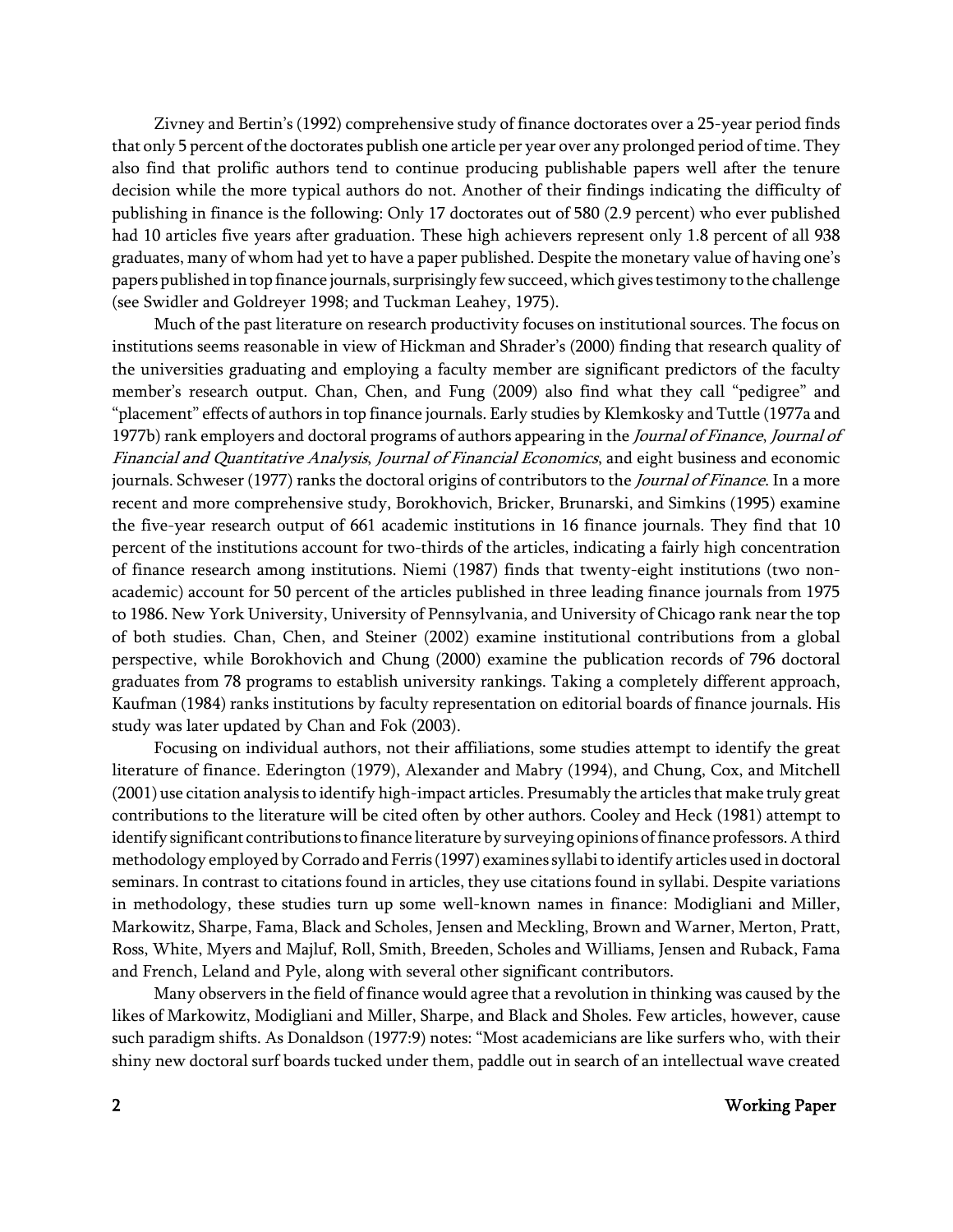Zivney and Bertin's (1992) comprehensive study of finance doctorates over a 25-year period finds that only 5 percent of the doctorates publish one article per year over any prolonged period of time. They also find that prolific authors tend to continue producing publishable papers well after the tenure decision while the more typical authors do not. Another of their findings indicating the difficulty of publishing in finance is the following: Only 17 doctorates out of 580 (2.9 percent) who ever published had 10 articles five years after graduation. These high achievers represent only 1.8 percent of all 938 graduates, many of whom had yet to have a paper published. Despite the monetary value of having one's papers published in top finance journals, surprisingly few succeed, which gives testimony to the challenge (see Swidler and Goldreyer 1998; and Tuckman Leahey, 1975).

Much of the past literature on research productivity focuses on institutional sources. The focus on institutions seems reasonable in view of Hickman and Shrader's (2000) finding that research quality of the universities graduating and employing a faculty member are significant predictors of the faculty member's research output. Chan, Chen, and Fung (2009) also find what they call "pedigree" and "placement" effects of authors in top finance journals. Early studies by Klemkosky and Tuttle (1977a and 1977b) rank employers and doctoral programs of authors appearing in the *Journal of Finance*, *Journal of Financial and Quantitative Analysis*, *Journal of Financial Economics*, and eight business and economic journals. Schweser (1977) ranks the doctoral origins of contributors to the *Journal of Finance*. In a more recent and more comprehensive study, Borokhovich, Bricker, Brunarski, and Simkins (1995) examine the five-year research output of 661 academic institutions in 16 finance journals. They find that 10 percent of the institutions account for two-thirds of the articles, indicating a fairly high concentration of finance research among institutions. Niemi (1987) finds that twenty-eight institutions (two non-academic) account for 50 percent of the articles published in three leading finance journals from 1975 to 1986. New York University, University of Pennsylvania, and University of Chicago rank near the top of both studies. Chan, Chen, and Steiner (2002) examine institutional contributions from a global perspective, while Borokhovich and Chung (2000) examine the publication records of 796 doctoral graduates from 78 programs to establish university rankings. Taking a completely different approach, Kaufman (1984) ranks institutions by faculty representation on editorial boards of finance journals. His study was later updated by Chan and Fok (2003).

Focusing on individual authors, not their affiliations, some studies attempt to identify the great literature of finance. Ederington (1979), Alexander and Mabry (1994), and Chung, Cox, and Mitchell (2001) use citation analysis to identify high-impact articles. Presumably the articles that make truly great contributions to the literature will be cited often by other authors. Cooley and Heck (1981) attempt to identify significant contributions to finance literature by surveying opinions of finance professors. A third methodology employed by Corrado and Ferris (1997) examines syllabi to identify articles used in doctoral seminars. In contrast to citations found in articles, they use citations found in syllabi. Despite variations in methodology, these studies turn up some well-known names in finance: Modigliani and Miller, Markowitz, Sharpe, Fama, Black and Scholes, Jensen and Meckling, Brown and Warner, Merton, Pratt, Ross, White, Myers and Majluf, Roll, Smith, Breeden, Scholes and Williams, Jensen and Ruback, Fama and French, Leland and Pyle, along with several other significant contributors.

Many observers in the field of finance would agree that a revolution in thinking was caused by the likes of Markowitz, Modigliani and Miller, Sharpe, and Black and Sholes. Few articles, however, cause such paradigm shifts. As Donaldson (1977:9) notes: "Most academicians are like surfers who, with their shiny new doctoral surf boards tucked under them, paddle out in search of an intellectual wave created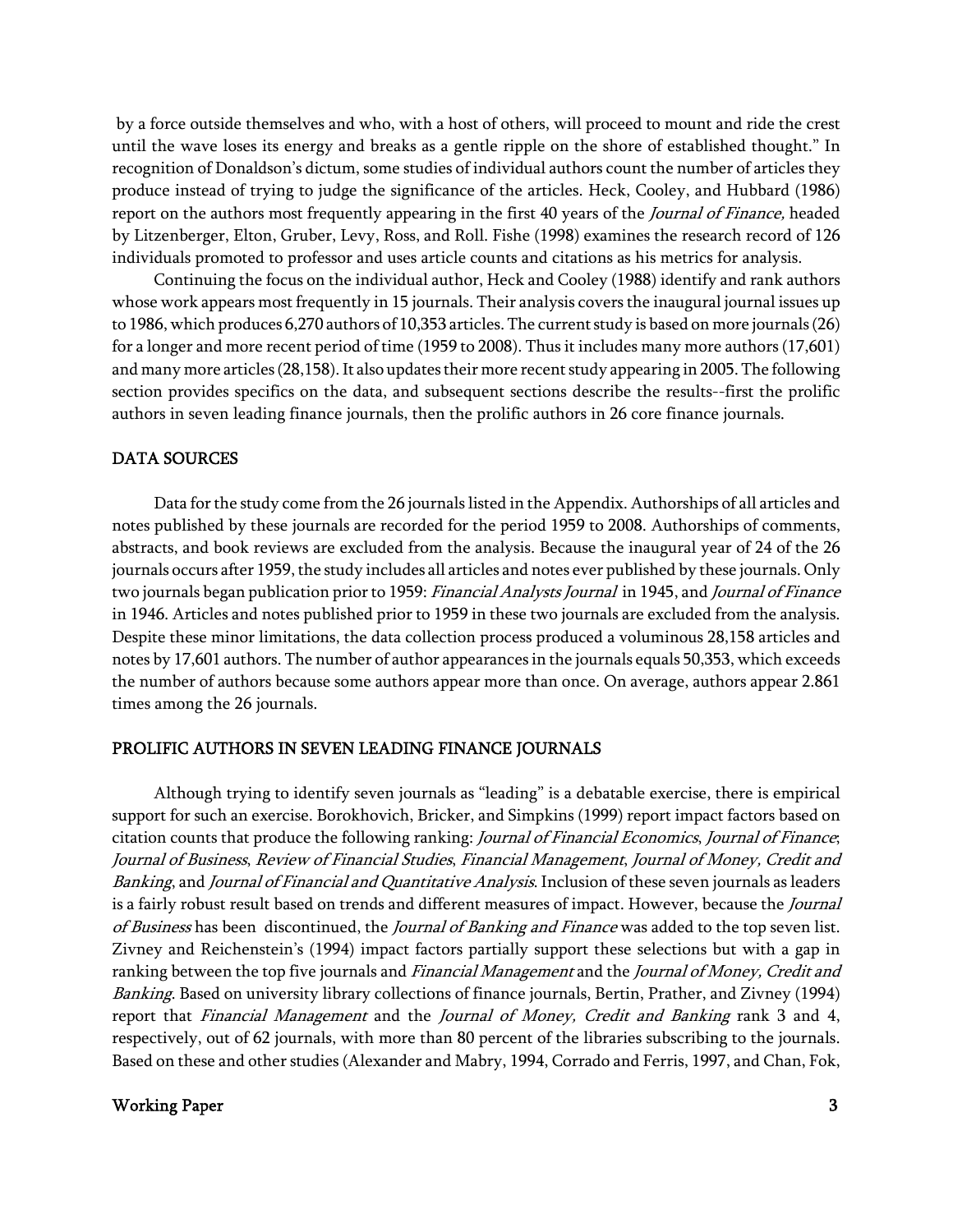by a force outside themselves and who, with a host of others, will proceed to mount and ride the crest until the wave loses its energy and breaks as a gentle ripple on the shore of established thought." In recognition of Donaldson's dictum, some studies of individual authors count the number of articles they produce instead of trying to judge the significance of the articles. Heck, Cooley, and Hubbard (1986) report on the authors most frequently appearing in the first 40 years of the *Journal of Finance,* headed by Litzenberger, Elton, Gruber, Levy, Ross, and Roll. Fishe (1998) examines the research record of 126 individuals promoted to professor and uses article counts and citations as his metrics for analysis.

Continuing the focus on the individual author, Heck and Cooley (1988) identify and rank authors whose work appears most frequently in 15 journals. Their analysis covers the inaugural journal issues up to 1986, which produces 6,270 authors of 10,353 articles. The current study is based on more journals (26) for a longer and more recent period of time (1959 to 2008). Thus it includes many more authors (17,601) and many more articles (28,158). It also updates their more recent study appearing in 2005. The following section provides specifics on the data, and subsequent sections describe the results--first the prolific authors in seven leading finance journals, then the prolific authors in 26 core finance journals.

## DATA SOURCES

Data for the study come from the 26 journals listed in the Appendix. Authorships of all articles and notes published by these journals are recorded for the period 1959 to 2008. Authorships of comments, abstracts, and book reviews are excluded from the analysis. Because the inaugural year of 24 of the 26 journals occurs after 1959, the study includes all articles and notes ever published by these journals. Only two journals began publication prior to 1959: *Financial Analysts Journal* in 1945, and *Journal of Finance* in 1946. Articles and notes published prior to 1959 in these two journals are excluded from the analysis. Despite these minor limitations, the data collection process produced a voluminous 28,158 articles and notes by 17,601 authors. The number of author appearances in the journals equals 50,353, which exceeds the number of authors because some authors appear more than once. On average, authors appear 2.861 times among the 26 journals.

## PROLIFIC AUTHORS IN SEVEN LEADING FINANCE JOURNALS

Although trying to identify seven journals as "leading" is a debatable exercise, there is empirical support for such an exercise. Borokhovich, Bricker, and Simpkins (1999) report impact factors based on citation counts that produce the following ranking: *Journal of Financial Economics*, *Journal of Finance*; *Journal of Business*, *Review of Financial Studies*, *Financial Management*, *Journal of Money, Credit and Banking*, and *Journal of Financial and Quantitative Analysis*. Inclusion of these seven journals as leaders is a fairly robust result based on trends and different measures of impact. However, because the *Journal of Business* has been discontinued, the *Journal of Banking and Finance* was added to the top seven list. Zivney and Reichenstein's (1994) impact factors partially support these selections but with a gap in ranking between the top five journals and *Financial Management* and the *Journal of Money, Credit and Banking*. Based on university library collections of finance journals, Bertin, Prather, and Zivney (1994) report that *Financial Management* and the *Journal of Money, Credit and Banking* rank 3 and 4, respectively, out of 62 journals, with more than 80 percent of the libraries subscribing to the journals. Based on these and other studies (Alexander and Mabry, 1994, Corrado and Ferris, 1997, and Chan, Fok,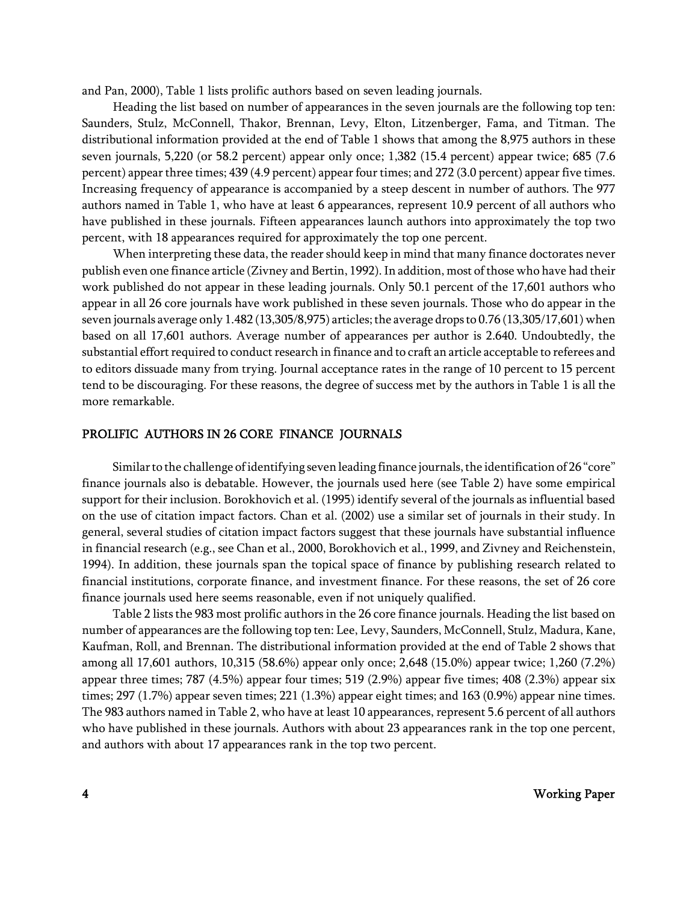and Pan, 2000), Table 1 lists prolific authors based on seven leading journals.

Heading the list based on number of appearances in the seven journals are the following top ten: Saunders, Stulz, McConnell, Thakor, Brennan, Levy, Elton, Litzenberger, Fama, and Titman. The distributional information provided at the end of Table 1 shows that among the 8,975 authors in these seven journals, 5,220 (or 58.2 percent) appear only once; 1,382 (15.4 percent) appear twice; 685 (7.6 percent) appear three times; 439 (4.9 percent) appear four times; and 272 (3.0 percent) appear five times. Increasing frequency of appearance is accompanied by a steep descent in number of authors. The 977 authors named in Table 1, who have at least 6 appearances, represent 10.9 percent of all authors who have published in these journals. Fifteen appearances launch authors into approximately the top two percent, with 18 appearances required for approximately the top one percent.

When interpreting these data, the reader should keep in mind that many finance doctorates never publish even one finance article (Zivney and Bertin, 1992). In addition, most of those who have had their work published do not appear in these leading journals. Only 50.1 percent of the 17,601 authors who appear in all 26 core journals have work published in these seven journals. Those who do appear in the seven journals average only 1.482 (13,305/8,975) articles; the average drops to 0.76 (13,305/17,601) when based on all 17,601 authors. Average number of appearances per author is 2.640. Undoubtedly, the substantial effort required to conduct research in finance and to craft an article acceptable to referees and to editors dissuade many from trying. Journal acceptance rates in the range of 10 percent to 15 percent tend to be discouraging. For these reasons, the degree of success met by the authors in Table 1 is all the more remarkable.

## PROLIFIC AUTHORS IN 26 CORE FINANCE JOURNALS

Similar to the challenge of identifying seven leading finance journals, the identification of 26 "core" finance journals also is debatable. However, the journals used here (see Table 2) have some empirical support for their inclusion. Borokhovich et al. (1995) identify several of the journals as influential based on the use of citation impact factors. Chan et al. (2002) use a similar set of journals in their study. In general, several studies of citation impact factors suggest that these journals have substantial influence in financial research (e.g., see Chan et al., 2000, Borokhovich et al., 1999, and Zivney and Reichenstein, 1994). In addition, these journals span the topical space of finance by publishing research related to financial institutions, corporate finance, and investment finance. For these reasons, the set of 26 core finance journals used here seems reasonable, even if not uniquely qualified.

Table 2 lists the 983 most prolific authors in the 26 core finance journals. Heading the list based on number of appearances are the following top ten: Lee, Levy, Saunders, McConnell, Stulz, Madura, Kane, Kaufman, Roll, and Brennan. The distributional information provided at the end of Table 2 shows that among all 17,601 authors, 10,315 (58.6%) appear only once; 2,648 (15.0%) appear twice; 1,260 (7.2%) appear three times; 787 (4.5%) appear four times; 519 (2.9%) appear five times; 408 (2.3%) appear six times; 297 (1.7%) appear seven times; 221 (1.3%) appear eight times; and 163 (0.9%) appear nine times. The 983 authors named in Table 2, who have at least 10 appearances, represent 5.6 percent of all authors who have published in these journals. Authors with about 23 appearances rank in the top one percent, and authors with about 17 appearances rank in the top two percent.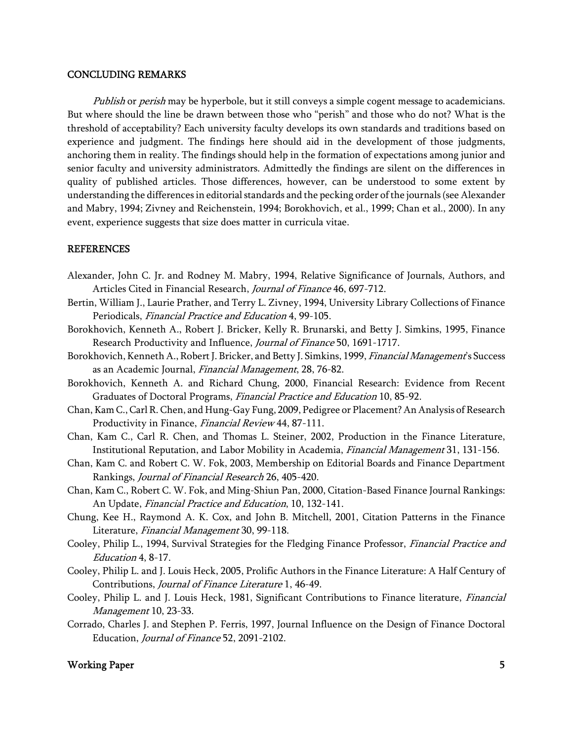## CONCLUDING REMARKS

*Publish* or *perish* may be hyperbole, but it still conveys a simple cogent message to academicians. But where should the line be drawn between those who "perish" and those who do not? What is the threshold of acceptability? Each university faculty develops its own standards and traditions based on experience and judgment. The findings here should aid in the development of those judgments, anchoring them in reality. The findings should help in the formation of expectations among junior and senior faculty and university administrators. Admittedly the findings are silent on the differences in quality of published articles. Those differences, however, can be understood to some extent by understanding the differences in editorial standards and the pecking order of the journals (see Alexander and Mabry, 1994; Zivney and Reichenstein, 1994; Borokhovich, et al., 1999; Chan et al., 2000). In any event, experience suggests that size does matter in curricula vitae.

## REFERENCES

Alexander, John C. Jr. and Rodney M. Mabry, 1994, Relative Significance of Journals, Authors, and Articles Cited in Financial Research, *Journal of Finance* 46, 697-712.

Bertin, William J., Laurie Prather, and Terry L. Zivney, 1994, University Library Collections of Finance Periodicals, *Financial Practice and Education* 4, 99-105.

Borokhovich, Kenneth A., Robert J. Bricker, Kelly R. Brunarski, and Betty J. Simkins, 1995, Finance Research Productivity and Influence, *Journal of Finance* 50, 1691-1717.

Borokhovich, Kenneth A., Robert J. Bricker, and Betty J. Simkins, 1999, *Financial Management*'s Success as an Academic Journal, *Financial Management*, 28, 76-82.

Borokhovich, Kenneth A. and Richard Chung, 2000, Financial Research: Evidence from Recent Graduates of Doctoral Programs, *Financial Practice and Education* 10, 85-92.

Chan, Kam C., Carl R. Chen, and Hung-Gay Fung, 2009, Pedigree or Placement? An Analysis of Research Productivity in Finance, *Financial Review* 44, 87-111.

Chan, Kam C., Carl R. Chen, and Thomas L. Steiner, 2002, Production in the Finance Literature, Institutional Reputation, and Labor Mobility in Academia, *Financial Management* 31, 131-156.

Chan, Kam C. and Robert C. W. Fok, 2003, Membership on Editorial Boards and Finance Department Rankings, *Journal of Financial Research* 26, 405-420.

Chan, Kam C., Robert C. W. Fok, and Ming-Shiun Pan, 2000, Citation-Based Finance Journal Rankings: An Update, *Financial Practice and Education*, 10, 132-141.

Chung, Kee H., Raymond A. K. Cox, and John B. Mitchell, 2001, Citation Patterns in the Finance Literature, *Financial Management* 30, 99-118.

Cooley, Philip L., 1994, Survival Strategies for the Fledging Finance Professor, *Financial Practice and Education* 4, 8-17.

Cooley, Philip L. and J. Louis Heck, 2005, Prolific Authors in the Finance Literature: A Half Century of Contributions, *Journal of Finance Literature* 1, 46-49.

Cooley, Philip L. and J. Louis Heck, 1981, Significant Contributions to Finance literature, *Financial Management* 10, 23-33.

Corrado, Charles J. and Stephen P. Ferris, 1997, Journal Influence on the Design of Finance Doctoral Education, *Journal of Finance* 52, 2091-2102.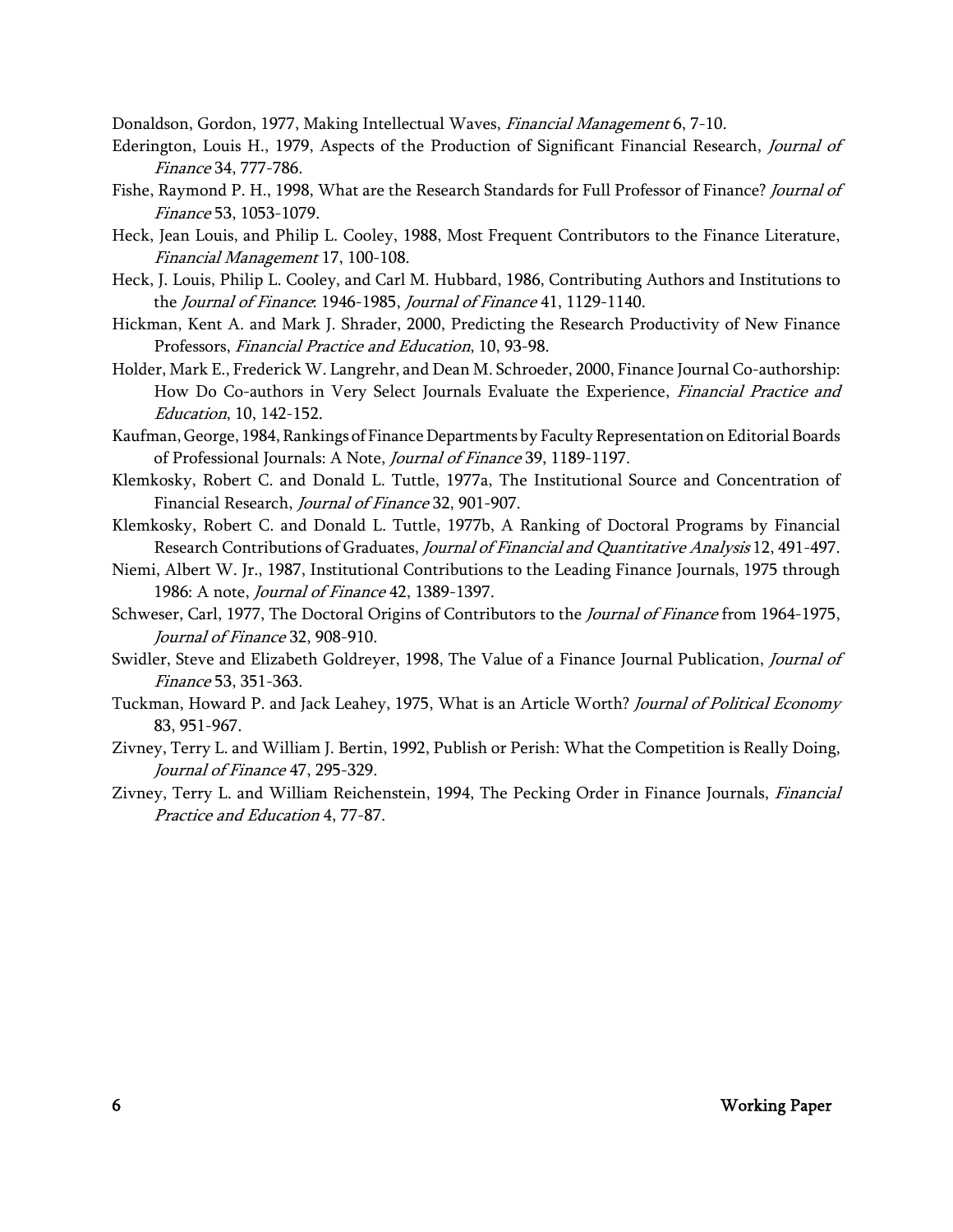Donaldson, Gordon, 1977, Making Intellectual Waves, *Financial Management* 6, 7-10.

Ederington, Louis H., 1979, Aspects of the Production of Significant Financial Research, *Journal of Finance* 34, 777-786.

Fishe, Raymond P. H., 1998, What are the Research Standards for Full Professor of Finance? *Journal of Finance* 53, 1053-1079.

Heck, Jean Louis, and Philip L. Cooley, 1988, Most Frequent Contributors to the Finance Literature, *Financial Management* 17, 100-108.

Heck, J. Louis, Philip L. Cooley, and Carl M. Hubbard, 1986, Contributing Authors and Institutions to the *Journal of Finance*: 1946-1985, *Journal of Finance* 41, 1129-1140.

Hickman, Kent A. and Mark J. Shrader, 2000, Predicting the Research Productivity of New Finance Professors, *Financial Practice and Education*, 10, 93-98.

Holder, Mark E., Frederick W. Langrehr, and Dean M. Schroeder, 2000, Finance Journal Co-authorship: How Do Co-authors in Very Select Journals Evaluate the Experience, *Financial Practice and Education*, 10, 142-152.

Kaufman, George, 1984, Rankings of Finance Departments by Faculty Representation on Editorial Boards of Professional Journals: A Note, *Journal of Finance* 39, 1189-1197.

Klemkosky, Robert C. and Donald L. Tuttle, 1977a, The Institutional Source and Concentration of Financial Research, *Journal of Finance* 32, 901-907.

Klemkosky, Robert C. and Donald L. Tuttle, 1977b, A Ranking of Doctoral Programs by Financial Research Contributions of Graduates, *Journal of Financial and Quantitative Analysis* 12, 491-497.

Niemi, Albert W. Jr., 1987, Institutional Contributions to the Leading Finance Journals, 1975 through 1986: A note, *Journal of Finance* 42, 1389-1397.

Schweser, Carl, 1977, The Doctoral Origins of Contributors to the *Journal of Finance* from 1964-1975, *Journal of Finance* 32, 908-910.

Swidler, Steve and Elizabeth Goldreyer, 1998, The Value of a Finance Journal Publication, *Journal of Finance* 53, 351-363.

Tuckman, Howard P. and Jack Leahey, 1975, What is an Article Worth? *Journal of Political Economy* 83, 951-967.

Zivney, Terry L. and William J. Bertin, 1992, Publish or Perish: What the Competition is Really Doing, *Journal of Finance* 47, 295-329.

Zivney, Terry L. and William Reichenstein, 1994, The Pecking Order in Finance Journals, *Financial Practice and Education* 4, 77-87.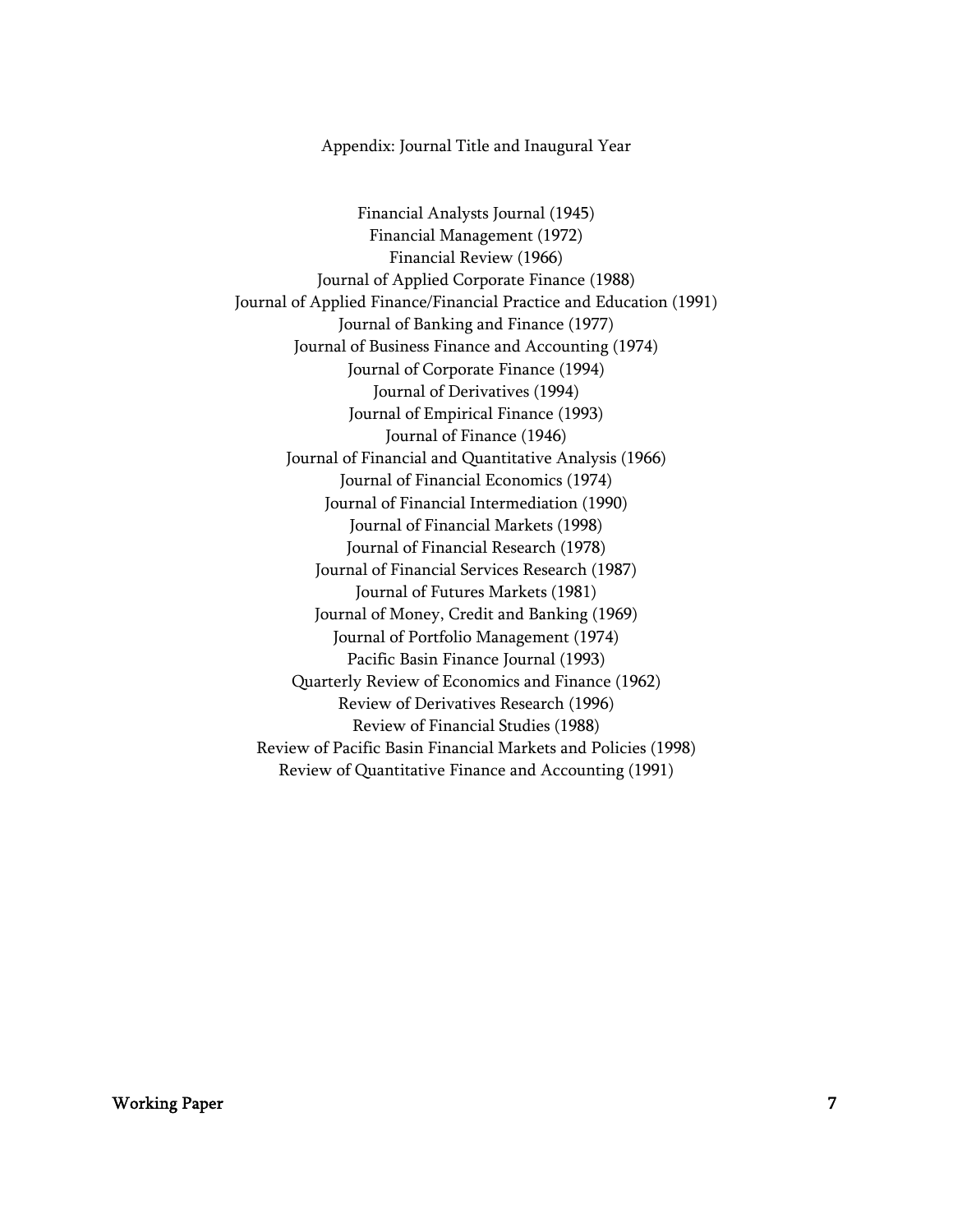## Appendix: Journal Title and Inaugural Year

Financial Analysts Journal (1945)
Financial Management (1972)
Financial Review (1966)
Journal of Applied Corporate Finance (1988)
Journal of Applied Finance/Financial Practice and Education (1991)
Journal of Banking and Finance (1977)
Journal of Business Finance and Accounting (1974)
Journal of Corporate Finance (1994)
Journal of Derivatives (1994)
Journal of Empirical Finance (1993)
Journal of Finance (1946)
Journal of Financial and Quantitative Analysis (1966)
Journal of Financial Economics (1974)
Journal of Financial Intermediation (1990)
Journal of Financial Markets (1998)
Journal of Financial Research (1978)
Journal of Financial Services Research (1987)
Journal of Futures Markets (1981)
Journal of Money, Credit and Banking (1969)
Journal of Portfolio Management (1974)
Pacific Basin Finance Journal (1993)
Quarterly Review of Economics and Finance (1962)
Review of Derivatives Research (1996)
Review of Financial Studies (1988)
Review of Pacific Basin Financial Markets and Policies (1998)
Review of Quantitative Finance and Accounting (1991)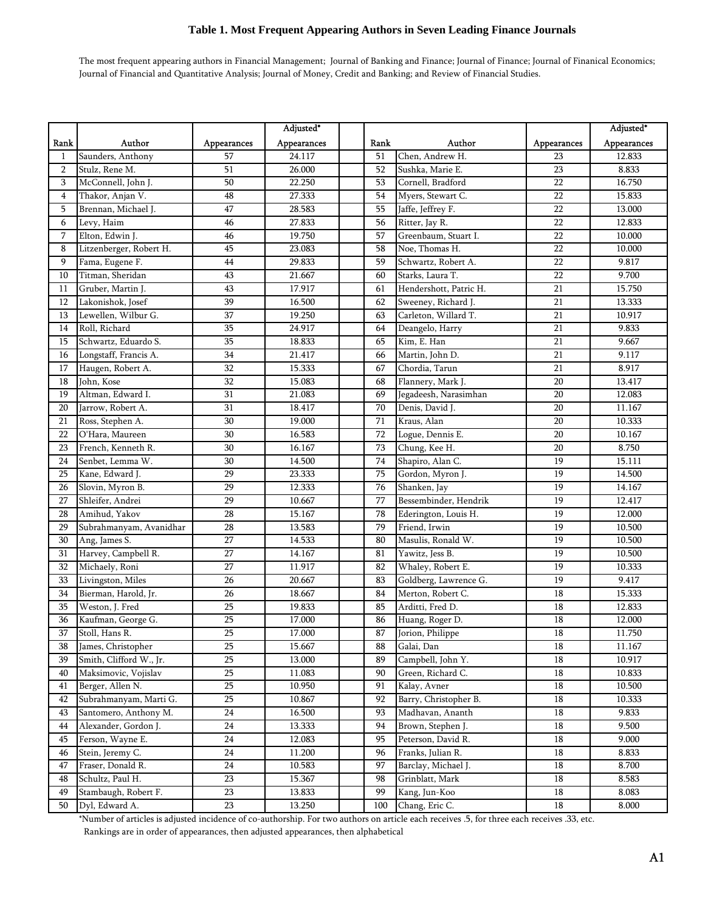# Table 1. Most Frequent Appearing Authors in Seven Leading Finance Journals

The most frequent appearing authors in Financial Management; Journal of Banking and Finance; Journal of Finance; Journal of Finanical Economics; Journal of Financial and Quantitative Analysis; Journal of Money, Credit and Banking; and Review of Financial Studies.

| Rank | Author | Appearances | Adjusted* Appearances | | Rank | Author | Appearances | Adjusted* Appearances |
|---|---|---|---|---|---|---|---|---|
| 1 | Saunders, Anthony | 57 | 24.117 | | 51 | Chen, Andrew H. | 23 | 12.833 |
| 2 | Stulz, Rene M. | 51 | 26.000 | | 52 | Sushka, Marie E. | 23 | 8.833 |
| 3 | McConnell, John J. | 50 | 22.250 | | 53 | Cornell, Bradford | 22 | 16.750 |
| 4 | Thakor, Anjan V. | 48 | 27.333 | | 54 | Myers, Stewart C. | 22 | 15.833 |
| 5 | Brennan, Michael J. | 47 | 28.583 | | 55 | Jaffe, Jeffrey F. | 22 | 13.000 |
| 6 | Levy, Haim | 46 | 27.833 | | 56 | Ritter, Jay R. | 22 | 12.833 |
| 7 | Elton, Edwin J. | 46 | 19.750 | | 57 | Greenbaum, Stuart I. | 22 | 10.000 |
| 8 | Litzenberger, Robert H. | 45 | 23.083 | | 58 | Noe, Thomas H. | 22 | 10.000 |
| 9 | Fama, Eugene F. | 44 | 29.833 | | 59 | Schwartz, Robert A. | 22 | 9.817 |
| 10 | Titman, Sheridan | 43 | 21.667 | | 60 | Starks, Laura T. | 22 | 9.700 |
| 11 | Gruber, Martin J. | 43 | 17.917 | | 61 | Hendershott, Patric H. | 21 | 15.750 |
| 12 | Lakonishok, Josef | 39 | 16.500 | | 62 | Sweeney, Richard J. | 21 | 13.333 |
| 13 | Lewellen, Wilbur G. | 37 | 19.250 | | 63 | Carleton, Willard T. | 21 | 10.917 |
| 14 | Roll, Richard | 35 | 24.917 | | 64 | Deangelo, Harry | 21 | 9.833 |
| 15 | Schwartz, Eduardo S. | 35 | 18.833 | | 65 | Kim, E. Han | 21 | 9.667 |
| 16 | Longstaff, Francis A. | 34 | 21.417 | | 66 | Martin, John D. | 21 | 9.117 |
| 17 | Haugen, Robert A. | 32 | 15.333 | | 67 | Chordia, Tarun | 21 | 8.917 |
| 18 | John, Kose | 32 | 15.083 | | 68 | Flannery, Mark J. | 20 | 13.417 |
| 19 | Altman, Edward I. | 31 | 21.083 | | 69 | Jegadeesh, Narasimhan | 20 | 12.083 |
| 20 | Jarrow, Robert A. | 31 | 18.417 | | 70 | Denis, David J. | 20 | 11.167 |
| 21 | Ross, Stephen A. | 30 | 19.000 | | 71 | Kraus, Alan | 20 | 10.333 |
| 22 | O'Hara, Maureen | 30 | 16.583 | | 72 | Logue, Dennis E. | 20 | 10.167 |
| 23 | French, Kenneth R. | 30 | 16.167 | | 73 | Chung, Kee H. | 20 | 8.750 |
| 24 | Senbet, Lemma W. | 30 | 14.500 | | 74 | Shapiro, Alan C. | 19 | 15.111 |
| 25 | Kane, Edward J. | 29 | 23.333 | | 75 | Gordon, Myron J. | 19 | 14.500 |
| 26 | Slovin, Myron B. | 29 | 12.333 | | 76 | Shanken, Jay | 19 | 14.167 |
| 27 | Shleifer, Andrei | 29 | 10.667 | | 77 | Bessembinder, Hendrik | 19 | 12.417 |
| 28 | Amihud, Yakov | 28 | 15.167 | | 78 | Ederington, Louis H. | 19 | 12.000 |
| 29 | Subrahmanyam, Avanidhar | 28 | 13.583 | | 79 | Friend, Irwin | 19 | 10.500 |
| 30 | Ang, James S. | 27 | 14.533 | | 80 | Masulis, Ronald W. | 19 | 10.500 |
| 31 | Harvey, Campbell R. | 27 | 14.167 | | 81 | Yawitz, Jess B. | 19 | 10.500 |
| 32 | Michaely, Roni | 27 | 11.917 | | 82 | Whaley, Robert E. | 19 | 10.333 |
| 33 | Livingston, Miles | 26 | 20.667 | | 83 | Goldberg, Lawrence G. | 19 | 9.417 |
| 34 | Bierman, Harold, Jr. | 26 | 18.667 | | 84 | Merton, Robert C. | 18 | 15.333 |
| 35 | Weston, J. Fred | 25 | 19.833 | | 85 | Arditti, Fred D. | 18 | 12.833 |
| 36 | Kaufman, George G. | 25 | 17.000 | | 86 | Huang, Roger D. | 18 | 12.000 |
| 37 | Stoll, Hans R. | 25 | 17.000 | | 87 | Jorion, Philippe | 18 | 11.750 |
| 38 | James, Christopher | 25 | 15.667 | | 88 | Galai, Dan | 18 | 11.167 |
| 39 | Smith, Clifford W., Jr. | 25 | 13.000 | | 89 | Campbell, John Y. | 18 | 10.917 |
| 40 | Maksimovic, Vojislav | 25 | 11.083 | | 90 | Green, Richard C. | 18 | 10.833 |
| 41 | Berger, Allen N. | 25 | 10.950 | | 91 | Kalay, Avner | 18 | 10.500 |
| 42 | Subrahmanyam, Marti G. | 25 | 10.867 | | 92 | Barry, Christopher B. | 18 | 10.333 |
| 43 | Santomero, Anthony M. | 24 | 16.500 | | 93 | Madhavan, Ananth | 18 | 9.833 |
| 44 | Alexander, Gordon J. | 24 | 13.333 | | 94 | Brown, Stephen J. | 18 | 9.500 |
| 45 | Ferson, Wayne E. | 24 | 12.083 | | 95 | Peterson, David R. | 18 | 9.000 |
| 46 | Stein, Jeremy C. | 24 | 11.200 | | 96 | Franks, Julian R. | 18 | 8.833 |
| 47 | Fraser, Donald R. | 24 | 10.583 | | 97 | Barclay, Michael J. | 18 | 8.700 |
| 48 | Schultz, Paul H. | 23 | 15.367 | | 98 | Grinblatt, Mark | 18 | 8.583 |
| 49 | Stambaugh, Robert F. | 23 | 13.833 | | 99 | Kang, Jun-Koo | 18 | 8.083 |
| 50 | Dyl, Edward A. | 23 | 13.250 | | 100 | Chang, Eric C. | 18 | 8.000 |

*Number of articles is adjusted incidence of co-authorship. For two authors on article each receives .5, for three each receives .33, etc.

Rankings are in order of appearances, then adjusted appearances, then alphabetical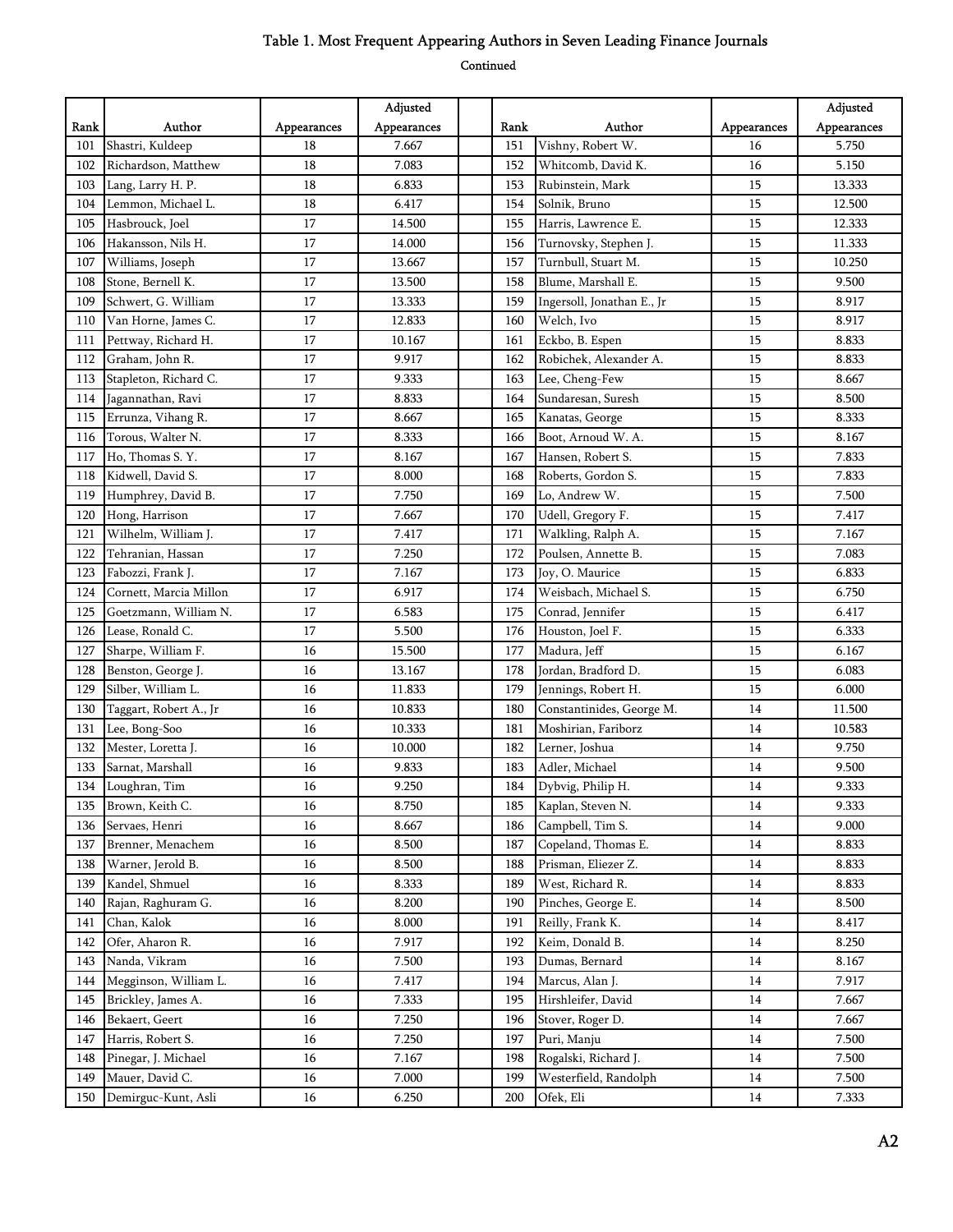# Table 1. Most Frequent Appearing Authors in Seven Leading Finance Journals

Continued

| Rank | Author | Appearances | Adjusted Appearances | | Rank | Author | Appearances | Adjusted Appearances |
|---|---|---|---|---|---|---|---|---|
| 101 | Shastri, Kuldeep | 18 | 7.667 | | 151 | Vishny, Robert W. | 16 | 5.750 |
| 102 | Richardson, Matthew | 18 | 7.083 | | 152 | Whitcomb, David K. | 16 | 5.150 |
| 103 | Lang, Larry H. P. | 18 | 6.833 | | 153 | Rubinstein, Mark | 15 | 13.333 |
| 104 | Lemmon, Michael L. | 18 | 6.417 | | 154 | Solnik, Bruno | 15 | 12.500 |
| 105 | Hasbrouck, Joel | 17 | 14.500 | | 155 | Harris, Lawrence E. | 15 | 12.333 |
| 106 | Hakansson, Nils H. | 17 | 14.000 | | 156 | Turnovsky, Stephen J. | 15 | 11.333 |
| 107 | Williams, Joseph | 17 | 13.667 | | 157 | Turnbull, Stuart M. | 15 | 10.250 |
| 108 | Stone, Bernell K. | 17 | 13.500 | | 158 | Blume, Marshall E. | 15 | 9.500 |
| 109 | Schwert, G. William | 17 | 13.333 | | 159 | Ingersoll, Jonathan E., Jr | 15 | 8.917 |
| 110 | Van Horne, James C. | 17 | 12.833 | | 160 | Welch, Ivo | 15 | 8.917 |
| 111 | Pettway, Richard H. | 17 | 10.167 | | 161 | Eckbo, B. Espen | 15 | 8.833 |
| 112 | Graham, John R. | 17 | 9.917 | | 162 | Robichek, Alexander A. | 15 | 8.833 |
| 113 | Stapleton, Richard C. | 17 | 9.333 | | 163 | Lee, Cheng-Few | 15 | 8.667 |
| 114 | Jagannathan, Ravi | 17 | 8.833 | | 164 | Sundaresan, Suresh | 15 | 8.500 |
| 115 | Errunza, Vihang R. | 17 | 8.667 | | 165 | Kanatas, George | 15 | 8.333 |
| 116 | Torous, Walter N. | 17 | 8.333 | | 166 | Boot, Arnoud W. A. | 15 | 8.167 |
| 117 | Ho, Thomas S. Y. | 17 | 8.167 | | 167 | Hansen, Robert S. | 15 | 7.833 |
| 118 | Kidwell, David S. | 17 | 8.000 | | 168 | Roberts, Gordon S. | 15 | 7.833 |
| 119 | Humphrey, David B. | 17 | 7.750 | | 169 | Lo, Andrew W. | 15 | 7.500 |
| 120 | Hong, Harrison | 17 | 7.667 | | 170 | Udell, Gregory F. | 15 | 7.417 |
| 121 | Wilhelm, William J. | 17 | 7.417 | | 171 | Walkling, Ralph A. | 15 | 7.167 |
| 122 | Tehranian, Hassan | 17 | 7.250 | | 172 | Poulsen, Annette B. | 15 | 7.083 |
| 123 | Fabozzi, Frank J. | 17 | 7.167 | | 173 | Joy, O. Maurice | 15 | 6.833 |
| 124 | Cornett, Marcia Millon | 17 | 6.917 | | 174 | Weisbach, Michael S. | 15 | 6.750 |
| 125 | Goetzmann, William N. | 17 | 6.583 | | 175 | Conrad, Jennifer | 15 | 6.417 |
| 126 | Lease, Ronald C. | 17 | 5.500 | | 176 | Houston, Joel F. | 15 | 6.333 |
| 127 | Sharpe, William F. | 16 | 15.500 | | 177 | Madura, Jeff | 15 | 6.167 |
| 128 | Benston, George J. | 16 | 13.167 | | 178 | Jordan, Bradford D. | 15 | 6.083 |
| 129 | Silber, William L. | 16 | 11.833 | | 179 | Jennings, Robert H. | 15 | 6.000 |
| 130 | Taggart, Robert A., Jr | 16 | 10.833 | | 180 | Constantinides, George M. | 14 | 11.500 |
| 131 | Lee, Bong-Soo | 16 | 10.333 | | 181 | Moshirian, Fariborz | 14 | 10.583 |
| 132 | Mester, Loretta J. | 16 | 10.000 | | 182 | Lerner, Joshua | 14 | 9.750 |
| 133 | Sarnat, Marshall | 16 | 9.833 | | 183 | Adler, Michael | 14 | 9.500 |
| 134 | Loughran, Tim | 16 | 9.250 | | 184 | Dybvig, Philip H. | 14 | 9.333 |
| 135 | Brown, Keith C. | 16 | 8.750 | | 185 | Kaplan, Steven N. | 14 | 9.333 |
| 136 | Servaes, Henri | 16 | 8.667 | | 186 | Campbell, Tim S. | 14 | 9.000 |
| 137 | Brenner, Menachem | 16 | 8.500 | | 187 | Copeland, Thomas E. | 14 | 8.833 |
| 138 | Warner, Jerold B. | 16 | 8.500 | | 188 | Prisman, Eliezer Z. | 14 | 8.833 |
| 139 | Kandel, Shmuel | 16 | 8.333 | | 189 | West, Richard R. | 14 | 8.833 |
| 140 | Rajan, Raghuram G. | 16 | 8.200 | | 190 | Pinches, George E. | 14 | 8.500 |
| 141 | Chan, Kalok | 16 | 8.000 | | 191 | Reilly, Frank K. | 14 | 8.417 |
| 142 | Ofer, Aharon R. | 16 | 7.917 | | 192 | Keim, Donald B. | 14 | 8.250 |
| 143 | Nanda, Vikram | 16 | 7.500 | | 193 | Dumas, Bernard | 14 | 8.167 |
| 144 | Megginson, William L. | 16 | 7.417 | | 194 | Marcus, Alan J. | 14 | 7.917 |
| 145 | Brickley, James A. | 16 | 7.333 | | 195 | Hirshleifer, David | 14 | 7.667 |
| 146 | Bekaert, Geert | 16 | 7.250 | | 196 | Stover, Roger D. | 14 | 7.667 |
| 147 | Harris, Robert S. | 16 | 7.250 | | 197 | Puri, Manju | 14 | 7.500 |
| 148 | Pinegar, J. Michael | 16 | 7.167 | | 198 | Rogalski, Richard J. | 14 | 7.500 |
| 149 | Mauer, David C. | 16 | 7.000 | | 199 | Westerfield, Randolph | 14 | 7.500 |
| 150 | Demirguc-Kunt, Asli | 16 | 6.250 | | 200 | Ofek, Eli | 14 | 7.333 |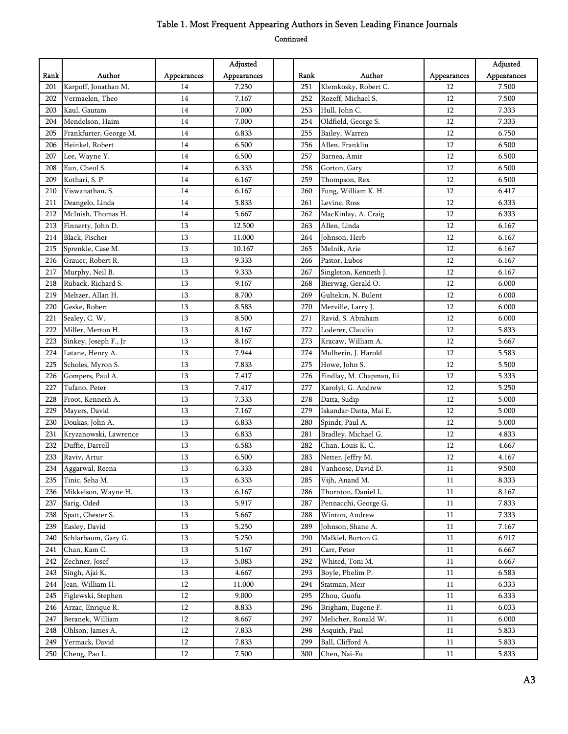# Table 1. Most Frequent Appearing Authors in Seven Leading Finance Journals

Continued

| Rank | Author | Appearances | Adjusted Appearances | | Rank | Author | Appearances | Adjusted Appearances |
|---|---|---|---|---|---|---|---|---|
| 201 | Karpoff, Jonathan M. | 14 | 7.250 | | 251 | Klemkosky, Robert C. | 12 | 7.500 |
| 202 | Vermaelen, Theo | 14 | 7.167 | | 252 | Rozeff, Michael S. | 12 | 7.500 |
| 203 | Kaul, Gautam | 14 | 7.000 | | 253 | Hull, John C. | 12 | 7.333 |
| 204 | Mendelson, Haim | 14 | 7.000 | | 254 | Oldfield, George S. | 12 | 7.333 |
| 205 | Frankfurter, George M. | 14 | 6.833 | | 255 | Bailey, Warren | 12 | 6.750 |
| 206 | Heinkel, Robert | 14 | 6.500 | | 256 | Allen, Franklin | 12 | 6.500 |
| 207 | Lee, Wayne Y. | 14 | 6.500 | | 257 | Barnea, Amir | 12 | 6.500 |
| 208 | Eun, Cheol S. | 14 | 6.333 | | 258 | Gorton, Gary | 12 | 6.500 |
| 209 | Kothari, S. P. | 14 | 6.167 | | 259 | Thompson, Rex | 12 | 6.500 |
| 210 | Viswanathan, S. | 14 | 6.167 | | 260 | Fung, William K. H. | 12 | 6.417 |
| 211 | Deangelo, Linda | 14 | 5.833 | | 261 | Levine, Ross | 12 | 6.333 |
| 212 | McInish, Thomas H. | 14 | 5.667 | | 262 | MacKinlay, A. Craig | 12 | 6.333 |
| 213 | Finnerty, John D. | 13 | 12.500 | | 263 | Allen, Linda | 12 | 6.167 |
| 214 | Black, Fischer | 13 | 11.000 | | 264 | Johnson, Herb | 12 | 6.167 |
| 215 | Sprenkle, Case M. | 13 | 10.167 | | 265 | Melnik, Arie | 12 | 6.167 |
| 216 | Grauer, Robert R. | 13 | 9.333 | | 266 | Pastor, Lubos | 12 | 6.167 |
| 217 | Murphy, Neil B. | 13 | 9.333 | | 267 | Singleton, Kenneth J. | 12 | 6.167 |
| 218 | Ruback, Richard S. | 13 | 9.167 | | 268 | Bierwag, Gerald O. | 12 | 6.000 |
| 219 | Meltzer, Allan H. | 13 | 8.700 | | 269 | Gultekin, N. Bulent | 12 | 6.000 |
| 220 | Geske, Robert | 13 | 8.583 | | 270 | Merville, Larry J. | 12 | 6.000 |
| 221 | Sealey, C. W. | 13 | 8.500 | | 271 | Ravid, S. Abraham | 12 | 6.000 |
| 222 | Miller, Merton H. | 13 | 8.167 | | 272 | Loderer, Claudio | 12 | 5.833 |
| 223 | Sinkey, Joseph F., Jr | 13 | 8.167 | | 273 | Kracaw, William A. | 12 | 5.667 |
| 224 | Latane, Henry A. | 13 | 7.944 | | 274 | Mulherin, J. Harold | 12 | 5.583 |
| 225 | Scholes, Myron S. | 13 | 7.833 | | 275 | Howe, John S. | 12 | 5.500 |
| 226 | Gompers, Paul A. | 13 | 7.417 | | 276 | Findlay, M. Chapman, Iii | 12 | 5.333 |
| 227 | Tufano, Peter | 13 | 7.417 | | 277 | Karolyi, G. Andrew | 12 | 5.250 |
| 228 | Froot, Kenneth A. | 13 | 7.333 | | 278 | Datta, Sudip | 12 | 5.000 |
| 229 | Mayers, David | 13 | 7.167 | | 279 | Iskandar-Datta, Mai E. | 12 | 5.000 |
| 230 | Doukas, John A. | 13 | 6.833 | | 280 | Spindt, Paul A. | 12 | 5.000 |
| 231 | Kryzanowski, Lawrence | 13 | 6.833 | | 281 | Bradley, Michael G. | 12 | 4.833 |
| 232 | Duffie, Darrell | 13 | 6.583 | | 282 | Chan, Louis K. C. | 12 | 4.667 |
| 233 | Raviv, Artur | 13 | 6.500 | | 283 | Netter, Jeffry M. | 12 | 4.167 |
| 234 | Aggarwal, Reena | 13 | 6.333 | | 284 | Vanhoose, David D. | 11 | 9.500 |
| 235 | Tinic, Seha M. | 13 | 6.333 | | 285 | Vijh, Anand M. | 11 | 8.333 |
| 236 | Mikkelson, Wayne H. | 13 | 6.167 | | 286 | Thornton, Daniel L. | 11 | 8.167 |
| 237 | Sarig, Oded | 13 | 5.917 | | 287 | Pennacchi, George G. | 11 | 7.833 |
| 238 | Spatt, Chester S. | 13 | 5.667 | | 288 | Winton, Andrew | 11 | 7.333 |
| 239 | Easley, David | 13 | 5.250 | | 289 | Johnson, Shane A. | 11 | 7.167 |
| 240 | Schlarbaum, Gary G. | 13 | 5.250 | | 290 | Malkiel, Burton G. | 11 | 6.917 |
| 241 | Chan, Kam C. | 13 | 5.167 | | 291 | Carr, Peter | 11 | 6.667 |
| 242 | Zechner, Josef | 13 | 5.083 | | 292 | Whited, Toni M. | 11 | 6.667 |
| 243 | Singh, Ajai K. | 13 | 4.667 | | 293 | Boyle, Phelim P. | 11 | 6.583 |
| 244 | Jean, William H. | 12 | 11.000 | | 294 | Statman, Meir | 11 | 6.333 |
| 245 | Figlewski, Stephen | 12 | 9.000 | | 295 | Zhou, Guofu | 11 | 6.333 |
| 246 | Arzac, Enrique R. | 12 | 8.833 | | 296 | Brigham, Eugene F. | 11 | 6.033 |
| 247 | Beranek, William | 12 | 8.667 | | 297 | Melicher, Ronald W. | 11 | 6.000 |
| 248 | Ohlson, James A. | 12 | 7.833 | | 298 | Asquith, Paul | 11 | 5.833 |
| 249 | Yermack, David | 12 | 7.833 | | 299 | Ball, Clifford A. | 11 | 5.833 |
| 250 | Cheng, Pao L. | 12 | 7.500 | | 300 | Chen, Nai-Fu | 11 | 5.833 |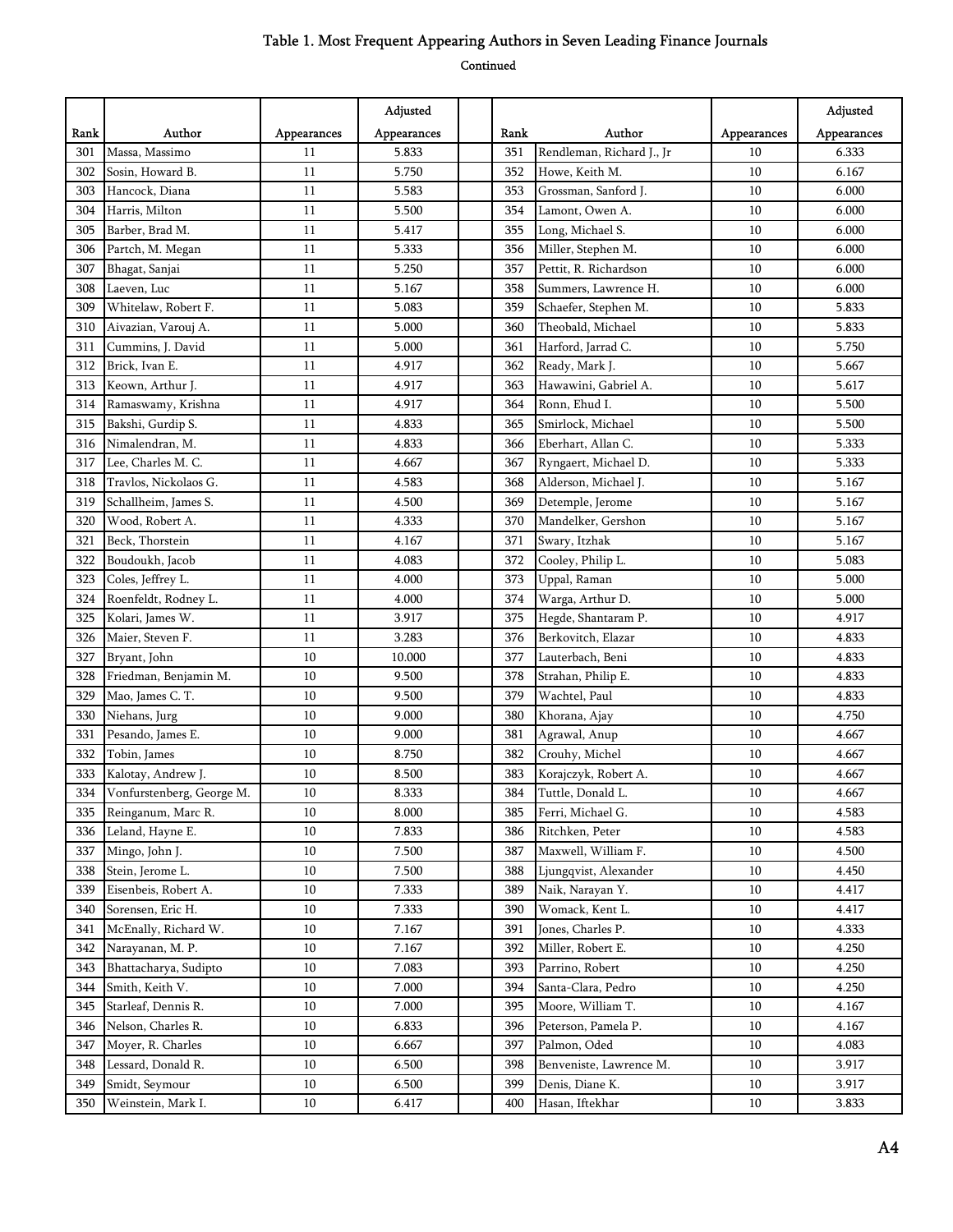# Table 1. Most Frequent Appearing Authors in Seven Leading Finance Journals

Continued

| Rank | Author | Appearances | Adjusted Appearances | | Rank | Author | Appearances | Adjusted Appearances |
|---|---|---|---|---|---|---|---|---|
| 301 | Massa, Massimo | 11 | 5.833 | | 351 | Rendleman, Richard J., Jr | 10 | 6.333 |
| 302 | Sosin, Howard B. | 11 | 5.750 | | 352 | Howe, Keith M. | 10 | 6.167 |
| 303 | Hancock, Diana | 11 | 5.583 | | 353 | Grossman, Sanford J. | 10 | 6.000 |
| 304 | Harris, Milton | 11 | 5.500 | | 354 | Lamont, Owen A. | 10 | 6.000 |
| 305 | Barber, Brad M. | 11 | 5.417 | | 355 | Long, Michael S. | 10 | 6.000 |
| 306 | Partch, M. Megan | 11 | 5.333 | | 356 | Miller, Stephen M. | 10 | 6.000 |
| 307 | Bhagat, Sanjai | 11 | 5.250 | | 357 | Pettit, R. Richardson | 10 | 6.000 |
| 308 | Laeven, Luc | 11 | 5.167 | | 358 | Summers, Lawrence H. | 10 | 6.000 |
| 309 | Whitelaw, Robert F. | 11 | 5.083 | | 359 | Schaefer, Stephen M. | 10 | 5.833 |
| 310 | Aivazian, Varouj A. | 11 | 5.000 | | 360 | Theobald, Michael | 10 | 5.833 |
| 311 | Cummins, J. David | 11 | 5.000 | | 361 | Harford, Jarrad C. | 10 | 5.750 |
| 312 | Brick, Ivan E. | 11 | 4.917 | | 362 | Ready, Mark J. | 10 | 5.667 |
| 313 | Keown, Arthur J. | 11 | 4.917 | | 363 | Hawawini, Gabriel A. | 10 | 5.617 |
| 314 | Ramaswamy, Krishna | 11 | 4.917 | | 364 | Ronn, Ehud I. | 10 | 5.500 |
| 315 | Bakshi, Gurdip S. | 11 | 4.833 | | 365 | Smirlock, Michael | 10 | 5.500 |
| 316 | Nimalendran, M. | 11 | 4.833 | | 366 | Eberhart, Allan C. | 10 | 5.333 |
| 317 | Lee, Charles M. C. | 11 | 4.667 | | 367 | Ryngaert, Michael D. | 10 | 5.333 |
| 318 | Travlos, Nickolaos G. | 11 | 4.583 | | 368 | Alderson, Michael J. | 10 | 5.167 |
| 319 | Schallheim, James S. | 11 | 4.500 | | 369 | Detemple, Jerome | 10 | 5.167 |
| 320 | Wood, Robert A. | 11 | 4.333 | | 370 | Mandelker, Gershon | 10 | 5.167 |
| 321 | Beck, Thorstein | 11 | 4.167 | | 371 | Swary, Itzhak | 10 | 5.167 |
| 322 | Boudoukh, Jacob | 11 | 4.083 | | 372 | Cooley, Philip L. | 10 | 5.083 |
| 323 | Coles, Jeffrey L. | 11 | 4.000 | | 373 | Uppal, Raman | 10 | 5.000 |
| 324 | Roenfeldt, Rodney L. | 11 | 4.000 | | 374 | Warga, Arthur D. | 10 | 5.000 |
| 325 | Kolari, James W. | 11 | 3.917 | | 375 | Hegde, Shantaram P. | 10 | 4.917 |
| 326 | Maier, Steven F. | 11 | 3.283 | | 376 | Berkovitch, Elazar | 10 | 4.833 |
| 327 | Bryant, John | 10 | 10.000 | | 377 | Lauterbach, Beni | 10 | 4.833 |
| 328 | Friedman, Benjamin M. | 10 | 9.500 | | 378 | Strahan, Philip E. | 10 | 4.833 |
| 329 | Mao, James C. T. | 10 | 9.500 | | 379 | Wachtel, Paul | 10 | 4.833 |
| 330 | Niehans, Jurg | 10 | 9.000 | | 380 | Khorana, Ajay | 10 | 4.750 |
| 331 | Pesando, James E. | 10 | 9.000 | | 381 | Agrawal, Anup | 10 | 4.667 |
| 332 | Tobin, James | 10 | 8.750 | | 382 | Crouhy, Michel | 10 | 4.667 |
| 333 | Kalotay, Andrew J. | 10 | 8.500 | | 383 | Korajczyk, Robert A. | 10 | 4.667 |
| 334 | Vonfurstenberg, George M. | 10 | 8.333 | | 384 | Tuttle, Donald L. | 10 | 4.667 |
| 335 | Reinganum, Marc R. | 10 | 8.000 | | 385 | Ferri, Michael G. | 10 | 4.583 |
| 336 | Leland, Hayne E. | 10 | 7.833 | | 386 | Ritchken, Peter | 10 | 4.583 |
| 337 | Mingo, John J. | 10 | 7.500 | | 387 | Maxwell, William F. | 10 | 4.500 |
| 338 | Stein, Jerome L. | 10 | 7.500 | | 388 | Ljungqvist, Alexander | 10 | 4.450 |
| 339 | Eisenbeis, Robert A. | 10 | 7.333 | | 389 | Naik, Narayan Y. | 10 | 4.417 |
| 340 | Sorensen, Eric H. | 10 | 7.333 | | 390 | Womack, Kent L. | 10 | 4.417 |
| 341 | McEnally, Richard W. | 10 | 7.167 | | 391 | Jones, Charles P. | 10 | 4.333 |
| 342 | Narayanan, M. P. | 10 | 7.167 | | 392 | Miller, Robert E. | 10 | 4.250 |
| 343 | Bhattacharya, Sudipto | 10 | 7.083 | | 393 | Parrino, Robert | 10 | 4.250 |
| 344 | Smith, Keith V. | 10 | 7.000 | | 394 | Santa-Clara, Pedro | 10 | 4.250 |
| 345 | Starleaf, Dennis R. | 10 | 7.000 | | 395 | Moore, William T. | 10 | 4.167 |
| 346 | Nelson, Charles R. | 10 | 6.833 | | 396 | Peterson, Pamela P. | 10 | 4.167 |
| 347 | Moyer, R. Charles | 10 | 6.667 | | 397 | Palmon, Oded | 10 | 4.083 |
| 348 | Lessard, Donald R. | 10 | 6.500 | | 398 | Benveniste, Lawrence M. | 10 | 3.917 |
| 349 | Smidt, Seymour | 10 | 6.500 | | 399 | Denis, Diane K. | 10 | 3.917 |
| 350 | Weinstein, Mark I. | 10 | 6.417 | | 400 | Hasan, Iftekhar | 10 | 3.833 |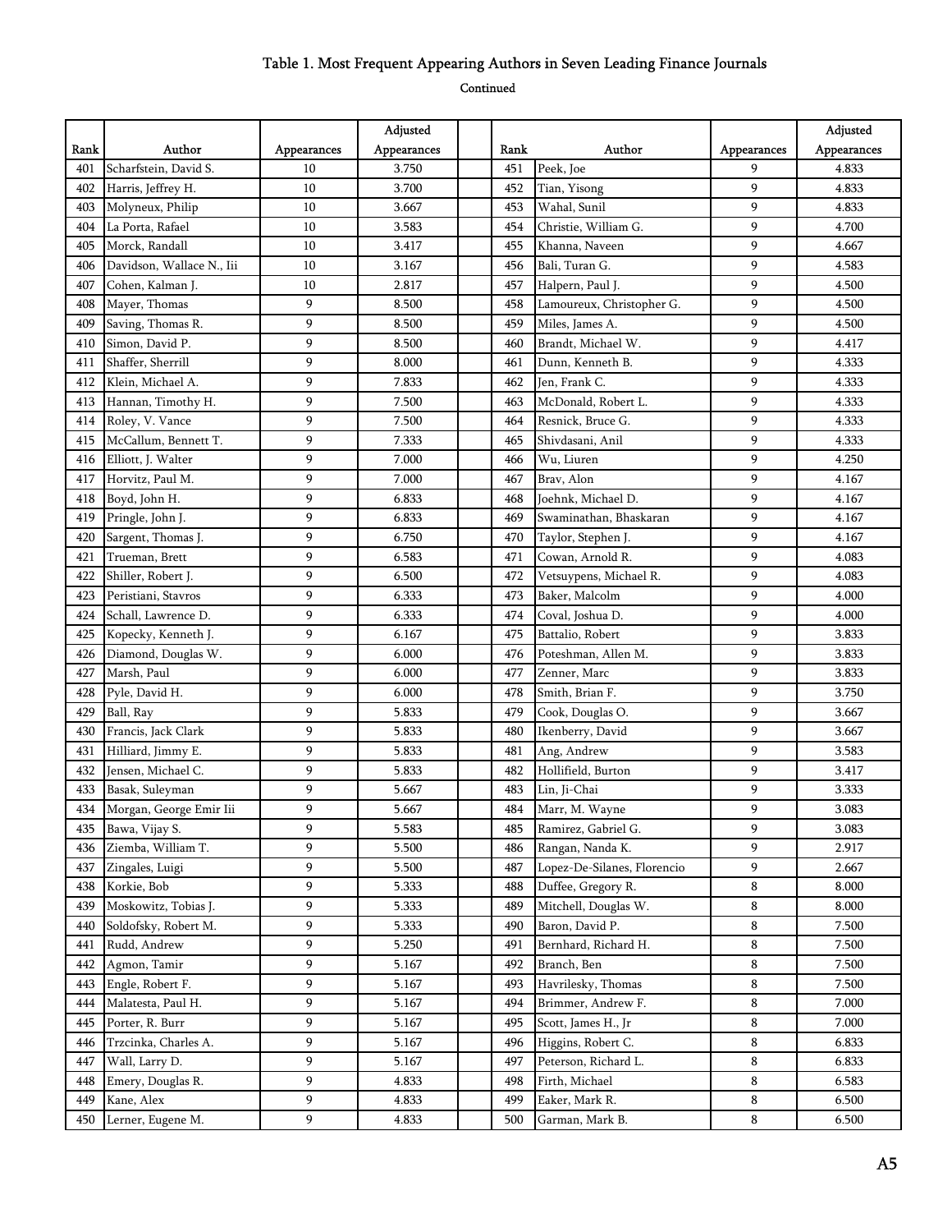# Table 1. Most Frequent Appearing Authors in Seven Leading Finance Journals

Continued

| Rank | Author | Appearances | Adjusted Appearances | | Rank | Author | Appearances | Adjusted Appearances |
|---|---|---|---|---|---|---|---|---|
| 401 | Scharfstein, David S. | 10 | 3.750 | | 451 | Peek, Joe | 9 | 4.833 |
| 402 | Harris, Jeffrey H. | 10 | 3.700 | | 452 | Tian, Yisong | 9 | 4.833 |
| 403 | Molyneux, Philip | 10 | 3.667 | | 453 | Wahal, Sunil | 9 | 4.833 |
| 404 | La Porta, Rafael | 10 | 3.583 | | 454 | Christie, William G. | 9 | 4.700 |
| 405 | Morck, Randall | 10 | 3.417 | | 455 | Khanna, Naveen | 9 | 4.667 |
| 406 | Davidson, Wallace N., Iii | 10 | 3.167 | | 456 | Bali, Turan G. | 9 | 4.583 |
| 407 | Cohen, Kalman J. | 10 | 2.817 | | 457 | Halpern, Paul J. | 9 | 4.500 |
| 408 | Mayer, Thomas | 9 | 8.500 | | 458 | Lamoureux, Christopher G. | 9 | 4.500 |
| 409 | Saving, Thomas R. | 9 | 8.500 | | 459 | Miles, James A. | 9 | 4.500 |
| 410 | Simon, David P. | 9 | 8.500 | | 460 | Brandt, Michael W. | 9 | 4.417 |
| 411 | Shaffer, Sherrill | 9 | 8.000 | | 461 | Dunn, Kenneth B. | 9 | 4.333 |
| 412 | Klein, Michael A. | 9 | 7.833 | | 462 | Jen, Frank C. | 9 | 4.333 |
| 413 | Hannan, Timothy H. | 9 | 7.500 | | 463 | McDonald, Robert L. | 9 | 4.333 |
| 414 | Roley, V. Vance | 9 | 7.500 | | 464 | Resnick, Bruce G. | 9 | 4.333 |
| 415 | McCallum, Bennett T. | 9 | 7.333 | | 465 | Shivdasani, Anil | 9 | 4.333 |
| 416 | Elliott, J. Walter | 9 | 7.000 | | 466 | Wu, Liuren | 9 | 4.250 |
| 417 | Horvitz, Paul M. | 9 | 7.000 | | 467 | Brav, Alon | 9 | 4.167 |
| 418 | Boyd, John H. | 9 | 6.833 | | 468 | Joehnk, Michael D. | 9 | 4.167 |
| 419 | Pringle, John J. | 9 | 6.833 | | 469 | Swaminathan, Bhaskaran | 9 | 4.167 |
| 420 | Sargent, Thomas J. | 9 | 6.750 | | 470 | Taylor, Stephen J. | 9 | 4.167 |
| 421 | Trueman, Brett | 9 | 6.583 | | 471 | Cowan, Arnold R. | 9 | 4.083 |
| 422 | Shiller, Robert J. | 9 | 6.500 | | 472 | Vetsuypens, Michael R. | 9 | 4.083 |
| 423 | Peristiani, Stavros | 9 | 6.333 | | 473 | Baker, Malcolm | 9 | 4.000 |
| 424 | Schall, Lawrence D. | 9 | 6.333 | | 474 | Coval, Joshua D. | 9 | 4.000 |
| 425 | Kopecky, Kenneth J. | 9 | 6.167 | | 475 | Battalio, Robert | 9 | 3.833 |
| 426 | Diamond, Douglas W. | 9 | 6.000 | | 476 | Poteshman, Allen M. | 9 | 3.833 |
| 427 | Marsh, Paul | 9 | 6.000 | | 477 | Zenner, Marc | 9 | 3.833 |
| 428 | Pyle, David H. | 9 | 6.000 | | 478 | Smith, Brian F. | 9 | 3.750 |
| 429 | Ball, Ray | 9 | 5.833 | | 479 | Cook, Douglas O. | 9 | 3.667 |
| 430 | Francis, Jack Clark | 9 | 5.833 | | 480 | Ikenberry, David | 9 | 3.667 |
| 431 | Hilliard, Jimmy E. | 9 | 5.833 | | 481 | Ang, Andrew | 9 | 3.583 |
| 432 | Jensen, Michael C. | 9 | 5.833 | | 482 | Hollifield, Burton | 9 | 3.417 |
| 433 | Basak, Suleyman | 9 | 5.667 | | 483 | Lin, Ji-Chai | 9 | 3.333 |
| 434 | Morgan, George Emir Iii | 9 | 5.667 | | 484 | Marr, M. Wayne | 9 | 3.083 |
| 435 | Bawa, Vijay S. | 9 | 5.583 | | 485 | Ramirez, Gabriel G. | 9 | 3.083 |
| 436 | Ziemba, William T. | 9 | 5.500 | | 486 | Rangan, Nanda K. | 9 | 2.917 |
| 437 | Zingales, Luigi | 9 | 5.500 | | 487 | Lopez-De-Silanes, Florencio | 9 | 2.667 |
| 438 | Korkie, Bob | 9 | 5.333 | | 488 | Duffee, Gregory R. | 8 | 8.000 |
| 439 | Moskowitz, Tobias J. | 9 | 5.333 | | 489 | Mitchell, Douglas W. | 8 | 8.000 |
| 440 | Soldofsky, Robert M. | 9 | 5.333 | | 490 | Baron, David P. | 8 | 7.500 |
| 441 | Rudd, Andrew | 9 | 5.250 | | 491 | Bernhard, Richard H. | 8 | 7.500 |
| 442 | Agmon, Tamir | 9 | 5.167 | | 492 | Branch, Ben | 8 | 7.500 |
| 443 | Engle, Robert F. | 9 | 5.167 | | 493 | Havrilesky, Thomas | 8 | 7.500 |
| 444 | Malatesta, Paul H. | 9 | 5.167 | | 494 | Brimmer, Andrew F. | 8 | 7.000 |
| 445 | Porter, R. Burr | 9 | 5.167 | | 495 | Scott, James H., Jr | 8 | 7.000 |
| 446 | Trzcinka, Charles A. | 9 | 5.167 | | 496 | Higgins, Robert C. | 8 | 6.833 |
| 447 | Wall, Larry D. | 9 | 5.167 | | 497 | Peterson, Richard L. | 8 | 6.833 |
| 448 | Emery, Douglas R. | 9 | 4.833 | | 498 | Firth, Michael | 8 | 6.583 |
| 449 | Kane, Alex | 9 | 4.833 | | 499 | Eaker, Mark R. | 8 | 6.500 |
| 450 | Lerner, Eugene M. | 9 | 4.833 | | 500 | Garman, Mark B. | 8 | 6.500 |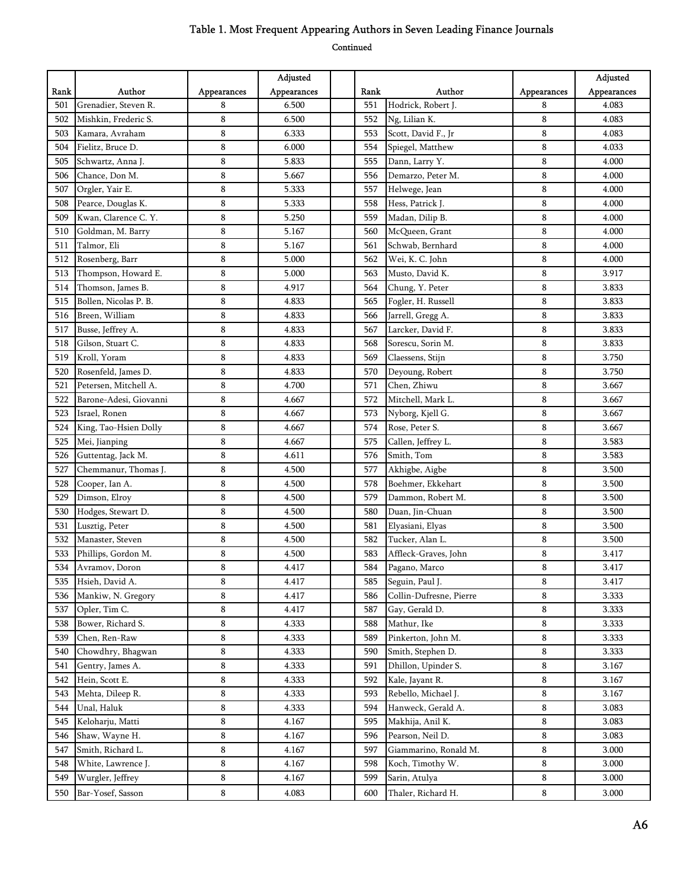# Table 1. Most Frequent Appearing Authors in Seven Leading Finance Journals

Continued

| Rank | Author | Appearances | Adjusted Appearances | | Rank | Author | Appearances | Adjusted Appearances |
|---|---|---|---|---|---|---|---|---|
| 501 | Grenadier, Steven R. | 8 | 6.500 | | 551 | Hodrick, Robert J. | 8 | 4.083 |
| 502 | Mishkin, Frederic S. | 8 | 6.500 | | 552 | Ng, Lilian K. | 8 | 4.083 |
| 503 | Kamara, Avraham | 8 | 6.333 | | 553 | Scott, David F., Jr | 8 | 4.083 |
| 504 | Fielitz, Bruce D. | 8 | 6.000 | | 554 | Spiegel, Matthew | 8 | 4.033 |
| 505 | Schwartz, Anna J. | 8 | 5.833 | | 555 | Dann, Larry Y. | 8 | 4.000 |
| 506 | Chance, Don M. | 8 | 5.667 | | 556 | Demarzo, Peter M. | 8 | 4.000 |
| 507 | Orgler, Yair E. | 8 | 5.333 | | 557 | Helwege, Jean | 8 | 4.000 |
| 508 | Pearce, Douglas K. | 8 | 5.333 | | 558 | Hess, Patrick J. | 8 | 4.000 |
| 509 | Kwan, Clarence C. Y. | 8 | 5.250 | | 559 | Madan, Dilip B. | 8 | 4.000 |
| 510 | Goldman, M. Barry | 8 | 5.167 | | 560 | McQueen, Grant | 8 | 4.000 |
| 511 | Talmor, Eli | 8 | 5.167 | | 561 | Schwab, Bernhard | 8 | 4.000 |
| 512 | Rosenberg, Barr | 8 | 5.000 | | 562 | Wei, K. C. John | 8 | 4.000 |
| 513 | Thompson, Howard E. | 8 | 5.000 | | 563 | Musto, David K. | 8 | 3.917 |
| 514 | Thomson, James B. | 8 | 4.917 | | 564 | Chung, Y. Peter | 8 | 3.833 |
| 515 | Bollen, Nicolas P. B. | 8 | 4.833 | | 565 | Fogler, H. Russell | 8 | 3.833 |
| 516 | Breen, William | 8 | 4.833 | | 566 | Jarrell, Gregg A. | 8 | 3.833 |
| 517 | Busse, Jeffrey A. | 8 | 4.833 | | 567 | Larcker, David F. | 8 | 3.833 |
| 518 | Gilson, Stuart C. | 8 | 4.833 | | 568 | Sorescu, Sorin M. | 8 | 3.833 |
| 519 | Kroll, Yoram | 8 | 4.833 | | 569 | Claessens, Stijn | 8 | 3.750 |
| 520 | Rosenfeld, James D. | 8 | 4.833 | | 570 | Deyoung, Robert | 8 | 3.750 |
| 521 | Petersen, Mitchell A. | 8 | 4.700 | | 571 | Chen, Zhiwu | 8 | 3.667 |
| 522 | Barone-Adesi, Giovanni | 8 | 4.667 | | 572 | Mitchell, Mark L. | 8 | 3.667 |
| 523 | Israel, Ronen | 8 | 4.667 | | 573 | Nyborg, Kjell G. | 8 | 3.667 |
| 524 | King, Tao-Hsien Dolly | 8 | 4.667 | | 574 | Rose, Peter S. | 8 | 3.667 |
| 525 | Mei, Jianping | 8 | 4.667 | | 575 | Callen, Jeffrey L. | 8 | 3.583 |
| 526 | Guttentag, Jack M. | 8 | 4.611 | | 576 | Smith, Tom | 8 | 3.583 |
| 527 | Chemmanur, Thomas J. | 8 | 4.500 | | 577 | Akhigbe, Aigbe | 8 | 3.500 |
| 528 | Cooper, Ian A. | 8 | 4.500 | | 578 | Boehmer, Ekkehart | 8 | 3.500 |
| 529 | Dimson, Elroy | 8 | 4.500 | | 579 | Dammon, Robert M. | 8 | 3.500 |
| 530 | Hodges, Stewart D. | 8 | 4.500 | | 580 | Duan, Jin-Chuan | 8 | 3.500 |
| 531 | Lusztig, Peter | 8 | 4.500 | | 581 | Elyasiani, Elyas | 8 | 3.500 |
| 532 | Manaster, Steven | 8 | 4.500 | | 582 | Tucker, Alan L. | 8 | 3.500 |
| 533 | Phillips, Gordon M. | 8 | 4.500 | | 583 | Affleck-Graves, John | 8 | 3.417 |
| 534 | Avramov, Doron | 8 | 4.417 | | 584 | Pagano, Marco | 8 | 3.417 |
| 535 | Hsieh, David A. | 8 | 4.417 | | 585 | Seguin, Paul J. | 8 | 3.417 |
| 536 | Mankiw, N. Gregory | 8 | 4.417 | | 586 | Collin-Dufresne, Pierre | 8 | 3.333 |
| 537 | Opler, Tim C. | 8 | 4.417 | | 587 | Gay, Gerald D. | 8 | 3.333 |
| 538 | Bower, Richard S. | 8 | 4.333 | | 588 | Mathur, Ike | 8 | 3.333 |
| 539 | Chen, Ren-Raw | 8 | 4.333 | | 589 | Pinkerton, John M. | 8 | 3.333 |
| 540 | Chowdhry, Bhagwan | 8 | 4.333 | | 590 | Smith, Stephen D. | 8 | 3.333 |
| 541 | Gentry, James A. | 8 | 4.333 | | 591 | Dhillon, Upinder S. | 8 | 3.167 |
| 542 | Hein, Scott E. | 8 | 4.333 | | 592 | Kale, Jayant R. | 8 | 3.167 |
| 543 | Mehta, Dileep R. | 8 | 4.333 | | 593 | Rebello, Michael J. | 8 | 3.167 |
| 544 | Unal, Haluk | 8 | 4.333 | | 594 | Hanweck, Gerald A. | 8 | 3.083 |
| 545 | Keloharju, Matti | 8 | 4.167 | | 595 | Makhija, Anil K. | 8 | 3.083 |
| 546 | Shaw, Wayne H. | 8 | 4.167 | | 596 | Pearson, Neil D. | 8 | 3.083 |
| 547 | Smith, Richard L. | 8 | 4.167 | | 597 | Giammarino, Ronald M. | 8 | 3.000 |
| 548 | White, Lawrence J. | 8 | 4.167 | | 598 | Koch, Timothy W. | 8 | 3.000 |
| 549 | Wurgler, Jeffrey | 8 | 4.167 | | 599 | Sarin, Atulya | 8 | 3.000 |
| 550 | Bar-Yosef, Sasson | 8 | 4.083 | | 600 | Thaler, Richard H. | 8 | 3.000 |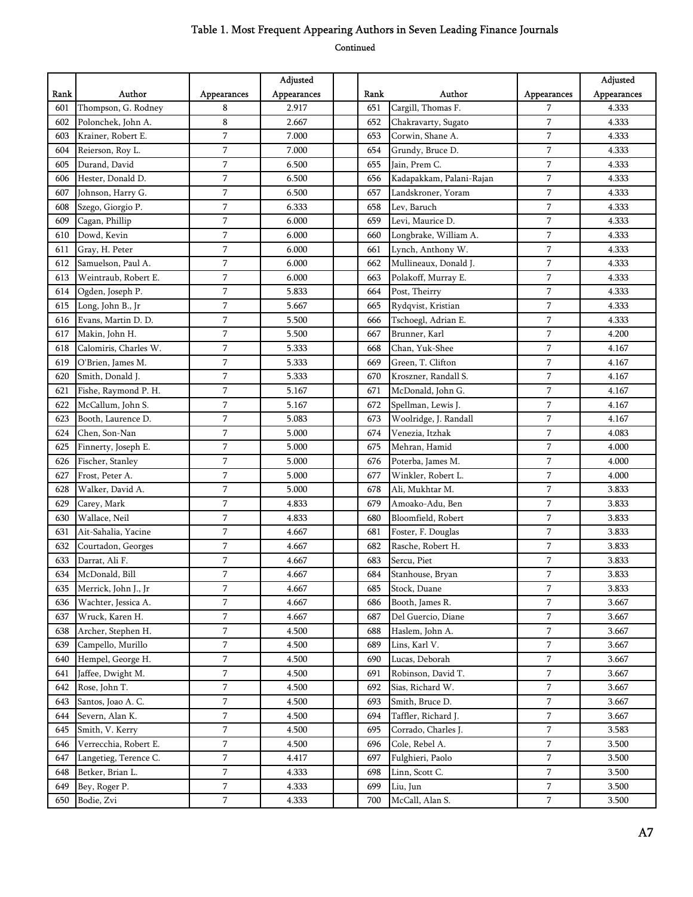# Table 1. Most Frequent Appearing Authors in Seven Leading Finance Journals

Continued

| Rank | Author | Appearances | Adjusted Appearances | | Rank | Author | Appearances | Adjusted Appearances |
|---|---|---|---|---|---|---|---|---|
| 601 | Thompson, G. Rodney | 8 | 2.917 | | 651 | Cargill, Thomas F. | 7 | 4.333 |
| 602 | Polonchek, John A. | 8 | 2.667 | | 652 | Chakravarty, Sugato | 7 | 4.333 |
| 603 | Krainer, Robert E. | 7 | 7.000 | | 653 | Corwin, Shane A. | 7 | 4.333 |
| 604 | Reierson, Roy L. | 7 | 7.000 | | 654 | Grundy, Bruce D. | 7 | 4.333 |
| 605 | Durand, David | 7 | 6.500 | | 655 | Jain, Prem C. | 7 | 4.333 |
| 606 | Hester, Donald D. | 7 | 6.500 | | 656 | Kadapakkam, Palani-Rajan | 7 | 4.333 |
| 607 | Johnson, Harry G. | 7 | 6.500 | | 657 | Landskroner, Yoram | 7 | 4.333 |
| 608 | Szego, Giorgio P. | 7 | 6.333 | | 658 | Lev, Baruch | 7 | 4.333 |
| 609 | Cagan, Phillip | 7 | 6.000 | | 659 | Levi, Maurice D. | 7 | 4.333 |
| 610 | Dowd, Kevin | 7 | 6.000 | | 660 | Longbrake, William A. | 7 | 4.333 |
| 611 | Gray, H. Peter | 7 | 6.000 | | 661 | Lynch, Anthony W. | 7 | 4.333 |
| 612 | Samuelson, Paul A. | 7 | 6.000 | | 662 | Mullineaux, Donald J. | 7 | 4.333 |
| 613 | Weintraub, Robert E. | 7 | 6.000 | | 663 | Polakoff, Murray E. | 7 | 4.333 |
| 614 | Ogden, Joseph P. | 7 | 5.833 | | 664 | Post, Theirry | 7 | 4.333 |
| 615 | Long, John B., Jr | 7 | 5.667 | | 665 | Rydqvist, Kristian | 7 | 4.333 |
| 616 | Evans, Martin D. D. | 7 | 5.500 | | 666 | Tschoegl, Adrian E. | 7 | 4.333 |
| 617 | Makin, John H. | 7 | 5.500 | | 667 | Brunner, Karl | 7 | 4.200 |
| 618 | Calomiris, Charles W. | 7 | 5.333 | | 668 | Chan, Yuk-Shee | 7 | 4.167 |
| 619 | O'Brien, James M. | 7 | 5.333 | | 669 | Green, T. Clifton | 7 | 4.167 |
| 620 | Smith, Donald J. | 7 | 5.333 | | 670 | Kroszner, Randall S. | 7 | 4.167 |
| 621 | Fishe, Raymond P. H. | 7 | 5.167 | | 671 | McDonald, John G. | 7 | 4.167 |
| 622 | McCallum, John S. | 7 | 5.167 | | 672 | Spellman, Lewis J. | 7 | 4.167 |
| 623 | Booth, Laurence D. | 7 | 5.083 | | 673 | Woolridge, J. Randall | 7 | 4.167 |
| 624 | Chen, Son-Nan | 7 | 5.000 | | 674 | Venezia, Itzhak | 7 | 4.083 |
| 625 | Finnerty, Joseph E. | 7 | 5.000 | | 675 | Mehran, Hamid | 7 | 4.000 |
| 626 | Fischer, Stanley | 7 | 5.000 | | 676 | Poterba, James M. | 7 | 4.000 |
| 627 | Frost, Peter A. | 7 | 5.000 | | 677 | Winkler, Robert L. | 7 | 4.000 |
| 628 | Walker, David A. | 7 | 5.000 | | 678 | Ali, Mukhtar M. | 7 | 3.833 |
| 629 | Carey, Mark | 7 | 4.833 | | 679 | Amoako-Adu, Ben | 7 | 3.833 |
| 630 | Wallace, Neil | 7 | 4.833 | | 680 | Bloomfield, Robert | 7 | 3.833 |
| 631 | Ait-Sahalia, Yacine | 7 | 4.667 | | 681 | Foster, F. Douglas | 7 | 3.833 |
| 632 | Courtadon, Georges | 7 | 4.667 | | 682 | Rasche, Robert H. | 7 | 3.833 |
| 633 | Darrat, Ali F. | 7 | 4.667 | | 683 | Sercu, Piet | 7 | 3.833 |
| 634 | McDonald, Bill | 7 | 4.667 | | 684 | Stanhouse, Bryan | 7 | 3.833 |
| 635 | Merrick, John J., Jr | 7 | 4.667 | | 685 | Stock, Duane | 7 | 3.833 |
| 636 | Wachter, Jessica A. | 7 | 4.667 | | 686 | Booth, James R. | 7 | 3.667 |
| 637 | Wruck, Karen H. | 7 | 4.667 | | 687 | Del Guercio, Diane | 7 | 3.667 |
| 638 | Archer, Stephen H. | 7 | 4.500 | | 688 | Haslem, John A. | 7 | 3.667 |
| 639 | Campello, Murillo | 7 | 4.500 | | 689 | Lins, Karl V. | 7 | 3.667 |
| 640 | Hempel, George H. | 7 | 4.500 | | 690 | Lucas, Deborah | 7 | 3.667 |
| 641 | Jaffee, Dwight M. | 7 | 4.500 | | 691 | Robinson, David T. | 7 | 3.667 |
| 642 | Rose, John T. | 7 | 4.500 | | 692 | Sias, Richard W. | 7 | 3.667 |
| 643 | Santos, Joao A. C. | 7 | 4.500 | | 693 | Smith, Bruce D. | 7 | 3.667 |
| 644 | Severn, Alan K. | 7 | 4.500 | | 694 | Taffler, Richard J. | 7 | 3.667 |
| 645 | Smith, V. Kerry | 7 | 4.500 | | 695 | Corrado, Charles J. | 7 | 3.583 |
| 646 | Verrecchia, Robert E. | 7 | 4.500 | | 696 | Cole, Rebel A. | 7 | 3.500 |
| 647 | Langetieg, Terence C. | 7 | 4.417 | | 697 | Fulghieri, Paolo | 7 | 3.500 |
| 648 | Betker, Brian L. | 7 | 4.333 | | 698 | Linn, Scott C. | 7 | 3.500 |
| 649 | Bey, Roger P. | 7 | 4.333 | | 699 | Liu, Jun | 7 | 3.500 |
| 650 | Bodie, Zvi | 7 | 4.333 | | 700 | McCall, Alan S. | 7 | 3.500 |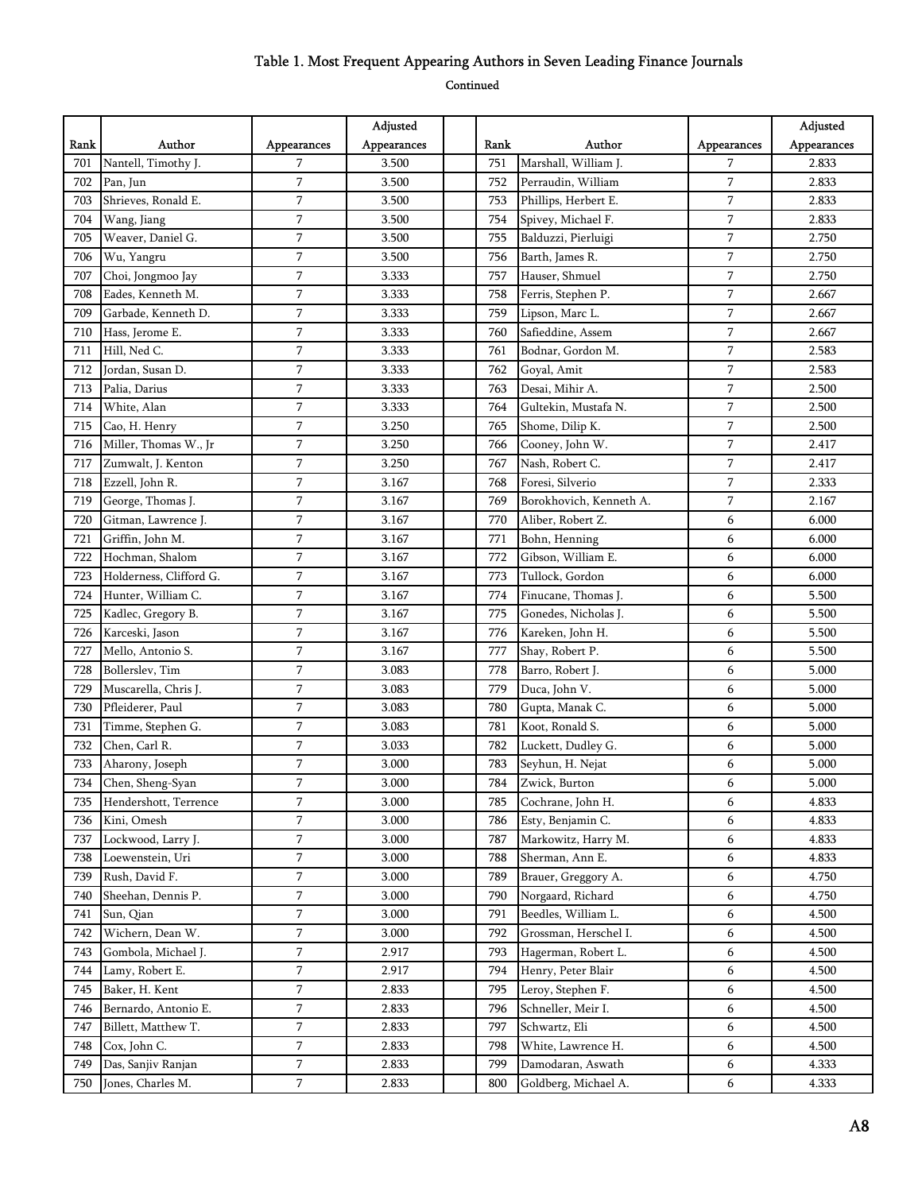# Table 1. Most Frequent Appearing Authors in Seven Leading Finance Journals

Continued

| Rank | Author | Appearances | Adjusted Appearances | | Rank | Author | Appearances | Adjusted Appearances |
|---|---|---|---|---|---|---|---|---|
| 701 | Nantell, Timothy J. | 7 | 3.500 | | 751 | Marshall, William J. | 7 | 2.833 |
| 702 | Pan, Jun | 7 | 3.500 | | 752 | Perraudin, William | 7 | 2.833 |
| 703 | Shrieves, Ronald E. | 7 | 3.500 | | 753 | Phillips, Herbert E. | 7 | 2.833 |
| 704 | Wang, Jiang | 7 | 3.500 | | 754 | Spivey, Michael F. | 7 | 2.833 |
| 705 | Weaver, Daniel G. | 7 | 3.500 | | 755 | Balduzzi, Pierluigi | 7 | 2.750 |
| 706 | Wu, Yangru | 7 | 3.500 | | 756 | Barth, James R. | 7 | 2.750 |
| 707 | Choi, Jongmoo Jay | 7 | 3.333 | | 757 | Hauser, Shmuel | 7 | 2.750 |
| 708 | Eades, Kenneth M. | 7 | 3.333 | | 758 | Ferris, Stephen P. | 7 | 2.667 |
| 709 | Garbade, Kenneth D. | 7 | 3.333 | | 759 | Lipson, Marc L. | 7 | 2.667 |
| 710 | Hass, Jerome E. | 7 | 3.333 | | 760 | Safieddine, Assem | 7 | 2.667 |
| 711 | Hill, Ned C. | 7 | 3.333 | | 761 | Bodnar, Gordon M. | 7 | 2.583 |
| 712 | Jordan, Susan D. | 7 | 3.333 | | 762 | Goyal, Amit | 7 | 2.583 |
| 713 | Palia, Darius | 7 | 3.333 | | 763 | Desai, Mihir A. | 7 | 2.500 |
| 714 | White, Alan | 7 | 3.333 | | 764 | Gultekin, Mustafa N. | 7 | 2.500 |
| 715 | Cao, H. Henry | 7 | 3.250 | | 765 | Shome, Dilip K. | 7 | 2.500 |
| 716 | Miller, Thomas W., Jr | 7 | 3.250 | | 766 | Cooney, John W. | 7 | 2.417 |
| 717 | Zumwalt, J. Kenton | 7 | 3.250 | | 767 | Nash, Robert C. | 7 | 2.417 |
| 718 | Ezzell, John R. | 7 | 3.167 | | 768 | Foresi, Silverio | 7 | 2.333 |
| 719 | George, Thomas J. | 7 | 3.167 | | 769 | Borokhovich, Kenneth A. | 7 | 2.167 |
| 720 | Gitman, Lawrence J. | 7 | 3.167 | | 770 | Aliber, Robert Z. | 6 | 6.000 |
| 721 | Griffin, John M. | 7 | 3.167 | | 771 | Bohn, Henning | 6 | 6.000 |
| 722 | Hochman, Shalom | 7 | 3.167 | | 772 | Gibson, William E. | 6 | 6.000 |
| 723 | Holderness, Clifford G. | 7 | 3.167 | | 773 | Tullock, Gordon | 6 | 6.000 |
| 724 | Hunter, William C. | 7 | 3.167 | | 774 | Finucane, Thomas J. | 6 | 5.500 |
| 725 | Kadlec, Gregory B. | 7 | 3.167 | | 775 | Gonedes, Nicholas J. | 6 | 5.500 |
| 726 | Karceski, Jason | 7 | 3.167 | | 776 | Kareken, John H. | 6 | 5.500 |
| 727 | Mello, Antonio S. | 7 | 3.167 | | 777 | Shay, Robert P. | 6 | 5.500 |
| 728 | Bollerslev, Tim | 7 | 3.083 | | 778 | Barro, Robert J. | 6 | 5.000 |
| 729 | Muscarella, Chris J. | 7 | 3.083 | | 779 | Duca, John V. | 6 | 5.000 |
| 730 | Pfleiderer, Paul | 7 | 3.083 | | 780 | Gupta, Manak C. | 6 | 5.000 |
| 731 | Timme, Stephen G. | 7 | 3.083 | | 781 | Koot, Ronald S. | 6 | 5.000 |
| 732 | Chen, Carl R. | 7 | 3.033 | | 782 | Luckett, Dudley G. | 6 | 5.000 |
| 733 | Aharony, Joseph | 7 | 3.000 | | 783 | Seyhun, H. Nejat | 6 | 5.000 |
| 734 | Chen, Sheng-Syan | 7 | 3.000 | | 784 | Zwick, Burton | 6 | 5.000 |
| 735 | Hendershott, Terrence | 7 | 3.000 | | 785 | Cochrane, John H. | 6 | 4.833 |
| 736 | Kini, Omesh | 7 | 3.000 | | 786 | Esty, Benjamin C. | 6 | 4.833 |
| 737 | Lockwood, Larry J. | 7 | 3.000 | | 787 | Markowitz, Harry M. | 6 | 4.833 |
| 738 | Loewenstein, Uri | 7 | 3.000 | | 788 | Sherman, Ann E. | 6 | 4.833 |
| 739 | Rush, David F. | 7 | 3.000 | | 789 | Brauer, Greggory A. | 6 | 4.750 |
| 740 | Sheehan, Dennis P. | 7 | 3.000 | | 790 | Norgaard, Richard | 6 | 4.750 |
| 741 | Sun, Qian | 7 | 3.000 | | 791 | Beedles, William L. | 6 | 4.500 |
| 742 | Wichern, Dean W. | 7 | 3.000 | | 792 | Grossman, Herschel I. | 6 | 4.500 |
| 743 | Gombola, Michael J. | 7 | 2.917 | | 793 | Hagerman, Robert L. | 6 | 4.500 |
| 744 | Lamy, Robert E. | 7 | 2.917 | | 794 | Henry, Peter Blair | 6 | 4.500 |
| 745 | Baker, H. Kent | 7 | 2.833 | | 795 | Leroy, Stephen F. | 6 | 4.500 |
| 746 | Bernardo, Antonio E. | 7 | 2.833 | | 796 | Schneller, Meir I. | 6 | 4.500 |
| 747 | Billett, Matthew T. | 7 | 2.833 | | 797 | Schwartz, Eli | 6 | 4.500 |
| 748 | Cox, John C. | 7 | 2.833 | | 798 | White, Lawrence H. | 6 | 4.500 |
| 749 | Das, Sanjiv Ranjan | 7 | 2.833 | | 799 | Damodaran, Aswath | 6 | 4.333 |
| 750 | Jones, Charles M. | 7 | 2.833 | | 800 | Goldberg, Michael A. | 6 | 4.333 |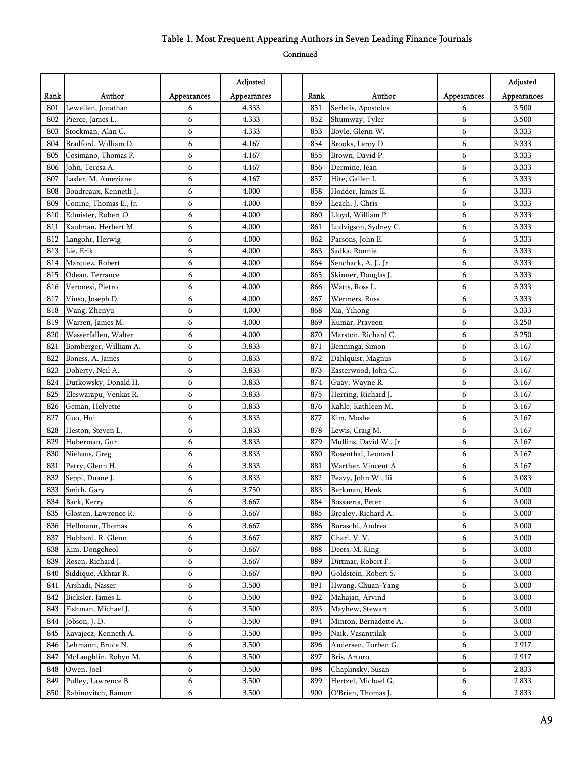# Table 1. Most Frequent Appearing Authors in Seven Leading Finance Journals

Continued

| Rank | Author | Appearances | Adjusted Appearances | | Rank | Author | Appearances | Adjusted Appearances |
|---|---|---|---|---|---|---|---|---|
| 801 | Lewellen, Jonathan | 6 | 4.333 | | 851 | Serletis, Apostolos | 6 | 3.500 |
| 802 | Pierce, James L. | 6 | 4.333 | | 852 | Shumway, Tyler | 6 | 3.500 |
| 803 | Stockman, Alan C. | 6 | 4.333 | | 853 | Boyle, Glenn W. | 6 | 3.333 |
| 804 | Bradford, William D. | 6 | 4.167 | | 854 | Brooks, Leroy D. | 6 | 3.333 |
| 805 | Cosimano, Thomas F. | 6 | 4.167 | | 855 | Brown, David P. | 6 | 3.333 |
| 806 | John, Teresa A. | 6 | 4.167 | | 856 | Dermine, Jean | 6 | 3.333 |
| 807 | Lasfer, M. Ameziane | 6 | 4.167 | | 857 | Hite, Gailen L. | 6 | 3.333 |
| 808 | Boudreaux, Kenneth J. | 6 | 4.000 | | 858 | Hodder, James E. | 6 | 3.333 |
| 809 | Conine, Thomas E., Jr. | 6 | 4.000 | | 859 | Leach, J. Chris | 6 | 3.333 |
| 810 | Edmister, Robert O. | 6 | 4.000 | | 860 | Lloyd, William P. | 6 | 3.333 |
| 811 | Kaufman, Herbert M. | 6 | 4.000 | | 861 | Ludvigson, Sydney C. | 6 | 3.333 |
| 812 | Langohr, Herwig | 6 | 4.000 | | 862 | Parsons, John E. | 6 | 3.333 |
| 813 | Lie, Erik | 6 | 4.000 | | 863 | Sadka, Ronnie | 6 | 3.333 |
| 814 | Marquez, Robert | 6 | 4.000 | | 864 | Senchack, A. J., Jr | 6 | 3.333 |
| 815 | Odean, Terrance | 6 | 4.000 | | 865 | Skinner, Douglas J. | 6 | 3.333 |
| 816 | Veronesi, Pietro | 6 | 4.000 | | 866 | Watts, Ross L. | 6 | 3.333 |
| 817 | Vinso, Joseph D. | 6 | 4.000 | | 867 | Wermers, Russ | 6 | 3.333 |
| 818 | Wang, Zhenyu | 6 | 4.000 | | 868 | Xia, Yihong | 6 | 3.333 |
| 819 | Warren, James M. | 6 | 4.000 | | 869 | Kumar, Praveen | 6 | 3.250 |
| 820 | Wasserfallen, Walter | 6 | 4.000 | | 870 | Marston, Richard C. | 6 | 3.250 |
| 821 | Bomberger, William A. | 6 | 3.833 | | 871 | Benninga, Simon | 6 | 3.167 |
| 822 | Boness, A. James | 6 | 3.833 | | 872 | Dahlquist, Magnus | 6 | 3.167 |
| 823 | Doherty, Neil A. | 6 | 3.833 | | 873 | Easterwood, John C. | 6 | 3.167 |
| 824 | Dutkowsky, Donald H. | 6 | 3.833 | | 874 | Guay, Wayne R. | 6 | 3.167 |
| 825 | Eleswarapu, Venkat R. | 6 | 3.833 | | 875 | Herring, Richard J. | 6 | 3.167 |
| 826 | Geman, Helyette | 6 | 3.833 | | 876 | Kahle, Kathleen M. | 6 | 3.167 |
| 827 | Guo, Hui | 6 | 3.833 | | 877 | Kim, Moshe | 6 | 3.167 |
| 828 | Heston, Steven L. | 6 | 3.833 | | 878 | Lewis, Craig M. | 6 | 3.167 |
| 829 | Huberman, Gur | 6 | 3.833 | | 879 | Mullins, David W., Jr | 6 | 3.167 |
| 830 | Niehaus, Greg | 6 | 3.833 | | 880 | Rosenthal, Leonard | 6 | 3.167 |
| 831 | Petry, Glenn H. | 6 | 3.833 | | 881 | Warther, Vincent A. | 6 | 3.167 |
| 832 | Seppi, Duane J. | 6 | 3.833 | | 882 | Peavy, John W., Iii | 6 | 3.083 |
| 833 | Smith, Gary | 6 | 3.750 | | 883 | Berkman, Henk | 6 | 3.000 |
| 834 | Back, Kerry | 6 | 3.667 | | 884 | Bossaerts, Peter | 6 | 3.000 |
| 835 | Glosten, Lawrence R. | 6 | 3.667 | | 885 | Brealey, Richard A. | 6 | 3.000 |
| 836 | Hellmann, Thomas | 6 | 3.667 | | 886 | Buraschi, Andrea | 6 | 3.000 |
| 837 | Hubbard, R. Glenn | 6 | 3.667 | | 887 | Chari, V. V. | 6 | 3.000 |
| 838 | Kim, Dongcheol | 6 | 3.667 | | 888 | Deets, M. King | 6 | 3.000 |
| 839 | Rosen, Richard J. | 6 | 3.667 | | 889 | Dittmar, Robert F. | 6 | 3.000 |
| 840 | Siddique, Akhtar R. | 6 | 3.667 | | 890 | Goldstein, Robert S. | 6 | 3.000 |
| 841 | Arshadi, Nasser | 6 | 3.500 | | 891 | Hwang, Chuan-Yang | 6 | 3.000 |
| 842 | Bicksler, James L. | 6 | 3.500 | | 892 | Mahajan, Arvind | 6 | 3.000 |
| 843 | Fishman, Michael J. | 6 | 3.500 | | 893 | Mayhew, Stewart | 6 | 3.000 |
| 844 | Jobson, J. D. | 6 | 3.500 | | 894 | Minton, Bernadette A. | 6 | 3.000 |
| 845 | Kavajecz, Kenneth A. | 6 | 3.500 | | 895 | Naik, Vasanttilak | 6 | 3.000 |
| 846 | Lehmann, Bruce N. | 6 | 3.500 | | 896 | Andersen, Torben G. | 6 | 2.917 |
| 847 | McLaughlin, Robyn M. | 6 | 3.500 | | 897 | Bris, Arturo | 6 | 2.917 |
| 848 | Owen, Joel | 6 | 3.500 | | 898 | Chaplinsky, Susan | 6 | 2.833 |
| 849 | Pulley, Lawrence B. | 6 | 3.500 | | 899 | Hertzel, Michael G. | 6 | 2.833 |
| 850 | Rabinovitch, Ramon | 6 | 3.500 | | 900 | O'Brien, Thomas J. | 6 | 2.833 |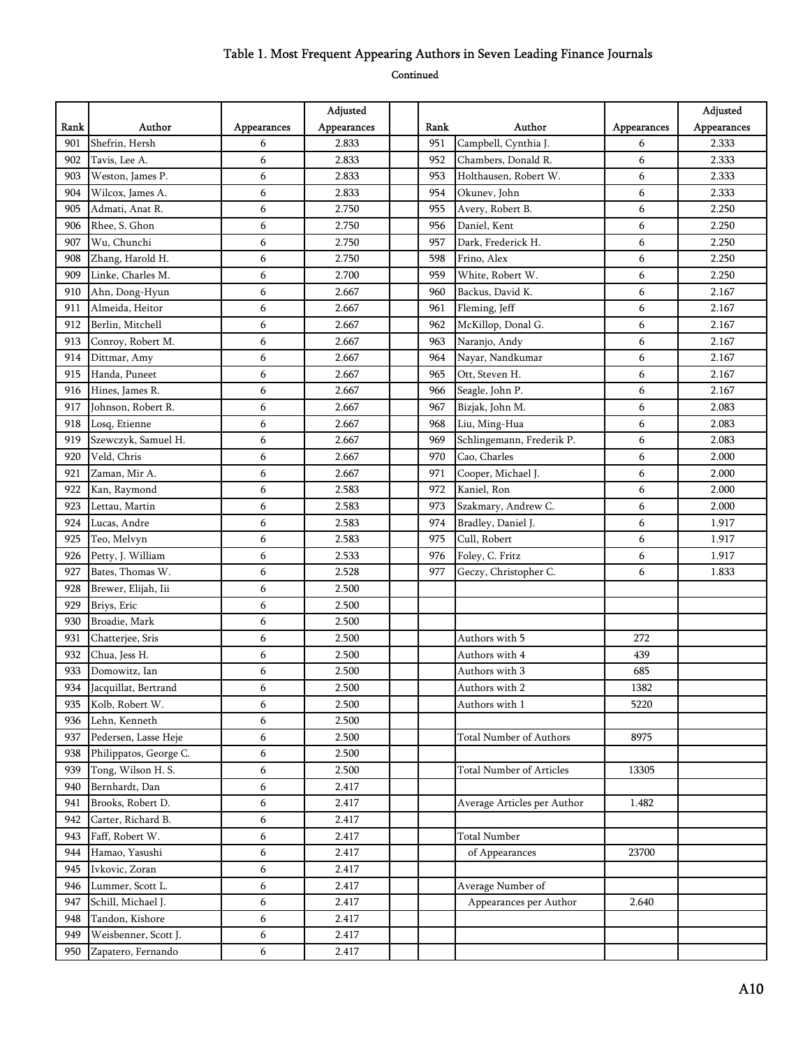# Table 1. Most Frequent Appearing Authors in Seven Leading Finance Journals

Continued

| Rank | Author | Appearances | Adjusted Appearances | | Rank | Author | Appearances | Adjusted Appearances |
|---|---|---|---|---|---|---|---|---|
| 901 | Shefrin, Hersh | 6 | 2.833 | | 951 | Campbell, Cynthia J. | 6 | 2.333 |
| 902 | Tavis, Lee A. | 6 | 2.833 | | 952 | Chambers, Donald R. | 6 | 2.333 |
| 903 | Weston, James P. | 6 | 2.833 | | 953 | Holthausen, Robert W. | 6 | 2.333 |
| 904 | Wilcox, James A. | 6 | 2.833 | | 954 | Okunev, John | 6 | 2.333 |
| 905 | Admati, Anat R. | 6 | 2.750 | | 955 | Avery, Robert B. | 6 | 2.250 |
| 906 | Rhee, S. Ghon | 6 | 2.750 | | 956 | Daniel, Kent | 6 | 2.250 |
| 907 | Wu, Chunchi | 6 | 2.750 | | 957 | Dark, Frederick H. | 6 | 2.250 |
| 908 | Zhang, Harold H. | 6 | 2.750 | | 598 | Frino, Alex | 6 | 2.250 |
| 909 | Linke, Charles M. | 6 | 2.700 | | 959 | White, Robert W. | 6 | 2.250 |
| 910 | Ahn, Dong-Hyun | 6 | 2.667 | | 960 | Backus, David K. | 6 | 2.167 |
| 911 | Almeida, Heitor | 6 | 2.667 | | 961 | Fleming, Jeff | 6 | 2.167 |
| 912 | Berlin, Mitchell | 6 | 2.667 | | 962 | McKillop, Donal G. | 6 | 2.167 |
| 913 | Conroy, Robert M. | 6 | 2.667 | | 963 | Naranjo, Andy | 6 | 2.167 |
| 914 | Dittmar, Amy | 6 | 2.667 | | 964 | Nayar, Nandkumar | 6 | 2.167 |
| 915 | Handa, Puneet | 6 | 2.667 | | 965 | Ott, Steven H. | 6 | 2.167 |
| 916 | Hines, James R. | 6 | 2.667 | | 966 | Seagle, John P. | 6 | 2.167 |
| 917 | Johnson, Robert R. | 6 | 2.667 | | 967 | Bizjak, John M. | 6 | 2.083 |
| 918 | Losq, Etienne | 6 | 2.667 | | 968 | Liu, Ming-Hua | 6 | 2.083 |
| 919 | Szewczyk, Samuel H. | 6 | 2.667 | | 969 | Schlingemann, Frederik P. | 6 | 2.083 |
| 920 | Veld, Chris | 6 | 2.667 | | 970 | Cao, Charles | 6 | 2.000 |
| 921 | Zaman, Mir A. | 6 | 2.667 | | 971 | Cooper, Michael J. | 6 | 2.000 |
| 922 | Kan, Raymond | 6 | 2.583 | | 972 | Kaniel, Ron | 6 | 2.000 |
| 923 | Lettau, Martin | 6 | 2.583 | | 973 | Szakmary, Andrew C. | 6 | 2.000 |
| 924 | Lucas, Andre | 6 | 2.583 | | 974 | Bradley, Daniel J. | 6 | 1.917 |
| 925 | Teo, Melvyn | 6 | 2.583 | | 975 | Cull, Robert | 6 | 1.917 |
| 926 | Petty, J. William | 6 | 2.533 | | 976 | Foley, C. Fritz | 6 | 1.917 |
| 927 | Bates, Thomas W. | 6 | 2.528 | | 977 | Geczy, Christopher C. | 6 | 1.833 |
| 928 | Brewer, Elijah, Iii | 6 | 2.500 | | | | | |
| 929 | Briys, Eric | 6 | 2.500 | | | | | |
| 930 | Broadie, Mark | 6 | 2.500 | | | | | |
| 931 | Chatterjee, Sris | 6 | 2.500 | | | Authors with 5 | 272 | |
| 932 | Chua, Jess H. | 6 | 2.500 | | | Authors with 4 | 439 | |
| 933 | Domowitz, Ian | 6 | 2.500 | | | Authors with 3 | 685 | |
| 934 | Jacquillat, Bertrand | 6 | 2.500 | | | Authors with 2 | 1382 | |
| 935 | Kolb, Robert W. | 6 | 2.500 | | | Authors with 1 | 5220 | |
| 936 | Lehn, Kenneth | 6 | 2.500 | | | | | |
| 937 | Pedersen, Lasse Heje | 6 | 2.500 | | | Total Number of Authors | 8975 | |
| 938 | Philippatos, George C. | 6 | 2.500 | | | | | |
| 939 | Tong, Wilson H. S. | 6 | 2.500 | | | Total Number of Articles | 13305 | |
| 940 | Bernhardt, Dan | 6 | 2.417 | | | | | |
| 941 | Brooks, Robert D. | 6 | 2.417 | | | Average Articles per Author | 1.482 | |
| 942 | Carter, Richard B. | 6 | 2.417 | | | | | |
| 943 | Faff, Robert W. | 6 | 2.417 | | | Total Number | | |
| 944 | Hamao, Yasushi | 6 | 2.417 | | | of Appearances | 23700 | |
| 945 | Ivkovic, Zoran | 6 | 2.417 | | | | | |
| 946 | Lummer, Scott L. | 6 | 2.417 | | | Average Number of | | |
| 947 | Schill, Michael J. | 6 | 2.417 | | | Appearances per Author | 2.640 | |
| 948 | Tandon, Kishore | 6 | 2.417 | | | | | |
| 949 | Weisbenner, Scott J. | 6 | 2.417 | | | | | |
| 950 | Zapatero, Fernando | 6 | 2.417 | | | | | |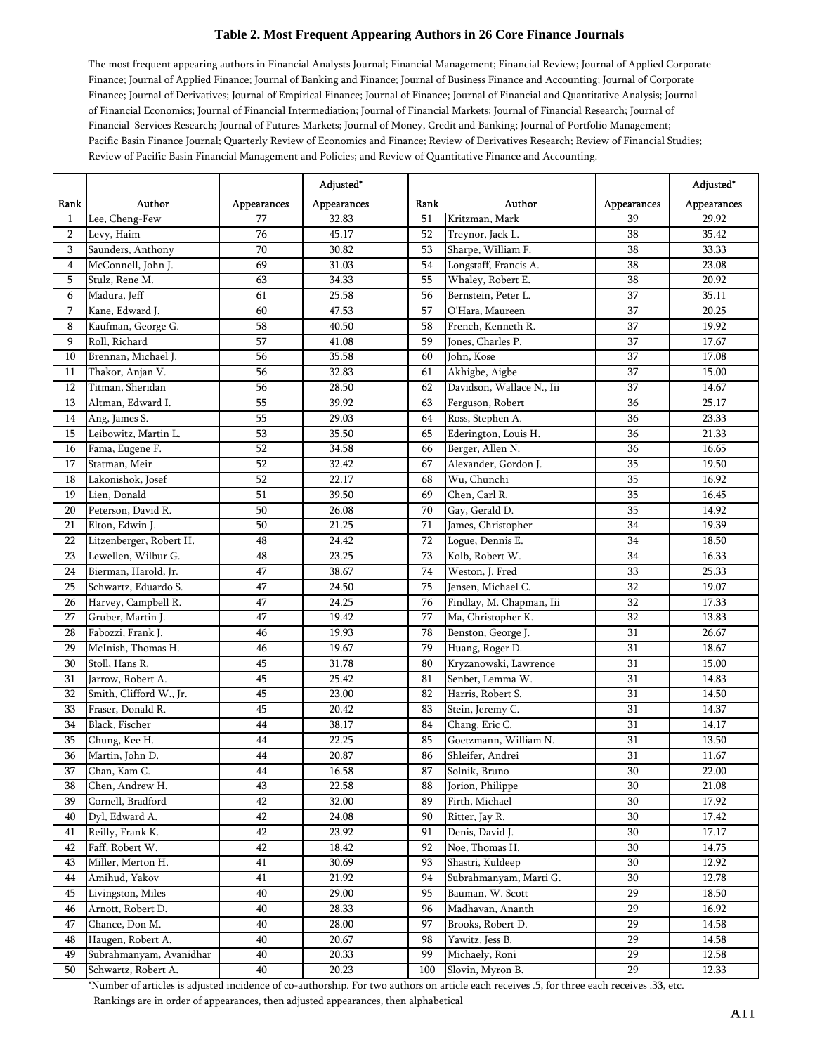# Table 2. Most Frequent Appearing Authors in 26 Core Finance Journals

The most frequent appearing authors in Financial Analysts Journal; Financial Management; Financial Review; Journal of Applied Corporate Finance; Journal of Applied Finance; Journal of Banking and Finance; Journal of Business Finance and Accounting; Journal of Corporate Finance; Journal of Derivatives; Journal of Empirical Finance; Journal of Finance; Journal of Financial and Quantitative Analysis; Journal of Financial Economics; Journal of Financial Intermediation; Journal of Financial Markets; Journal of Financial Research; Journal of Financial Services Research; Journal of Futures Markets; Journal of Money, Credit and Banking; Journal of Portfolio Management; Pacific Basin Finance Journal; Quarterly Review of Economics and Finance; Review of Derivatives Research; Review of Financial Studies; Review of Pacific Basin Financial Management and Policies; and Review of Quantitative Finance and Accounting.

| Rank | Author | Appearances | Adjusted* Appearances | | Rank | Author | Appearances | Adjusted* Appearances |
|---|---|---|---|---|---|---|---|---|
| 1 | Lee, Cheng-Few | 77 | 32.83 | | 51 | Kritzman, Mark | 39 | 29.92 |
| 2 | Levy, Haim | 76 | 45.17 | | 52 | Treynor, Jack L. | 38 | 35.42 |
| 3 | Saunders, Anthony | 70 | 30.82 | | 53 | Sharpe, William F. | 38 | 33.33 |
| 4 | McConnell, John J. | 69 | 31.03 | | 54 | Longstaff, Francis A. | 38 | 23.08 |
| 5 | Stulz, Rene M. | 63 | 34.33 | | 55 | Whaley, Robert E. | 38 | 20.92 |
| 6 | Madura, Jeff | 61 | 25.58 | | 56 | Bernstein, Peter L. | 37 | 35.11 |
| 7 | Kane, Edward J. | 60 | 47.53 | | 57 | O'Hara, Maureen | 37 | 20.25 |
| 8 | Kaufman, George G. | 58 | 40.50 | | 58 | French, Kenneth R. | 37 | 19.92 |
| 9 | Roll, Richard | 57 | 41.08 | | 59 | Jones, Charles P. | 37 | 17.67 |
| 10 | Brennan, Michael J. | 56 | 35.58 | | 60 | John, Kose | 37 | 17.08 |
| 11 | Thakor, Anjan V. | 56 | 32.83 | | 61 | Akhigbe, Aigbe | 37 | 15.00 |
| 12 | Titman, Sheridan | 56 | 28.50 | | 62 | Davidson, Wallace N., Iii | 37 | 14.67 |
| 13 | Altman, Edward I. | 55 | 39.92 | | 63 | Ferguson, Robert | 36 | 25.17 |
| 14 | Ang, James S. | 55 | 29.03 | | 64 | Ross, Stephen A. | 36 | 23.33 |
| 15 | Leibowitz, Martin L. | 53 | 35.50 | | 65 | Ederington, Louis H. | 36 | 21.33 |
| 16 | Fama, Eugene F. | 52 | 34.58 | | 66 | Berger, Allen N. | 36 | 16.65 |
| 17 | Statman, Meir | 52 | 32.42 | | 67 | Alexander, Gordon J. | 35 | 19.50 |
| 18 | Lakonishok, Josef | 52 | 22.17 | | 68 | Wu, Chunchi | 35 | 16.92 |
| 19 | Lien, Donald | 51 | 39.50 | | 69 | Chen, Carl R. | 35 | 16.45 |
| 20 | Peterson, David R. | 50 | 26.08 | | 70 | Gay, Gerald D. | 35 | 14.92 |
| 21 | Elton, Edwin J. | 50 | 21.25 | | 71 | James, Christopher | 34 | 19.39 |
| 22 | Litzenberger, Robert H. | 48 | 24.42 | | 72 | Logue, Dennis E. | 34 | 18.50 |
| 23 | Lewellen, Wilbur G. | 48 | 23.25 | | 73 | Kolb, Robert W. | 34 | 16.33 |
| 24 | Bierman, Harold, Jr. | 47 | 38.67 | | 74 | Weston, J. Fred | 33 | 25.33 |
| 25 | Schwartz, Eduardo S. | 47 | 24.50 | | 75 | Jensen, Michael C. | 32 | 19.07 |
| 26 | Harvey, Campbell R. | 47 | 24.25 | | 76 | Findlay, M. Chapman, Iii | 32 | 17.33 |
| 27 | Gruber, Martin J. | 47 | 19.42 | | 77 | Ma, Christopher K. | 32 | 13.83 |
| 28 | Fabozzi, Frank J. | 46 | 19.93 | | 78 | Benston, George J. | 31 | 26.67 |
| 29 | McInish, Thomas H. | 46 | 19.67 | | 79 | Huang, Roger D. | 31 | 18.67 |
| 30 | Stoll, Hans R. | 45 | 31.78 | | 80 | Kryzanowski, Lawrence | 31 | 15.00 |
| 31 | Jarrow, Robert A. | 45 | 25.42 | | 81 | Senbet, Lemma W. | 31 | 14.83 |
| 32 | Smith, Clifford W., Jr. | 45 | 23.00 | | 82 | Harris, Robert S. | 31 | 14.50 |
| 33 | Fraser, Donald R. | 45 | 20.42 | | 83 | Stein, Jeremy C. | 31 | 14.37 |
| 34 | Black, Fischer | 44 | 38.17 | | 84 | Chang, Eric C. | 31 | 14.17 |
| 35 | Chung, Kee H. | 44 | 22.25 | | 85 | Goetzmann, William N. | 31 | 13.50 |
| 36 | Martin, John D. | 44 | 20.87 | | 86 | Shleifer, Andrei | 31 | 11.67 |
| 37 | Chan, Kam C. | 44 | 16.58 | | 87 | Solnik, Bruno | 30 | 22.00 |
| 38 | Chen, Andrew H. | 43 | 22.58 | | 88 | Jorion, Philippe | 30 | 21.08 |
| 39 | Cornell, Bradford | 42 | 32.00 | | 89 | Firth, Michael | 30 | 17.92 |
| 40 | Dyl, Edward A. | 42 | 24.08 | | 90 | Ritter, Jay R. | 30 | 17.42 |
| 41 | Reilly, Frank K. | 42 | 23.92 | | 91 | Denis, David J. | 30 | 17.17 |
| 42 | Faff, Robert W. | 42 | 18.42 | | 92 | Noe, Thomas H. | 30 | 14.75 |
| 43 | Miller, Merton H. | 41 | 30.69 | | 93 | Shastri, Kuldeep | 30 | 12.92 |
| 44 | Amihud, Yakov | 41 | 21.92 | | 94 | Subrahmanyam, Marti G. | 30 | 12.78 |
| 45 | Livingston, Miles | 40 | 29.00 | | 95 | Bauman, W. Scott | 29 | 18.50 |
| 46 | Arnott, Robert D. | 40 | 28.33 | | 96 | Madhavan, Ananth | 29 | 16.92 |
| 47 | Chance, Don M. | 40 | 28.00 | | 97 | Brooks, Robert D. | 29 | 14.58 |
| 48 | Haugen, Robert A. | 40 | 20.67 | | 98 | Yawitz, Jess B. | 29 | 14.58 |
| 49 | Subrahmanyam, Avanidhar | 40 | 20.33 | | 99 | Michaely, Roni | 29 | 12.58 |
| 50 | Schwartz, Robert A. | 40 | 20.23 | | 100 | Slovin, Myron B. | 29 | 12.33 |

*Number of articles is adjusted incidence of co-authorship. For two authors on article each receives .5, for three each receives .33, etc.

Rankings are in order of appearances, then adjusted appearances, then alphabetical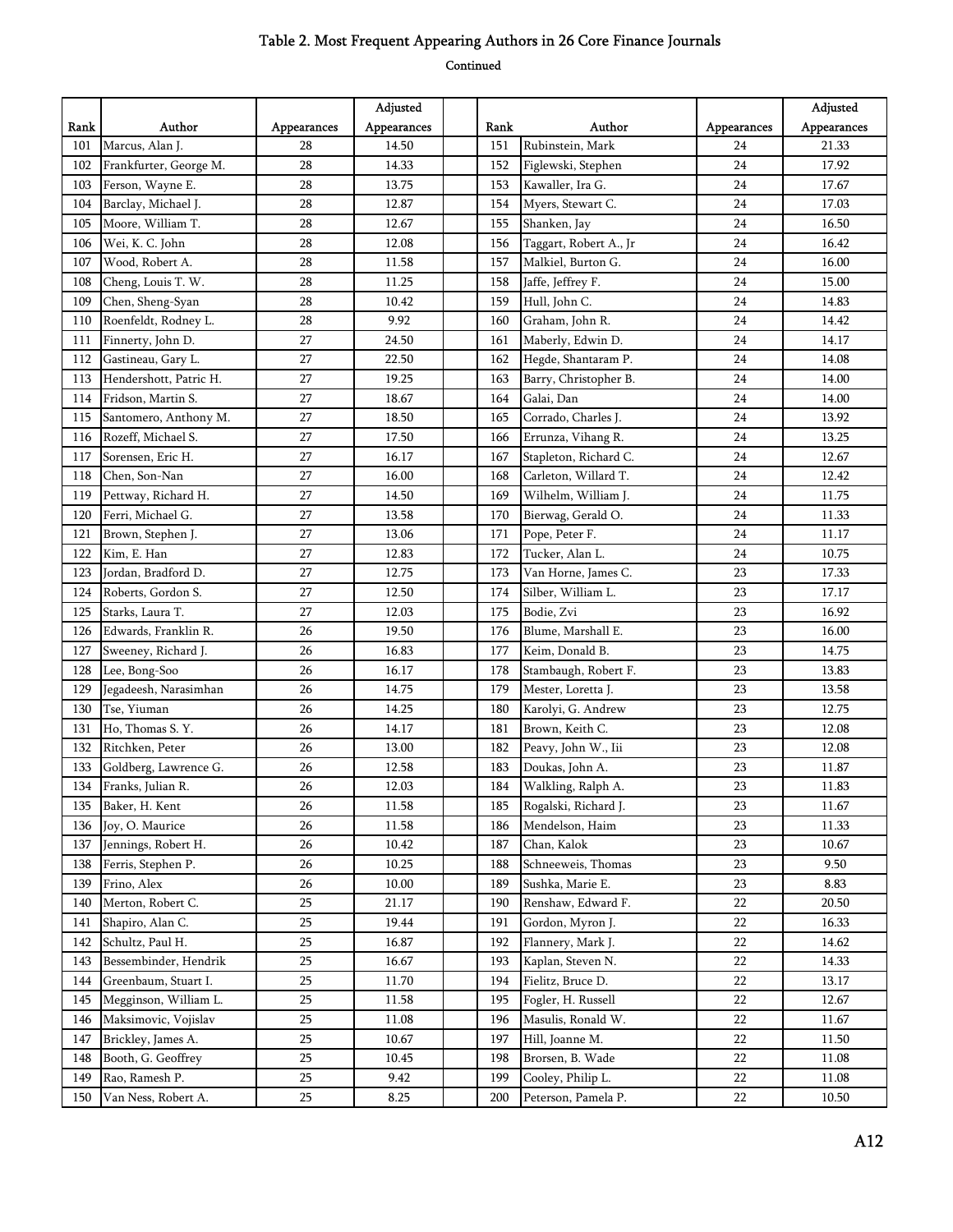# Table 2. Most Frequent Appearing Authors in 26 Core Finance Journals

Continued

| Rank | Author | Appearances | Adjusted Appearances | | Rank | Author | Appearances | Adjusted Appearances |
|---|---|---|---|---|---|---|---|---|
| 101 | Marcus, Alan J. | 28 | 14.50 | | 151 | Rubinstein, Mark | 24 | 21.33 |
| 102 | Frankfurter, George M. | 28 | 14.33 | | 152 | Figlewski, Stephen | 24 | 17.92 |
| 103 | Ferson, Wayne E. | 28 | 13.75 | | 153 | Kawaller, Ira G. | 24 | 17.67 |
| 104 | Barclay, Michael J. | 28 | 12.87 | | 154 | Myers, Stewart C. | 24 | 17.03 |
| 105 | Moore, William T. | 28 | 12.67 | | 155 | Shanken, Jay | 24 | 16.50 |
| 106 | Wei, K. C. John | 28 | 12.08 | | 156 | Taggart, Robert A., Jr | 24 | 16.42 |
| 107 | Wood, Robert A. | 28 | 11.58 | | 157 | Malkiel, Burton G. | 24 | 16.00 |
| 108 | Cheng, Louis T. W. | 28 | 11.25 | | 158 | Jaffe, Jeffrey F. | 24 | 15.00 |
| 109 | Chen, Sheng-Syan | 28 | 10.42 | | 159 | Hull, John C. | 24 | 14.83 |
| 110 | Roenfeldt, Rodney L. | 28 | 9.92 | | 160 | Graham, John R. | 24 | 14.42 |
| 111 | Finnerty, John D. | 27 | 24.50 | | 161 | Maberly, Edwin D. | 24 | 14.17 |
| 112 | Gastineau, Gary L. | 27 | 22.50 | | 162 | Hegde, Shantaram P. | 24 | 14.08 |
| 113 | Hendershott, Patric H. | 27 | 19.25 | | 163 | Barry, Christopher B. | 24 | 14.00 |
| 114 | Fridson, Martin S. | 27 | 18.67 | | 164 | Galai, Dan | 24 | 14.00 |
| 115 | Santomero, Anthony M. | 27 | 18.50 | | 165 | Corrado, Charles J. | 24 | 13.92 |
| 116 | Rozeff, Michael S. | 27 | 17.50 | | 166 | Errunza, Vihang R. | 24 | 13.25 |
| 117 | Sorensen, Eric H. | 27 | 16.17 | | 167 | Stapleton, Richard C. | 24 | 12.67 |
| 118 | Chen, Son-Nan | 27 | 16.00 | | 168 | Carleton, Willard T. | 24 | 12.42 |
| 119 | Pettway, Richard H. | 27 | 14.50 | | 169 | Wilhelm, William J. | 24 | 11.75 |
| 120 | Ferri, Michael G. | 27 | 13.58 | | 170 | Bierwag, Gerald O. | 24 | 11.33 |
| 121 | Brown, Stephen J. | 27 | 13.06 | | 171 | Pope, Peter F. | 24 | 11.17 |
| 122 | Kim, E. Han | 27 | 12.83 | | 172 | Tucker, Alan L. | 24 | 10.75 |
| 123 | Jordan, Bradford D. | 27 | 12.75 | | 173 | Van Horne, James C. | 23 | 17.33 |
| 124 | Roberts, Gordon S. | 27 | 12.50 | | 174 | Silber, William L. | 23 | 17.17 |
| 125 | Starks, Laura T. | 27 | 12.03 | | 175 | Bodie, Zvi | 23 | 16.92 |
| 126 | Edwards, Franklin R. | 26 | 19.50 | | 176 | Blume, Marshall E. | 23 | 16.00 |
| 127 | Sweeney, Richard J. | 26 | 16.83 | | 177 | Keim, Donald B. | 23 | 14.75 |
| 128 | Lee, Bong-Soo | 26 | 16.17 | | 178 | Stambaugh, Robert F. | 23 | 13.83 |
| 129 | Jegadeesh, Narasimhan | 26 | 14.75 | | 179 | Mester, Loretta J. | 23 | 13.58 |
| 130 | Tse, Yiuman | 26 | 14.25 | | 180 | Karolyi, G. Andrew | 23 | 12.75 |
| 131 | Ho, Thomas S. Y. | 26 | 14.17 | | 181 | Brown, Keith C. | 23 | 12.08 |
| 132 | Ritchken, Peter | 26 | 13.00 | | 182 | Peavy, John W., Iii | 23 | 12.08 |
| 133 | Goldberg, Lawrence G. | 26 | 12.58 | | 183 | Doukas, John A. | 23 | 11.87 |
| 134 | Franks, Julian R. | 26 | 12.03 | | 184 | Walkling, Ralph A. | 23 | 11.83 |
| 135 | Baker, H. Kent | 26 | 11.58 | | 185 | Rogalski, Richard J. | 23 | 11.67 |
| 136 | Joy, O. Maurice | 26 | 11.58 | | 186 | Mendelson, Haim | 23 | 11.33 |
| 137 | Jennings, Robert H. | 26 | 10.42 | | 187 | Chan, Kalok | 23 | 10.67 |
| 138 | Ferris, Stephen P. | 26 | 10.25 | | 188 | Schneeweis, Thomas | 23 | 9.50 |
| 139 | Frino, Alex | 26 | 10.00 | | 189 | Sushka, Marie E. | 23 | 8.83 |
| 140 | Merton, Robert C. | 25 | 21.17 | | 190 | Renshaw, Edward F. | 22 | 20.50 |
| 141 | Shapiro, Alan C. | 25 | 19.44 | | 191 | Gordon, Myron J. | 22 | 16.33 |
| 142 | Schultz, Paul H. | 25 | 16.87 | | 192 | Flannery, Mark J. | 22 | 14.62 |
| 143 | Bessembinder, Hendrik | 25 | 16.67 | | 193 | Kaplan, Steven N. | 22 | 14.33 |
| 144 | Greenbaum, Stuart I. | 25 | 11.70 | | 194 | Fielitz, Bruce D. | 22 | 13.17 |
| 145 | Megginson, William L. | 25 | 11.58 | | 195 | Fogler, H. Russell | 22 | 12.67 |
| 146 | Maksimovic, Vojislav | 25 | 11.08 | | 196 | Masulis, Ronald W. | 22 | 11.67 |
| 147 | Brickley, James A. | 25 | 10.67 | | 197 | Hill, Joanne M. | 22 | 11.50 |
| 148 | Booth, G. Geoffrey | 25 | 10.45 | | 198 | Brorsen, B. Wade | 22 | 11.08 |
| 149 | Rao, Ramesh P. | 25 | 9.42 | | 199 | Cooley, Philip L. | 22 | 11.08 |
| 150 | Van Ness, Robert A. | 25 | 8.25 | | 200 | Peterson, Pamela P. | 22 | 10.50 |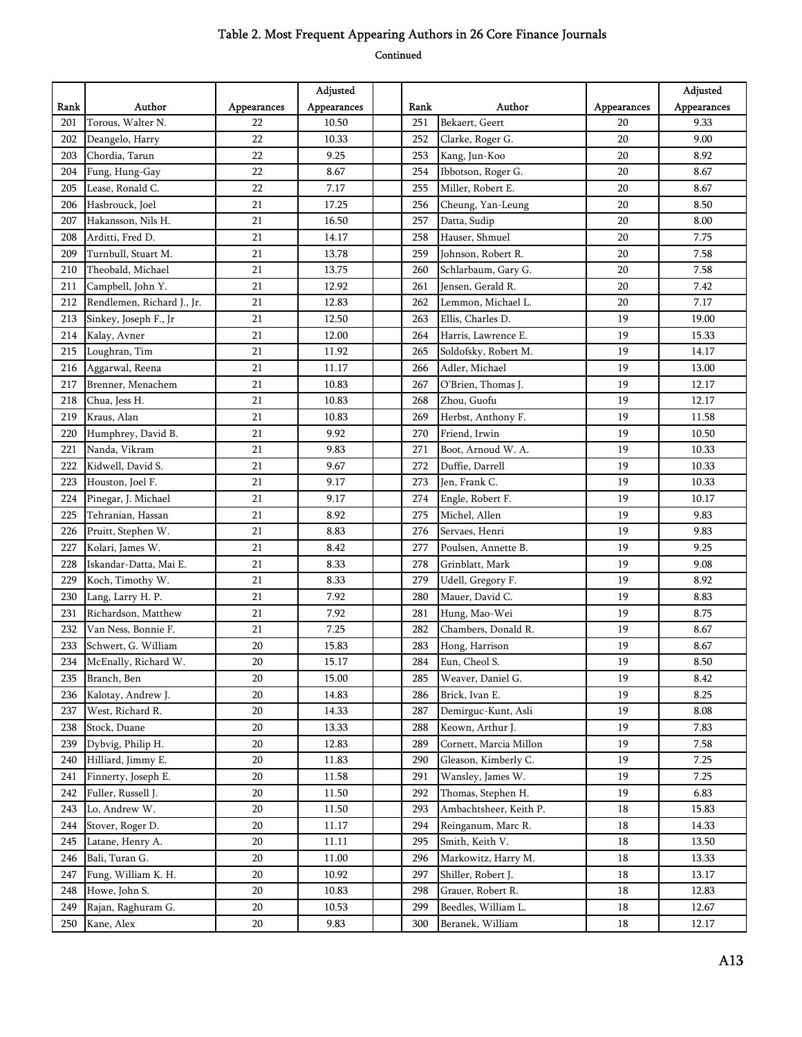# Table 2. Most Frequent Appearing Authors in 26 Core Finance Journals

Continued

| Rank | Author | Appearances | Adjusted Appearances | | Rank | Author | Appearances | Adjusted Appearances |
|---|---|---|---|---|---|---|---|---|
| 201 | Torous, Walter N. | 22 | 10.50 | | 251 | Bekaert, Geert | 20 | 9.33 |
| 202 | Deangelo, Harry | 22 | 10.33 | | 252 | Clarke, Roger G. | 20 | 9.00 |
| 203 | Chordia, Tarun | 22 | 9.25 | | 253 | Kang, Jun-Koo | 20 | 8.92 |
| 204 | Fung, Hung-Gay | 22 | 8.67 | | 254 | Ibbotson, Roger G. | 20 | 8.67 |
| 205 | Lease, Ronald C. | 22 | 7.17 | | 255 | Miller, Robert E. | 20 | 8.67 |
| 206 | Hasbrouck, Joel | 21 | 17.25 | | 256 | Cheung, Yan-Leung | 20 | 8.50 |
| 207 | Hakansson, Nils H. | 21 | 16.50 | | 257 | Datta, Sudip | 20 | 8.00 |
| 208 | Arditti, Fred D. | 21 | 14.17 | | 258 | Hauser, Shmuel | 20 | 7.75 |
| 209 | Turnbull, Stuart M. | 21 | 13.78 | | 259 | Johnson, Robert R. | 20 | 7.58 |
| 210 | Theobald, Michael | 21 | 13.75 | | 260 | Schlarbaum, Gary G. | 20 | 7.58 |
| 211 | Campbell, John Y. | 21 | 12.92 | | 261 | Jensen, Gerald R. | 20 | 7.42 |
| 212 | Rendlemen, Richard J., Jr. | 21 | 12.83 | | 262 | Lemmon, Michael L. | 20 | 7.17 |
| 213 | Sinkey, Joseph F., Jr | 21 | 12.50 | | 263 | Ellis, Charles D. | 19 | 19.00 |
| 214 | Kalay, Avner | 21 | 12.00 | | 264 | Harris, Lawrence E. | 19 | 15.33 |
| 215 | Loughran, Tim | 21 | 11.92 | | 265 | Soldofsky, Robert M. | 19 | 14.17 |
| 216 | Aggarwal, Reena | 21 | 11.17 | | 266 | Adler, Michael | 19 | 13.00 |
| 217 | Brenner, Menachem | 21 | 10.83 | | 267 | O'Brien, Thomas J. | 19 | 12.17 |
| 218 | Chua, Jess H. | 21 | 10.83 | | 268 | Zhou, Guofu | 19 | 12.17 |
| 219 | Kraus, Alan | 21 | 10.83 | | 269 | Herbst, Anthony F. | 19 | 11.58 |
| 220 | Humphrey, David B. | 21 | 9.92 | | 270 | Friend, Irwin | 19 | 10.50 |
| 221 | Nanda, Vikram | 21 | 9.83 | | 271 | Boot, Arnoud W. A. | 19 | 10.33 |
| 222 | Kidwell, David S. | 21 | 9.67 | | 272 | Duffie, Darrell | 19 | 10.33 |
| 223 | Houston, Joel F. | 21 | 9.17 | | 273 | Jen, Frank C. | 19 | 10.33 |
| 224 | Pinegar, J. Michael | 21 | 9.17 | | 274 | Engle, Robert F. | 19 | 10.17 |
| 225 | Tehranian, Hassan | 21 | 8.92 | | 275 | Michel, Allen | 19 | 9.83 |
| 226 | Pruitt, Stephen W. | 21 | 8.83 | | 276 | Servaes, Henri | 19 | 9.83 |
| 227 | Kolari, James W. | 21 | 8.42 | | 277 | Poulsen, Annette B. | 19 | 9.25 |
| 228 | Iskandar-Datta, Mai E. | 21 | 8.33 | | 278 | Grinblatt, Mark | 19 | 9.08 |
| 229 | Koch, Timothy W. | 21 | 8.33 | | 279 | Udell, Gregory F. | 19 | 8.92 |
| 230 | Lang, Larry H. P. | 21 | 7.92 | | 280 | Mauer, David C. | 19 | 8.83 |
| 231 | Richardson, Matthew | 21 | 7.92 | | 281 | Hung, Mao-Wei | 19 | 8.75 |
| 232 | Van Ness, Bonnie F. | 21 | 7.25 | | 282 | Chambers, Donald R. | 19 | 8.67 |
| 233 | Schwert, G. William | 20 | 15.83 | | 283 | Hong, Harrison | 19 | 8.67 |
| 234 | McEnally, Richard W. | 20 | 15.17 | | 284 | Eun, Cheol S. | 19 | 8.50 |
| 235 | Branch, Ben | 20 | 15.00 | | 285 | Weaver, Daniel G. | 19 | 8.42 |
| 236 | Kalotay, Andrew J. | 20 | 14.83 | | 286 | Brick, Ivan E. | 19 | 8.25 |
| 237 | West, Richard R. | 20 | 14.33 | | 287 | Demirguc-Kunt, Asli | 19 | 8.08 |
| 238 | Stock, Duane | 20 | 13.33 | | 288 | Keown, Arthur J. | 19 | 7.83 |
| 239 | Dybvig, Philip H. | 20 | 12.83 | | 289 | Cornett, Marcia Millon | 19 | 7.58 |
| 240 | Hilliard, Jimmy E. | 20 | 11.83 | | 290 | Gleason, Kimberly C. | 19 | 7.25 |
| 241 | Finnerty, Joseph E. | 20 | 11.58 | | 291 | Wansley, James W. | 19 | 7.25 |
| 242 | Fuller, Russell J. | 20 | 11.50 | | 292 | Thomas, Stephen H. | 19 | 6.83 |
| 243 | Lo, Andrew W. | 20 | 11.50 | | 293 | Ambachtsheer, Keith P. | 18 | 15.83 |
| 244 | Stover, Roger D. | 20 | 11.17 | | 294 | Reinganum, Marc R. | 18 | 14.33 |
| 245 | Latane, Henry A. | 20 | 11.11 | | 295 | Smith, Keith V. | 18 | 13.50 |
| 246 | Bali, Turan G. | 20 | 11.00 | | 296 | Markowitz, Harry M. | 18 | 13.33 |
| 247 | Fung, William K. H. | 20 | 10.92 | | 297 | Shiller, Robert J. | 18 | 13.17 |
| 248 | Howe, John S. | 20 | 10.83 | | 298 | Grauer, Robert R. | 18 | 12.83 |
| 249 | Rajan, Raghuram G. | 20 | 10.53 | | 299 | Beedles, William L. | 18 | 12.67 |
| 250 | Kane, Alex | 20 | 9.83 | | 300 | Beranek, William | 18 | 12.17 |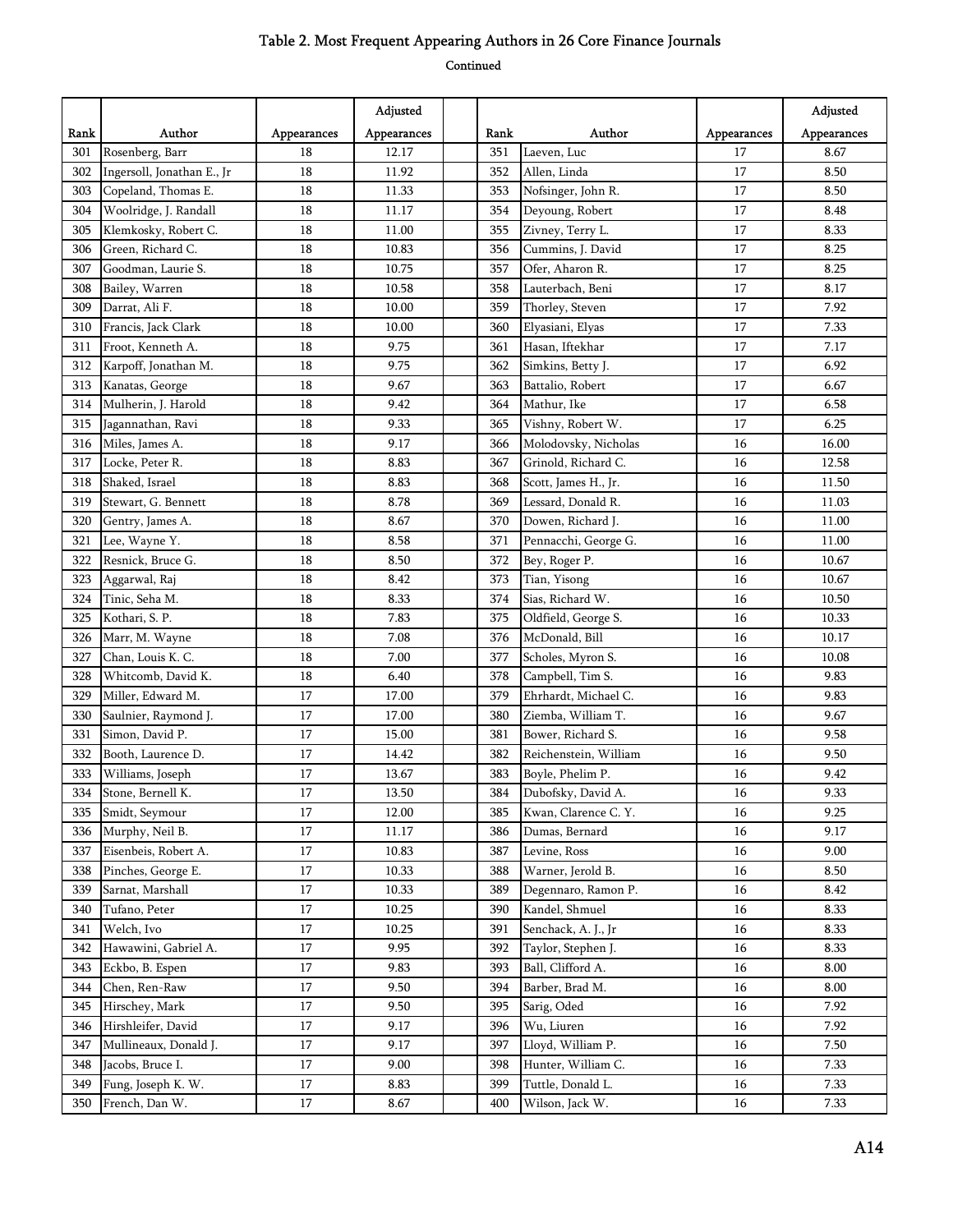# Table 2. Most Frequent Appearing Authors in 26 Core Finance Journals

Continued

| Rank | Author | Appearances | Adjusted Appearances | | Rank | Author | Appearances | Adjusted Appearances |
|---|---|---|---|---|---|---|---|---|
| 301 | Rosenberg, Barr | 18 | 12.17 | | 351 | Laeven, Luc | 17 | 8.67 |
| 302 | Ingersoll, Jonathan E., Jr | 18 | 11.92 | | 352 | Allen, Linda | 17 | 8.50 |
| 303 | Copeland, Thomas E. | 18 | 11.33 | | 353 | Nofsinger, John R. | 17 | 8.50 |
| 304 | Woolridge, J. Randall | 18 | 11.17 | | 354 | Deyoung, Robert | 17 | 8.48 |
| 305 | Klemkosky, Robert C. | 18 | 11.00 | | 355 | Zivney, Terry L. | 17 | 8.33 |
| 306 | Green, Richard C. | 18 | 10.83 | | 356 | Cummins, J. David | 17 | 8.25 |
| 307 | Goodman, Laurie S. | 18 | 10.75 | | 357 | Ofer, Aharon R. | 17 | 8.25 |
| 308 | Bailey, Warren | 18 | 10.58 | | 358 | Lauterbach, Beni | 17 | 8.17 |
| 309 | Darrat, Ali F. | 18 | 10.00 | | 359 | Thorley, Steven | 17 | 7.92 |
| 310 | Francis, Jack Clark | 18 | 10.00 | | 360 | Elyasiani, Elyas | 17 | 7.33 |
| 311 | Froot, Kenneth A. | 18 | 9.75 | | 361 | Hasan, Iftekhar | 17 | 7.17 |
| 312 | Karpoff, Jonathan M. | 18 | 9.75 | | 362 | Simkins, Betty J. | 17 | 6.92 |
| 313 | Kanatas, George | 18 | 9.67 | | 363 | Battalio, Robert | 17 | 6.67 |
| 314 | Mulherin, J. Harold | 18 | 9.42 | | 364 | Mathur, Ike | 17 | 6.58 |
| 315 | Jagannathan, Ravi | 18 | 9.33 | | 365 | Vishny, Robert W. | 17 | 6.25 |
| 316 | Miles, James A. | 18 | 9.17 | | 366 | Molodovsky, Nicholas | 16 | 16.00 |
| 317 | Locke, Peter R. | 18 | 8.83 | | 367 | Grinold, Richard C. | 16 | 12.58 |
| 318 | Shaked, Israel | 18 | 8.83 | | 368 | Scott, James H., Jr. | 16 | 11.50 |
| 319 | Stewart, G. Bennett | 18 | 8.78 | | 369 | Lessard, Donald R. | 16 | 11.03 |
| 320 | Gentry, James A. | 18 | 8.67 | | 370 | Dowen, Richard J. | 16 | 11.00 |
| 321 | Lee, Wayne Y. | 18 | 8.58 | | 371 | Pennacchi, George G. | 16 | 11.00 |
| 322 | Resnick, Bruce G. | 18 | 8.50 | | 372 | Bey, Roger P. | 16 | 10.67 |
| 323 | Aggarwal, Raj | 18 | 8.42 | | 373 | Tian, Yisong | 16 | 10.67 |
| 324 | Tinic, Seha M. | 18 | 8.33 | | 374 | Sias, Richard W. | 16 | 10.50 |
| 325 | Kothari, S. P. | 18 | 7.83 | | 375 | Oldfield, George S. | 16 | 10.33 |
| 326 | Marr, M. Wayne | 18 | 7.08 | | 376 | McDonald, Bill | 16 | 10.17 |
| 327 | Chan, Louis K. C. | 18 | 7.00 | | 377 | Scholes, Myron S. | 16 | 10.08 |
| 328 | Whitcomb, David K. | 18 | 6.40 | | 378 | Campbell, Tim S. | 16 | 9.83 |
| 329 | Miller, Edward M. | 17 | 17.00 | | 379 | Ehrhardt, Michael C. | 16 | 9.83 |
| 330 | Saulnier, Raymond J. | 17 | 17.00 | | 380 | Ziemba, William T. | 16 | 9.67 |
| 331 | Simon, David P. | 17 | 15.00 | | 381 | Bower, Richard S. | 16 | 9.58 |
| 332 | Booth, Laurence D. | 17 | 14.42 | | 382 | Reichenstein, William | 16 | 9.50 |
| 333 | Williams, Joseph | 17 | 13.67 | | 383 | Boyle, Phelim P. | 16 | 9.42 |
| 334 | Stone, Bernell K. | 17 | 13.50 | | 384 | Dubofsky, David A. | 16 | 9.33 |
| 335 | Smidt, Seymour | 17 | 12.00 | | 385 | Kwan, Clarence C. Y. | 16 | 9.25 |
| 336 | Murphy, Neil B. | 17 | 11.17 | | 386 | Dumas, Bernard | 16 | 9.17 |
| 337 | Eisenbeis, Robert A. | 17 | 10.83 | | 387 | Levine, Ross | 16 | 9.00 |
| 338 | Pinches, George E. | 17 | 10.33 | | 388 | Warner, Jerold B. | 16 | 8.50 |
| 339 | Sarnat, Marshall | 17 | 10.33 | | 389 | Degennaro, Ramon P. | 16 | 8.42 |
| 340 | Tufano, Peter | 17 | 10.25 | | 390 | Kandel, Shmuel | 16 | 8.33 |
| 341 | Welch, Ivo | 17 | 10.25 | | 391 | Senchack, A. J., Jr | 16 | 8.33 |
| 342 | Hawawini, Gabriel A. | 17 | 9.95 | | 392 | Taylor, Stephen J. | 16 | 8.33 |
| 343 | Eckbo, B. Espen | 17 | 9.83 | | 393 | Ball, Clifford A. | 16 | 8.00 |
| 344 | Chen, Ren-Raw | 17 | 9.50 | | 394 | Barber, Brad M. | 16 | 8.00 |
| 345 | Hirschey, Mark | 17 | 9.50 | | 395 | Sarig, Oded | 16 | 7.92 |
| 346 | Hirshleifer, David | 17 | 9.17 | | 396 | Wu, Liuren | 16 | 7.92 |
| 347 | Mullineaux, Donald J. | 17 | 9.17 | | 397 | Lloyd, William P. | 16 | 7.50 |
| 348 | Jacobs, Bruce I. | 17 | 9.00 | | 398 | Hunter, William C. | 16 | 7.33 |
| 349 | Fung, Joseph K. W. | 17 | 8.83 | | 399 | Tuttle, Donald L. | 16 | 7.33 |
| 350 | French, Dan W. | 17 | 8.67 | | 400 | Wilson, Jack W. | 16 | 7.33 |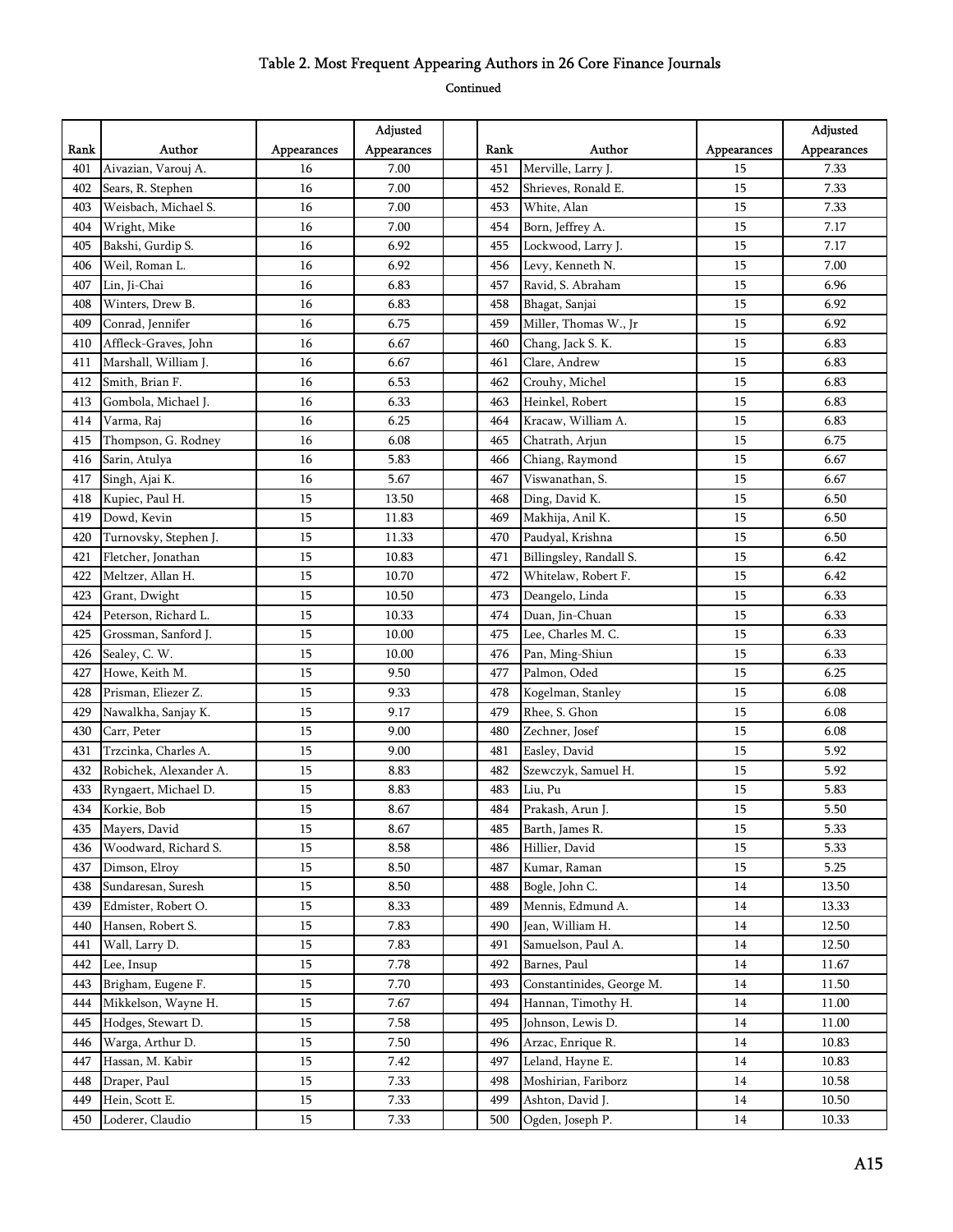# Table 2. Most Frequent Appearing Authors in 26 Core Finance Journals

Continued

| Rank | Author | Appearances | Adjusted Appearances | | Rank | Author | Appearances | Adjusted Appearances |
|---|---|---|---|---|---|---|---|---|
| 401 | Aivazian, Varouj A. | 16 | 7.00 | | 451 | Merville, Larry J. | 15 | 7.33 |
| 402 | Sears, R. Stephen | 16 | 7.00 | | 452 | Shrieves, Ronald E. | 15 | 7.33 |
| 403 | Weisbach, Michael S. | 16 | 7.00 | | 453 | White, Alan | 15 | 7.33 |
| 404 | Wright, Mike | 16 | 7.00 | | 454 | Born, Jeffrey A. | 15 | 7.17 |
| 405 | Bakshi, Gurdip S. | 16 | 6.92 | | 455 | Lockwood, Larry J. | 15 | 7.17 |
| 406 | Weil, Roman L. | 16 | 6.92 | | 456 | Levy, Kenneth N. | 15 | 7.00 |
| 407 | Lin, Ji-Chai | 16 | 6.83 | | 457 | Ravid, S. Abraham | 15 | 6.96 |
| 408 | Winters, Drew B. | 16 | 6.83 | | 458 | Bhagat, Sanjai | 15 | 6.92 |
| 409 | Conrad, Jennifer | 16 | 6.75 | | 459 | Miller, Thomas W., Jr | 15 | 6.92 |
| 410 | Affleck-Graves, John | 16 | 6.67 | | 460 | Chang, Jack S. K. | 15 | 6.83 |
| 411 | Marshall, William J. | 16 | 6.67 | | 461 | Clare, Andrew | 15 | 6.83 |
| 412 | Smith, Brian F. | 16 | 6.53 | | 462 | Crouhy, Michel | 15 | 6.83 |
| 413 | Gombola, Michael J. | 16 | 6.33 | | 463 | Heinkel, Robert | 15 | 6.83 |
| 414 | Varma, Raj | 16 | 6.25 | | 464 | Kracaw, William A. | 15 | 6.83 |
| 415 | Thompson, G. Rodney | 16 | 6.08 | | 465 | Chatrath, Arjun | 15 | 6.75 |
| 416 | Sarin, Atulya | 16 | 5.83 | | 466 | Chiang, Raymond | 15 | 6.67 |
| 417 | Singh, Ajai K. | 16 | 5.67 | | 467 | Viswanathan, S. | 15 | 6.67 |
| 418 | Kupiec, Paul H. | 15 | 13.50 | | 468 | Ding, David K. | 15 | 6.50 |
| 419 | Dowd, Kevin | 15 | 11.83 | | 469 | Makhija, Anil K. | 15 | 6.50 |
| 420 | Turnovsky, Stephen J. | 15 | 11.33 | | 470 | Paudyal, Krishna | 15 | 6.50 |
| 421 | Fletcher, Jonathan | 15 | 10.83 | | 471 | Billingsley, Randall S. | 15 | 6.42 |
| 422 | Meltzer, Allan H. | 15 | 10.70 | | 472 | Whitelaw, Robert F. | 15 | 6.42 |
| 423 | Grant, Dwight | 15 | 10.50 | | 473 | Deangelo, Linda | 15 | 6.33 |
| 424 | Peterson, Richard L. | 15 | 10.33 | | 474 | Duan, Jin-Chuan | 15 | 6.33 |
| 425 | Grossman, Sanford J. | 15 | 10.00 | | 475 | Lee, Charles M. C. | 15 | 6.33 |
| 426 | Sealey, C. W. | 15 | 10.00 | | 476 | Pan, Ming-Shiun | 15 | 6.33 |
| 427 | Howe, Keith M. | 15 | 9.50 | | 477 | Palmon, Oded | 15 | 6.25 |
| 428 | Prisman, Eliezer Z. | 15 | 9.33 | | 478 | Kogelman, Stanley | 15 | 6.08 |
| 429 | Nawalkha, Sanjay K. | 15 | 9.17 | | 479 | Rhee, S. Ghon | 15 | 6.08 |
| 430 | Carr, Peter | 15 | 9.00 | | 480 | Zechner, Josef | 15 | 6.08 |
| 431 | Trzcinka, Charles A. | 15 | 9.00 | | 481 | Easley, David | 15 | 5.92 |
| 432 | Robichek, Alexander A. | 15 | 8.83 | | 482 | Szewczyk, Samuel H. | 15 | 5.92 |
| 433 | Ryngaert, Michael D. | 15 | 8.83 | | 483 | Liu, Pu | 15 | 5.83 |
| 434 | Korkie, Bob | 15 | 8.67 | | 484 | Prakash, Arun J. | 15 | 5.50 |
| 435 | Mayers, David | 15 | 8.67 | | 485 | Barth, James R. | 15 | 5.33 |
| 436 | Woodward, Richard S. | 15 | 8.58 | | 486 | Hillier, David | 15 | 5.33 |
| 437 | Dimson, Elroy | 15 | 8.50 | | 487 | Kumar, Raman | 15 | 5.25 |
| 438 | Sundaresan, Suresh | 15 | 8.50 | | 488 | Bogle, John C. | 14 | 13.50 |
| 439 | Edmister, Robert O. | 15 | 8.33 | | 489 | Mennis, Edmund A. | 14 | 13.33 |
| 440 | Hansen, Robert S. | 15 | 7.83 | | 490 | Jean, William H. | 14 | 12.50 |
| 441 | Wall, Larry D. | 15 | 7.83 | | 491 | Samuelson, Paul A. | 14 | 12.50 |
| 442 | Lee, Insup | 15 | 7.78 | | 492 | Barnes, Paul | 14 | 11.67 |
| 443 | Brigham, Eugene F. | 15 | 7.70 | | 493 | Constantinides, George M. | 14 | 11.50 |
| 444 | Mikkelson, Wayne H. | 15 | 7.67 | | 494 | Hannan, Timothy H. | 14 | 11.00 |
| 445 | Hodges, Stewart D. | 15 | 7.58 | | 495 | Johnson, Lewis D. | 14 | 11.00 |
| 446 | Warga, Arthur D. | 15 | 7.50 | | 496 | Arzac, Enrique R. | 14 | 10.83 |
| 447 | Hassan, M. Kabir | 15 | 7.42 | | 497 | Leland, Hayne E. | 14 | 10.83 |
| 448 | Draper, Paul | 15 | 7.33 | | 498 | Moshirian, Fariborz | 14 | 10.58 |
| 449 | Hein, Scott E. | 15 | 7.33 | | 499 | Ashton, David J. | 14 | 10.50 |
| 450 | Loderer, Claudio | 15 | 7.33 | | 500 | Ogden, Joseph P. | 14 | 10.33 |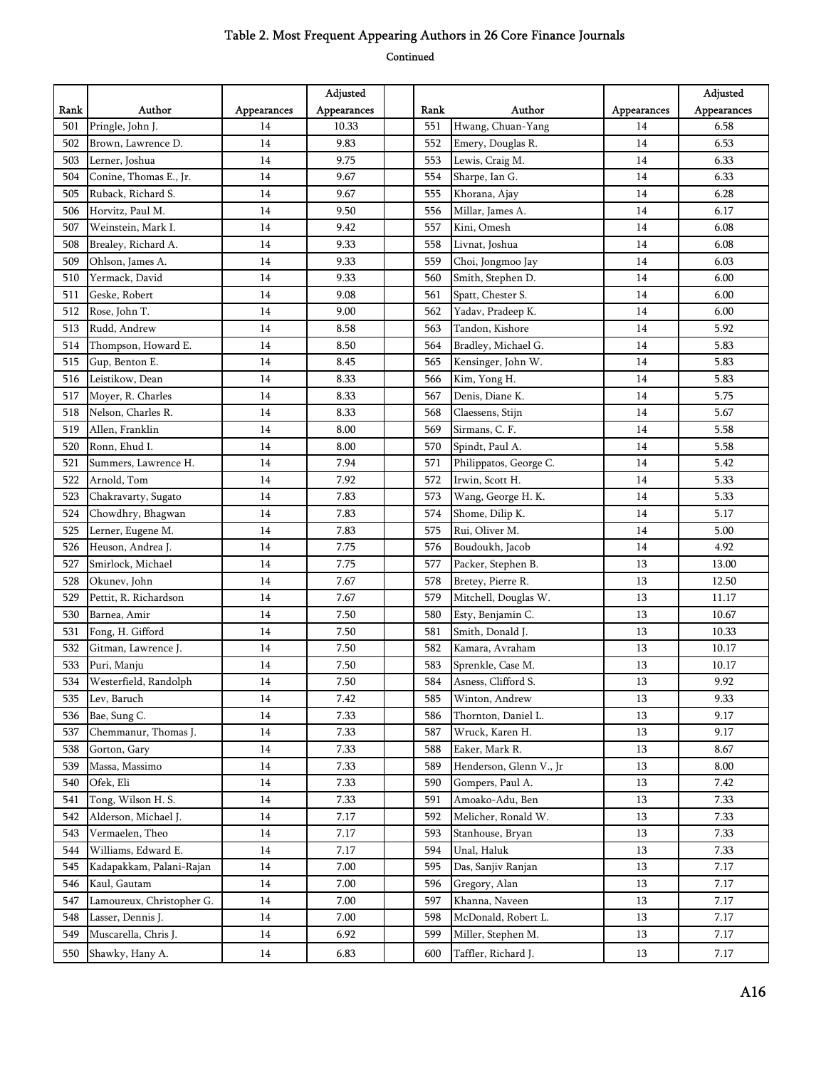# Table 2. Most Frequent Appearing Authors in 26 Core Finance Journals

Continued

| Rank | Author | Appearances | Adjusted Appearances | | Rank | Author | Appearances | Adjusted Appearances |
|---|---|---|---|---|---|---|---|---|
| 501 | Pringle, John J. | 14 | 10.33 | | 551 | Hwang, Chuan-Yang | 14 | 6.58 |
| 502 | Brown, Lawrence D. | 14 | 9.83 | | 552 | Emery, Douglas R. | 14 | 6.53 |
| 503 | Lerner, Joshua | 14 | 9.75 | | 553 | Lewis, Craig M. | 14 | 6.33 |
| 504 | Conine, Thomas E., Jr. | 14 | 9.67 | | 554 | Sharpe, Ian G. | 14 | 6.33 |
| 505 | Ruback, Richard S. | 14 | 9.67 | | 555 | Khorana, Ajay | 14 | 6.28 |
| 506 | Horvitz, Paul M. | 14 | 9.50 | | 556 | Millar, James A. | 14 | 6.17 |
| 507 | Weinstein, Mark I. | 14 | 9.42 | | 557 | Kini, Omesh | 14 | 6.08 |
| 508 | Brealey, Richard A. | 14 | 9.33 | | 558 | Livnat, Joshua | 14 | 6.08 |
| 509 | Ohlson, James A. | 14 | 9.33 | | 559 | Choi, Jongmoo Jay | 14 | 6.03 |
| 510 | Yermack, David | 14 | 9.33 | | 560 | Smith, Stephen D. | 14 | 6.00 |
| 511 | Geske, Robert | 14 | 9.08 | | 561 | Spatt, Chester S. | 14 | 6.00 |
| 512 | Rose, John T. | 14 | 9.00 | | 562 | Yadav, Pradeep K. | 14 | 6.00 |
| 513 | Rudd, Andrew | 14 | 8.58 | | 563 | Tandon, Kishore | 14 | 5.92 |
| 514 | Thompson, Howard E. | 14 | 8.50 | | 564 | Bradley, Michael G. | 14 | 5.83 |
| 515 | Gup, Benton E. | 14 | 8.45 | | 565 | Kensinger, John W. | 14 | 5.83 |
| 516 | Leistikow, Dean | 14 | 8.33 | | 566 | Kim, Yong H. | 14 | 5.83 |
| 517 | Moyer, R. Charles | 14 | 8.33 | | 567 | Denis, Diane K. | 14 | 5.75 |
| 518 | Nelson, Charles R. | 14 | 8.33 | | 568 | Claessens, Stijn | 14 | 5.67 |
| 519 | Allen, Franklin | 14 | 8.00 | | 569 | Sirmans, C. F. | 14 | 5.58 |
| 520 | Ronn, Ehud I. | 14 | 8.00 | | 570 | Spindt, Paul A. | 14 | 5.58 |
| 521 | Summers, Lawrence H. | 14 | 7.94 | | 571 | Philippatos, George C. | 14 | 5.42 |
| 522 | Arnold, Tom | 14 | 7.92 | | 572 | Irwin, Scott H. | 14 | 5.33 |
| 523 | Chakravarty, Sugato | 14 | 7.83 | | 573 | Wang, George H. K. | 14 | 5.33 |
| 524 | Chowdhry, Bhagwan | 14 | 7.83 | | 574 | Shome, Dilip K. | 14 | 5.17 |
| 525 | Lerner, Eugene M. | 14 | 7.83 | | 575 | Rui, Oliver M. | 14 | 5.00 |
| 526 | Heuson, Andrea J. | 14 | 7.75 | | 576 | Boudoukh, Jacob | 14 | 4.92 |
| 527 | Smirlock, Michael | 14 | 7.75 | | 577 | Packer, Stephen B. | 13 | 13.00 |
| 528 | Okunev, John | 14 | 7.67 | | 578 | Bretey, Pierre R. | 13 | 12.50 |
| 529 | Pettit, R. Richardson | 14 | 7.67 | | 579 | Mitchell, Douglas W. | 13 | 11.17 |
| 530 | Barnea, Amir | 14 | 7.50 | | 580 | Esty, Benjamin C. | 13 | 10.67 |
| 531 | Fong, H. Gifford | 14 | 7.50 | | 581 | Smith, Donald J. | 13 | 10.33 |
| 532 | Gitman, Lawrence J. | 14 | 7.50 | | 582 | Kamara, Avraham | 13 | 10.17 |
| 533 | Puri, Manju | 14 | 7.50 | | 583 | Sprenkle, Case M. | 13 | 10.17 |
| 534 | Westerfield, Randolph | 14 | 7.50 | | 584 | Asness, Clifford S. | 13 | 9.92 |
| 535 | Lev, Baruch | 14 | 7.42 | | 585 | Winton, Andrew | 13 | 9.33 |
| 536 | Bae, Sung C. | 14 | 7.33 | | 586 | Thornton, Daniel L. | 13 | 9.17 |
| 537 | Chemmanur, Thomas J. | 14 | 7.33 | | 587 | Wruck, Karen H. | 13 | 9.17 |
| 538 | Gorton, Gary | 14 | 7.33 | | 588 | Eaker, Mark R. | 13 | 8.67 |
| 539 | Massa, Massimo | 14 | 7.33 | | 589 | Henderson, Glenn V., Jr | 13 | 8.00 |
| 540 | Ofek, Eli | 14 | 7.33 | | 590 | Gompers, Paul A. | 13 | 7.42 |
| 541 | Tong, Wilson H. S. | 14 | 7.33 | | 591 | Amoako-Adu, Ben | 13 | 7.33 |
| 542 | Alderson, Michael J. | 14 | 7.17 | | 592 | Melicher, Ronald W. | 13 | 7.33 |
| 543 | Vermaelen, Theo | 14 | 7.17 | | 593 | Stanhouse, Bryan | 13 | 7.33 |
| 544 | Williams, Edward E. | 14 | 7.17 | | 594 | Unal, Haluk | 13 | 7.33 |
| 545 | Kadapakkam, Palani-Rajan | 14 | 7.00 | | 595 | Das, Sanjiv Ranjan | 13 | 7.17 |
| 546 | Kaul, Gautam | 14 | 7.00 | | 596 | Gregory, Alan | 13 | 7.17 |
| 547 | Lamoureux, Christopher G. | 14 | 7.00 | | 597 | Khanna, Naveen | 13 | 7.17 |
| 548 | Lasser, Dennis J. | 14 | 7.00 | | 598 | McDonald, Robert L. | 13 | 7.17 |
| 549 | Muscarella, Chris J. | 14 | 6.92 | | 599 | Miller, Stephen M. | 13 | 7.17 |
| 550 | Shawky, Hany A. | 14 | 6.83 | | 600 | Taffler, Richard J. | 13 | 7.17 |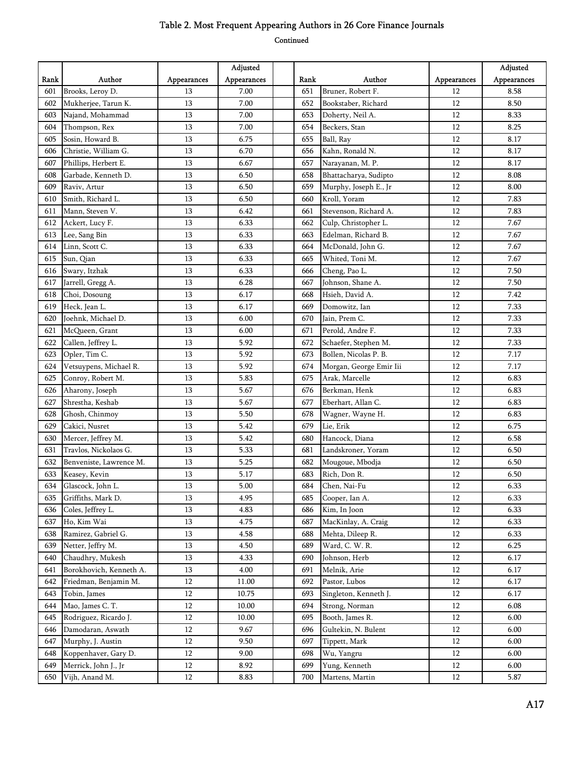# Table 2. Most Frequent Appearing Authors in 26 Core Finance Journals

Continued

| Rank | Author | Appearances | Adjusted Appearances | | Rank | Author | Appearances | Adjusted Appearances |
|---|---|---|---|---|---|---|---|---|
| 601 | Brooks, Leroy D. | 13 | 7.00 | | 651 | Bruner, Robert F. | 12 | 8.58 |
| 602 | Mukherjee, Tarun K. | 13 | 7.00 | | 652 | Bookstaber, Richard | 12 | 8.50 |
| 603 | Najand, Mohammad | 13 | 7.00 | | 653 | Doherty, Neil A. | 12 | 8.33 |
| 604 | Thompson, Rex | 13 | 7.00 | | 654 | Beckers, Stan | 12 | 8.25 |
| 605 | Sosin, Howard B. | 13 | 6.75 | | 655 | Ball, Ray | 12 | 8.17 |
| 606 | Christie, William G. | 13 | 6.70 | | 656 | Kahn, Ronald N. | 12 | 8.17 |
| 607 | Phillips, Herbert E. | 13 | 6.67 | | 657 | Narayanan, M. P. | 12 | 8.17 |
| 608 | Garbade, Kenneth D. | 13 | 6.50 | | 658 | Bhattacharya, Sudipto | 12 | 8.08 |
| 609 | Raviv, Artur | 13 | 6.50 | | 659 | Murphy, Joseph E., Jr | 12 | 8.00 |
| 610 | Smith, Richard L. | 13 | 6.50 | | 660 | Kroll, Yoram | 12 | 7.83 |
| 611 | Mann, Steven V. | 13 | 6.42 | | 661 | Stevenson, Richard A. | 12 | 7.83 |
| 612 | Ackert, Lucy F. | 13 | 6.33 | | 662 | Culp, Christopher L. | 12 | 7.67 |
| 613 | Lee, Sang Bin | 13 | 6.33 | | 663 | Edelman, Richard B. | 12 | 7.67 |
| 614 | Linn, Scott C. | 13 | 6.33 | | 664 | McDonald, John G. | 12 | 7.67 |
| 615 | Sun, Qian | 13 | 6.33 | | 665 | Whited, Toni M. | 12 | 7.67 |
| 616 | Swary, Itzhak | 13 | 6.33 | | 666 | Cheng, Pao L. | 12 | 7.50 |
| 617 | Jarrell, Gregg A. | 13 | 6.28 | | 667 | Johnson, Shane A. | 12 | 7.50 |
| 618 | Choi, Dosoung | 13 | 6.17 | | 668 | Hsieh, David A. | 12 | 7.42 |
| 619 | Heck, Jean L. | 13 | 6.17 | | 669 | Domowitz, Ian | 12 | 7.33 |
| 620 | Joehnk, Michael D. | 13 | 6.00 | | 670 | Jain, Prem C. | 12 | 7.33 |
| 621 | McQueen, Grant | 13 | 6.00 | | 671 | Perold, Andre F. | 12 | 7.33 |
| 622 | Callen, Jeffrey L. | 13 | 5.92 | | 672 | Schaefer, Stephen M. | 12 | 7.33 |
| 623 | Opler, Tim C. | 13 | 5.92 | | 673 | Bollen, Nicolas P. B. | 12 | 7.17 |
| 624 | Vetsuypens, Michael R. | 13 | 5.92 | | 674 | Morgan, George Emir Iii | 12 | 7.17 |
| 625 | Conroy, Robert M. | 13 | 5.83 | | 675 | Arak, Marcelle | 12 | 6.83 |
| 626 | Aharony, Joseph | 13 | 5.67 | | 676 | Berkman, Henk | 12 | 6.83 |
| 627 | Shrestha, Keshab | 13 | 5.67 | | 677 | Eberhart, Allan C. | 12 | 6.83 |
| 628 | Ghosh, Chinmoy | 13 | 5.50 | | 678 | Wagner, Wayne H. | 12 | 6.83 |
| 629 | Cakici, Nusret | 13 | 5.42 | | 679 | Lie, Erik | 12 | 6.75 |
| 630 | Mercer, Jeffrey M. | 13 | 5.42 | | 680 | Hancock, Diana | 12 | 6.58 |
| 631 | Travlos, Nickolaos G. | 13 | 5.33 | | 681 | Landskroner, Yoram | 12 | 6.50 |
| 632 | Benveniste, Lawrence M. | 13 | 5.25 | | 682 | Mougoue, Mbodja | 12 | 6.50 |
| 633 | Keasey, Kevin | 13 | 5.17 | | 683 | Rich, Don R. | 12 | 6.50 |
| 634 | Glascock, John L. | 13 | 5.00 | | 684 | Chen, Nai-Fu | 12 | 6.33 |
| 635 | Griffiths, Mark D. | 13 | 4.95 | | 685 | Cooper, Ian A. | 12 | 6.33 |
| 636 | Coles, Jeffrey L. | 13 | 4.83 | | 686 | Kim, In Joon | 12 | 6.33 |
| 637 | Ho, Kim Wai | 13 | 4.75 | | 687 | MacKinlay, A. Craig | 12 | 6.33 |
| 638 | Ramirez, Gabriel G. | 13 | 4.58 | | 688 | Mehta, Dileep R. | 12 | 6.33 |
| 639 | Netter, Jeffry M. | 13 | 4.50 | | 689 | Ward, C. W. R. | 12 | 6.25 |
| 640 | Chaudhry, Mukesh | 13 | 4.33 | | 690 | Johnson, Herb | 12 | 6.17 |
| 641 | Borokhovich, Kenneth A. | 13 | 4.00 | | 691 | Melnik, Arie | 12 | 6.17 |
| 642 | Friedman, Benjamin M. | 12 | 11.00 | | 692 | Pastor, Lubos | 12 | 6.17 |
| 643 | Tobin, James | 12 | 10.75 | | 693 | Singleton, Kenneth J. | 12 | 6.17 |
| 644 | Mao, James C. T. | 12 | 10.00 | | 694 | Strong, Norman | 12 | 6.08 |
| 645 | Rodriguez, Ricardo J. | 12 | 10.00 | | 695 | Booth, James R. | 12 | 6.00 |
| 646 | Damodaran, Aswath | 12 | 9.67 | | 696 | Gultekin, N. Bulent | 12 | 6.00 |
| 647 | Murphy, J. Austin | 12 | 9.50 | | 697 | Tippett, Mark | 12 | 6.00 |
| 648 | Koppenhaver, Gary D. | 12 | 9.00 | | 698 | Wu, Yangru | 12 | 6.00 |
| 649 | Merrick, John J., Jr | 12 | 8.92 | | 699 | Yung, Kenneth | 12 | 6.00 |
| 650 | Vijh, Anand M. | 12 | 8.83 | | 700 | Martens, Martin | 12 | 5.87 |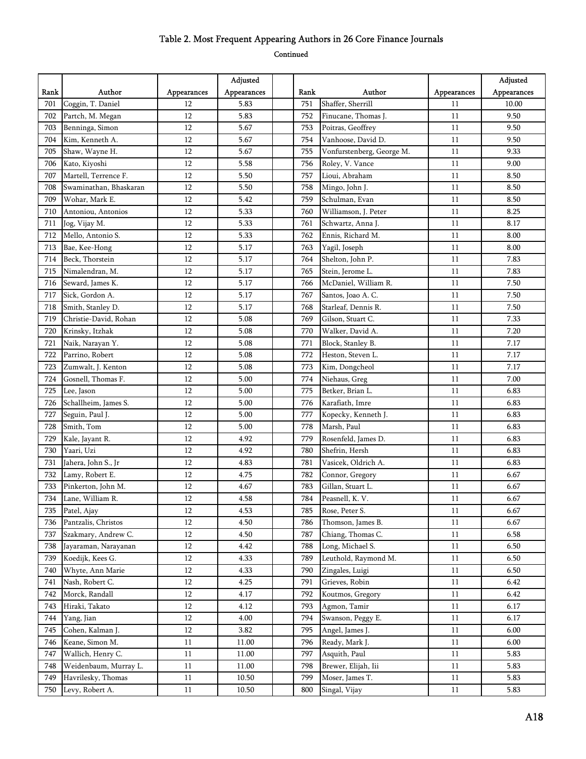# Table 2. Most Frequent Appearing Authors in 26 Core Finance Journals

Continued

| Rank | Author | Appearances | Adjusted Appearances | | Rank | Author | Appearances | Adjusted Appearances |
|---|---|---|---|---|---|---|---|---|
| 701 | Coggin, T. Daniel | 12 | 5.83 | | 751 | Shaffer, Sherrill | 11 | 10.00 |
| 702 | Partch, M. Megan | 12 | 5.83 | | 752 | Finucane, Thomas J. | 11 | 9.50 |
| 703 | Benninga, Simon | 12 | 5.67 | | 753 | Poitras, Geoffrey | 11 | 9.50 |
| 704 | Kim, Kenneth A. | 12 | 5.67 | | 754 | Vanhoose, David D. | 11 | 9.50 |
| 705 | Shaw, Wayne H. | 12 | 5.67 | | 755 | Vonfurstenberg, George M. | 11 | 9.33 |
| 706 | Kato, Kiyoshi | 12 | 5.58 | | 756 | Roley, V. Vance | 11 | 9.00 |
| 707 | Martell, Terrence F. | 12 | 5.50 | | 757 | Lioui, Abraham | 11 | 8.50 |
| 708 | Swaminathan, Bhaskaran | 12 | 5.50 | | 758 | Mingo, John J. | 11 | 8.50 |
| 709 | Wohar, Mark E. | 12 | 5.42 | | 759 | Schulman, Evan | 11 | 8.50 |
| 710 | Antoniou, Antonios | 12 | 5.33 | | 760 | Williamson, J. Peter | 11 | 8.25 |
| 711 | Jog, Vijay M. | 12 | 5.33 | | 761 | Schwartz, Anna J. | 11 | 8.17 |
| 712 | Mello, Antonio S. | 12 | 5.33 | | 762 | Ennis, Richard M. | 11 | 8.00 |
| 713 | Bae, Kee-Hong | 12 | 5.17 | | 763 | Yagil, Joseph | 11 | 8.00 |
| 714 | Beck, Thorstein | 12 | 5.17 | | 764 | Shelton, John P. | 11 | 7.83 |
| 715 | Nimalendran, M. | 12 | 5.17 | | 765 | Stein, Jerome L. | 11 | 7.83 |
| 716 | Seward, James K. | 12 | 5.17 | | 766 | McDaniel, William R. | 11 | 7.50 |
| 717 | Sick, Gordon A. | 12 | 5.17 | | 767 | Santos, Joao A. C. | 11 | 7.50 |
| 718 | Smith, Stanley D. | 12 | 5.17 | | 768 | Starleaf, Dennis R. | 11 | 7.50 |
| 719 | Christie-David, Rohan | 12 | 5.08 | | 769 | Gilson, Stuart C. | 11 | 7.33 |
| 720 | Krinsky, Itzhak | 12 | 5.08 | | 770 | Walker, David A. | 11 | 7.20 |
| 721 | Naik, Narayan Y. | 12 | 5.08 | | 771 | Block, Stanley B. | 11 | 7.17 |
| 722 | Parrino, Robert | 12 | 5.08 | | 772 | Heston, Steven L. | 11 | 7.17 |
| 723 | Zumwalt, J. Kenton | 12 | 5.08 | | 773 | Kim, Dongcheol | 11 | 7.17 |
| 724 | Gosnell, Thomas F. | 12 | 5.00 | | 774 | Niehaus, Greg | 11 | 7.00 |
| 725 | Lee, Jason | 12 | 5.00 | | 775 | Betker, Brian L. | 11 | 6.83 |
| 726 | Schallheim, James S. | 12 | 5.00 | | 776 | Karafiath, Imre | 11 | 6.83 |
| 727 | Seguin, Paul J. | 12 | 5.00 | | 777 | Kopecky, Kenneth J. | 11 | 6.83 |
| 728 | Smith, Tom | 12 | 5.00 | | 778 | Marsh, Paul | 11 | 6.83 |
| 729 | Kale, Jayant R. | 12 | 4.92 | | 779 | Rosenfeld, James D. | 11 | 6.83 |
| 730 | Yaari, Uzi | 12 | 4.92 | | 780 | Shefrin, Hersh | 11 | 6.83 |
| 731 | Jahera, John S., Jr | 12 | 4.83 | | 781 | Vasicek, Oldrich A. | 11 | 6.83 |
| 732 | Lamy, Robert E. | 12 | 4.75 | | 782 | Connor, Gregory | 11 | 6.67 |
| 733 | Pinkerton, John M. | 12 | 4.67 | | 783 | Gillan, Stuart L. | 11 | 6.67 |
| 734 | Lane, William R. | 12 | 4.58 | | 784 | Peasnell, K. V. | 11 | 6.67 |
| 735 | Patel, Ajay | 12 | 4.53 | | 785 | Rose, Peter S. | 11 | 6.67 |
| 736 | Pantzalis, Christos | 12 | 4.50 | | 786 | Thomson, James B. | 11 | 6.67 |
| 737 | Szakmary, Andrew C. | 12 | 4.50 | | 787 | Chiang, Thomas C. | 11 | 6.58 |
| 738 | Jayaraman, Narayanan | 12 | 4.42 | | 788 | Long, Michael S. | 11 | 6.50 |
| 739 | Koedijk, Kees G. | 12 | 4.33 | | 789 | Leuthold, Raymond M. | 11 | 6.50 |
| 740 | Whyte, Ann Marie | 12 | 4.33 | | 790 | Zingales, Luigi | 11 | 6.50 |
| 741 | Nash, Robert C. | 12 | 4.25 | | 791 | Grieves, Robin | 11 | 6.42 |
| 742 | Morck, Randall | 12 | 4.17 | | 792 | Koutmos, Gregory | 11 | 6.42 |
| 743 | Hiraki, Takato | 12 | 4.12 | | 793 | Agmon, Tamir | 11 | 6.17 |
| 744 | Yang, Jian | 12 | 4.00 | | 794 | Swanson, Peggy E. | 11 | 6.17 |
| 745 | Cohen, Kalman J. | 12 | 3.82 | | 795 | Angel, James J. | 11 | 6.00 |
| 746 | Keane, Simon M. | 11 | 11.00 | | 796 | Ready, Mark J. | 11 | 6.00 |
| 747 | Wallich, Henry C. | 11 | 11.00 | | 797 | Asquith, Paul | 11 | 5.83 |
| 748 | Weidenbaum, Murray L. | 11 | 11.00 | | 798 | Brewer, Elijah, Iii | 11 | 5.83 |
| 749 | Havrilesky, Thomas | 11 | 10.50 | | 799 | Moser, James T. | 11 | 5.83 |
| 750 | Levy, Robert A. | 11 | 10.50 | | 800 | Singal, Vijay | 11 | 5.83 |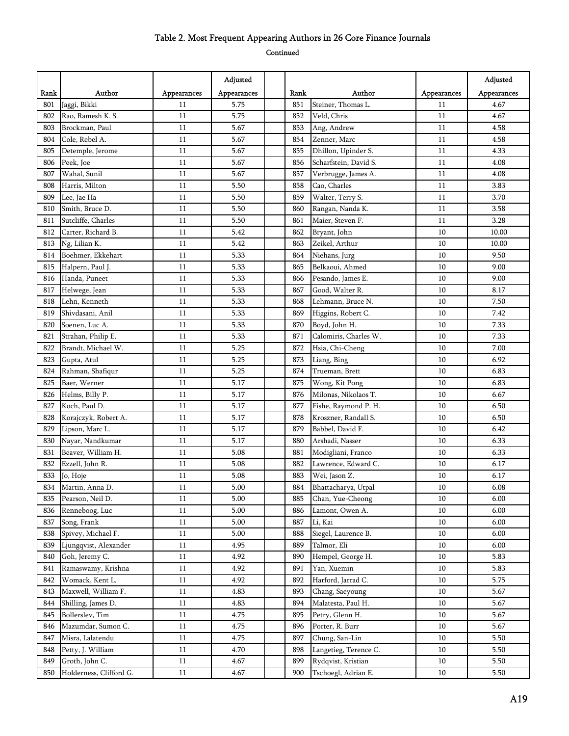# Table 2. Most Frequent Appearing Authors in 26 Core Finance Journals

Continued

| Rank | Author | Appearances | Adjusted Appearances | | Rank | Author | Appearances | Adjusted Appearances |
|---|---|---|---|---|---|---|---|---|
| 801 | Jaggi, Bikki | 11 | 5.75 | | 851 | Steiner, Thomas L. | 11 | 4.67 |
| 802 | Rao, Ramesh K. S. | 11 | 5.75 | | 852 | Veld, Chris | 11 | 4.67 |
| 803 | Brockman, Paul | 11 | 5.67 | | 853 | Ang, Andrew | 11 | 4.58 |
| 804 | Cole, Rebel A. | 11 | 5.67 | | 854 | Zenner, Marc | 11 | 4.58 |
| 805 | Detemple, Jerome | 11 | 5.67 | | 855 | Dhillon, Upinder S. | 11 | 4.33 |
| 806 | Peek, Joe | 11 | 5.67 | | 856 | Scharfstein, David S. | 11 | 4.08 |
| 807 | Wahal, Sunil | 11 | 5.67 | | 857 | Verbrugge, James A. | 11 | 4.08 |
| 808 | Harris, Milton | 11 | 5.50 | | 858 | Cao, Charles | 11 | 3.83 |
| 809 | Lee, Jae Ha | 11 | 5.50 | | 859 | Walter, Terry S. | 11 | 3.70 |
| 810 | Smith, Bruce D. | 11 | 5.50 | | 860 | Rangan, Nanda K. | 11 | 3.58 |
| 811 | Sutcliffe, Charles | 11 | 5.50 | | 861 | Maier, Steven F. | 11 | 3.28 |
| 812 | Carter, Richard B. | 11 | 5.42 | | 862 | Bryant, John | 10 | 10.00 |
| 813 | Ng, Lilian K. | 11 | 5.42 | | 863 | Zeikel, Arthur | 10 | 10.00 |
| 814 | Boehmer, Ekkehart | 11 | 5.33 | | 864 | Niehans, Jurg | 10 | 9.50 |
| 815 | Halpern, Paul J. | 11 | 5.33 | | 865 | Belkaoui, Ahmed | 10 | 9.00 |
| 816 | Handa, Puneet | 11 | 5.33 | | 866 | Pesando, James E. | 10 | 9.00 |
| 817 | Helwege, Jean | 11 | 5.33 | | 867 | Good, Walter R. | 10 | 8.17 |
| 818 | Lehn, Kenneth | 11 | 5.33 | | 868 | Lehmann, Bruce N. | 10 | 7.50 |
| 819 | Shivdasani, Anil | 11 | 5.33 | | 869 | Higgins, Robert C. | 10 | 7.42 |
| 820 | Soenen, Luc A. | 11 | 5.33 | | 870 | Boyd, John H. | 10 | 7.33 |
| 821 | Strahan, Philip E. | 11 | 5.33 | | 871 | Calomiris, Charles W. | 10 | 7.33 |
| 822 | Brandt, Michael W. | 11 | 5.25 | | 872 | Hsia, Chi-Cheng | 10 | 7.00 |
| 823 | Gupta, Atul | 11 | 5.25 | | 873 | Liang, Bing | 10 | 6.92 |
| 824 | Rahman, Shafiqur | 11 | 5.25 | | 874 | Trueman, Brett | 10 | 6.83 |
| 825 | Baer, Werner | 11 | 5.17 | | 875 | Wong, Kit Pong | 10 | 6.83 |
| 826 | Helms, Billy P. | 11 | 5.17 | | 876 | Milonas, Nikolaos T. | 10 | 6.67 |
| 827 | Koch, Paul D. | 11 | 5.17 | | 877 | Fishe, Raymond P. H. | 10 | 6.50 |
| 828 | Korajczyk, Robert A. | 11 | 5.17 | | 878 | Kroszner, Randall S. | 10 | 6.50 |
| 829 | Lipson, Marc L. | 11 | 5.17 | | 879 | Babbel, David F. | 10 | 6.42 |
| 830 | Nayar, Nandkumar | 11 | 5.17 | | 880 | Arshadi, Nasser | 10 | 6.33 |
| 831 | Beaver, William H. | 11 | 5.08 | | 881 | Modigliani, Franco | 10 | 6.33 |
| 832 | Ezzell, John R. | 11 | 5.08 | | 882 | Lawrence, Edward C. | 10 | 6.17 |
| 833 | Jo, Hoje | 11 | 5.08 | | 883 | Wei, Jason Z. | 10 | 6.17 |
| 834 | Martin, Anna D. | 11 | 5.00 | | 884 | Bhattacharya, Utpal | 10 | 6.08 |
| 835 | Pearson, Neil D. | 11 | 5.00 | | 885 | Chan, Yue-Cheong | 10 | 6.00 |
| 836 | Renneboog, Luc | 11 | 5.00 | | 886 | Lamont, Owen A. | 10 | 6.00 |
| 837 | Song, Frank | 11 | 5.00 | | 887 | Li, Kai | 10 | 6.00 |
| 838 | Spivey, Michael F. | 11 | 5.00 | | 888 | Siegel, Laurence B. | 10 | 6.00 |
| 839 | Ljungqvist, Alexander | 11 | 4.95 | | 889 | Talmor, Eli | 10 | 6.00 |
| 840 | Goh, Jeremy C. | 11 | 4.92 | | 890 | Hempel, George H. | 10 | 5.83 |
| 841 | Ramaswamy, Krishna | 11 | 4.92 | | 891 | Yan, Xuemin | 10 | 5.83 |
| 842 | Womack, Kent L. | 11 | 4.92 | | 892 | Harford, Jarrad C. | 10 | 5.75 |
| 843 | Maxwell, William F. | 11 | 4.83 | | 893 | Chang, Saeyoung | 10 | 5.67 |
| 844 | Shilling, James D. | 11 | 4.83 | | 894 | Malatesta, Paul H. | 10 | 5.67 |
| 845 | Bollerslev, Tim | 11 | 4.75 | | 895 | Petry, Glenn H. | 10 | 5.67 |
| 846 | Mazumdar, Sumon C. | 11 | 4.75 | | 896 | Porter, R. Burr | 10 | 5.67 |
| 847 | Misra, Lalatendu | 11 | 4.75 | | 897 | Chung, San-Lin | 10 | 5.50 |
| 848 | Petty, J. William | 11 | 4.70 | | 898 | Langetieg, Terence C. | 10 | 5.50 |
| 849 | Groth, John C. | 11 | 4.67 | | 899 | Rydqvist, Kristian | 10 | 5.50 |
| 850 | Holderness, Clifford G. | 11 | 4.67 | | 900 | Tschoegl, Adrian E. | 10 | 5.50 |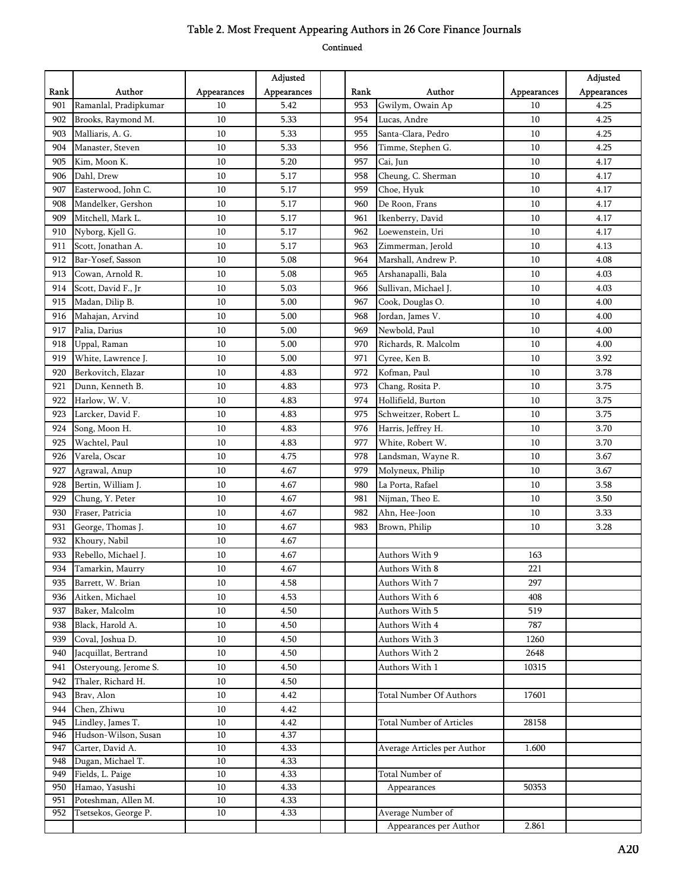# Table 2. Most Frequent Appearing Authors in 26 Core Finance Journals

Continued

| Rank | Author | Appearances | Adjusted Appearances | | Rank | Author | Appearances | Adjusted Appearances |
|---|---|---|---|---|---|---|---|---|
| 901 | Ramanlal, Pradipkumar | 10 | 5.42 | | 953 | Gwilym, Owain Ap | 10 | 4.25 |
| 902 | Brooks, Raymond M. | 10 | 5.33 | | 954 | Lucas, Andre | 10 | 4.25 |
| 903 | Malliaris, A. G. | 10 | 5.33 | | 955 | Santa-Clara, Pedro | 10 | 4.25 |
| 904 | Manaster, Steven | 10 | 5.33 | | 956 | Timme, Stephen G. | 10 | 4.25 |
| 905 | Kim, Moon K. | 10 | 5.20 | | 957 | Cai, Jun | 10 | 4.17 |
| 906 | Dahl, Drew | 10 | 5.17 | | 958 | Cheung, C. Sherman | 10 | 4.17 |
| 907 | Easterwood, John C. | 10 | 5.17 | | 959 | Choe, Hyuk | 10 | 4.17 |
| 908 | Mandelker, Gershon | 10 | 5.17 | | 960 | De Roon, Frans | 10 | 4.17 |
| 909 | Mitchell, Mark L. | 10 | 5.17 | | 961 | Ikenberry, David | 10 | 4.17 |
| 910 | Nyborg, Kjell G. | 10 | 5.17 | | 962 | Loewenstein, Uri | 10 | 4.17 |
| 911 | Scott, Jonathan A. | 10 | 5.17 | | 963 | Zimmerman, Jerold | 10 | 4.13 |
| 912 | Bar-Yosef, Sasson | 10 | 5.08 | | 964 | Marshall, Andrew P. | 10 | 4.08 |
| 913 | Cowan, Arnold R. | 10 | 5.08 | | 965 | Arshanapalli, Bala | 10 | 4.03 |
| 914 | Scott, David F., Jr | 10 | 5.03 | | 966 | Sullivan, Michael J. | 10 | 4.03 |
| 915 | Madan, Dilip B. | 10 | 5.00 | | 967 | Cook, Douglas O. | 10 | 4.00 |
| 916 | Mahajan, Arvind | 10 | 5.00 | | 968 | Jordan, James V. | 10 | 4.00 |
| 917 | Palia, Darius | 10 | 5.00 | | 969 | Newbold, Paul | 10 | 4.00 |
| 918 | Uppal, Raman | 10 | 5.00 | | 970 | Richards, R. Malcolm | 10 | 4.00 |
| 919 | White, Lawrence J. | 10 | 5.00 | | 971 | Cyree, Ken B. | 10 | 3.92 |
| 920 | Berkovitch, Elazar | 10 | 4.83 | | 972 | Kofman, Paul | 10 | 3.78 |
| 921 | Dunn, Kenneth B. | 10 | 4.83 | | 973 | Chang, Rosita P. | 10 | 3.75 |
| 922 | Harlow, W. V. | 10 | 4.83 | | 974 | Hollifield, Burton | 10 | 3.75 |
| 923 | Larcker, David F. | 10 | 4.83 | | 975 | Schweitzer, Robert L. | 10 | 3.75 |
| 924 | Song, Moon H. | 10 | 4.83 | | 976 | Harris, Jeffrey H. | 10 | 3.70 |
| 925 | Wachtel, Paul | 10 | 4.83 | | 977 | White, Robert W. | 10 | 3.70 |
| 926 | Varela, Oscar | 10 | 4.75 | | 978 | Landsman, Wayne R. | 10 | 3.67 |
| 927 | Agrawal, Anup | 10 | 4.67 | | 979 | Molyneux, Philip | 10 | 3.67 |
| 928 | Bertin, William J. | 10 | 4.67 | | 980 | La Porta, Rafael | 10 | 3.58 |
| 929 | Chung, Y. Peter | 10 | 4.67 | | 981 | Nijman, Theo E. | 10 | 3.50 |
| 930 | Fraser, Patricia | 10 | 4.67 | | 982 | Ahn, Hee-Joon | 10 | 3.33 |
| 931 | George, Thomas J. | 10 | 4.67 | | 983 | Brown, Philip | 10 | 3.28 |
| 932 | Khoury, Nabil | 10 | 4.67 | | | | | |
| 933 | Rebello, Michael J. | 10 | 4.67 | | | Authors With 9 | 163 | |
| 934 | Tamarkin, Maurry | 10 | 4.67 | | | Authors With 8 | 221 | |
| 935 | Barrett, W. Brian | 10 | 4.58 | | | Authors With 7 | 297 | |
| 936 | Aitken, Michael | 10 | 4.53 | | | Authors With 6 | 408 | |
| 937 | Baker, Malcolm | 10 | 4.50 | | | Authors With 5 | 519 | |
| 938 | Black, Harold A. | 10 | 4.50 | | | Authors With 4 | 787 | |
| 939 | Coval, Joshua D. | 10 | 4.50 | | | Authors With 3 | 1260 | |
| 940 | Jacquillat, Bertrand | 10 | 4.50 | | | Authors With 2 | 2648 | |
| 941 | Osteryoung, Jerome S. | 10 | 4.50 | | | Authors With 1 | 10315 | |
| 942 | Thaler, Richard H. | 10 | 4.50 | | | | | |
| 943 | Brav, Alon | 10 | 4.42 | | | Total Number Of Authors | 17601 | |
| 944 | Chen, Zhiwu | 10 | 4.42 | | | | | |
| 945 | Lindley, James T. | 10 | 4.42 | | | Total Number of Articles | 28158 | |
| 946 | Hudson-Wilson, Susan | 10 | 4.37 | | | | | |
| 947 | Carter, David A. | 10 | 4.33 | | | Average Articles per Author | 1.600 | |
| 948 | Dugan, Michael T. | 10 | 4.33 | | | | | |
| 949 | Fields, L. Paige | 10 | 4.33 | | | Total Number of | | |
| 950 | Hamao, Yasushi | 10 | 4.33 | | | Appearances | 50353 | |
| 951 | Poteshman, Allen M. | 10 | 4.33 | | | | | |
| 952 | Tsetsekos, George P. | 10 | 4.33 | | | Average Number of | | |
| | | | | | | Appearances per Author | 2.861 | |